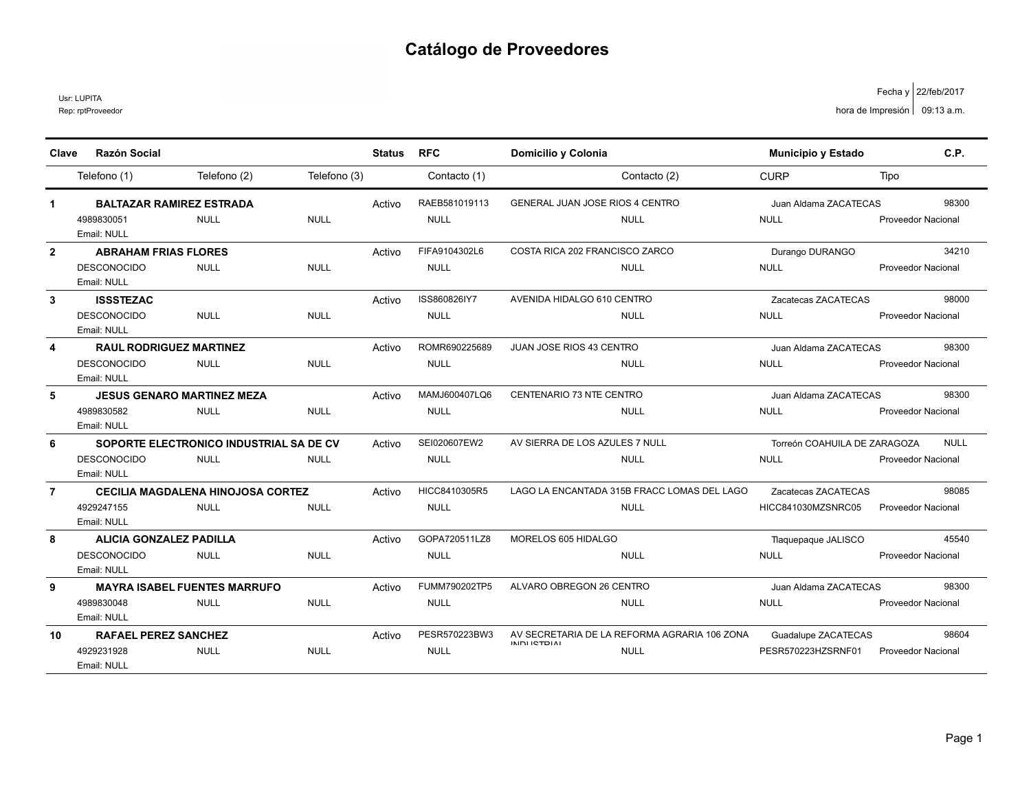# Catálogo de Proveedores

Usr: LUPITA
Rep: rptProveedor

Fecha y hora de Impresión: 22/feb/2017 09:13 a.m.

| Clave | Razón Social | | | Status | RFC | Domicilio y Colonia | Municipio y Estado | | C.P. |
|---|---|---|---|---|---|---|---|---|---|
| | Telefono (1) | Telefono (2) | Telefono (3) | | Contacto (1) | Contacto (2) | CURP | Tipo | |
| 1 | **BALTAZAR RAMIREZ ESTRADA** | | | Activo | RAEB581019113 | GENERAL JUAN JOSE RIOS 4 CENTRO | Juan Aldama ZACATECAS | | 98300 |
| | 4989830051 | NULL | NULL | | NULL | NULL | NULL | Proveedor Nacional | |
| | Email: NULL | | | | | | | | |
| 2 | **ABRAHAM FRIAS FLORES** | | | Activo | FIFA9104302L6 | COSTA RICA 202 FRANCISCO ZARCO | Durango DURANGO | | 34210 |
| | DESCONOCIDO | NULL | NULL | | NULL | NULL | NULL | Proveedor Nacional | |
| | Email: NULL | | | | | | | | |
| 3 | **ISSSTEZAC** | | | Activo | ISS860826IY7 | AVENIDA HIDALGO 610 CENTRO | Zacatecas ZACATECAS | | 98000 |
| | DESCONOCIDO | NULL | NULL | | NULL | NULL | NULL | Proveedor Nacional | |
| | Email: NULL | | | | | | | | |
| 4 | **RAUL RODRIGUEZ MARTINEZ** | | | Activo | ROMR690225689 | JUAN JOSE RIOS 43 CENTRO | Juan Aldama ZACATECAS | | 98300 |
| | DESCONOCIDO | NULL | NULL | | NULL | NULL | NULL | Proveedor Nacional | |
| | Email: NULL | | | | | | | | |
| 5 | **JESUS GENARO MARTINEZ MEZA** | | | Activo | MAMJ600407LQ6 | CENTENARIO 73 NTE CENTRO | Juan Aldama ZACATECAS | | 98300 |
| | 4989830582 | NULL | NULL | | NULL | NULL | NULL | Proveedor Nacional | |
| | Email: NULL | | | | | | | | |
| 6 | **SOPORTE ELECTRONICO INDUSTRIAL SA DE CV** | | | Activo | SEI020607EW2 | AV SIERRA DE LOS AZULES 7 NULL | Torreón COAHUILA DE ZARAGOZA | | NULL |
| | DESCONOCIDO | NULL | NULL | | NULL | NULL | NULL | Proveedor Nacional | |
| | Email: NULL | | | | | | | | |
| 7 | **CECILIA MAGDALENA HINOJOSA CORTEZ** | | | Activo | HICC8410305R5 | LAGO LA ENCANTADA 315B FRACC LOMAS DEL LAGO | Zacatecas ZACATECAS | | 98085 |
| | 4929247155 | NULL | NULL | | NULL | NULL | HICC841030MZSNRC05 | Proveedor Nacional | |
| | Email: NULL | | | | | | | | |
| 8 | **ALICIA GONZALEZ PADILLA** | | | Activo | GOPA720511LZ8 | MORELOS 605 HIDALGO | Tlaquepaque JALISCO | | 45540 |
| | DESCONOCIDO | NULL | NULL | | NULL | NULL | NULL | Proveedor Nacional | |
| | Email: NULL | | | | | | | | |
| 9 | **MAYRA ISABEL FUENTES MARRUFO** | | | Activo | FUMM790202TP5 | ALVARO OBREGON 26 CENTRO | Juan Aldama ZACATECAS | | 98300 |
| | 4989830048 | NULL | NULL | | NULL | NULL | NULL | Proveedor Nacional | |
| | Email: NULL | | | | | | | | |
| 10 | **RAFAEL PEREZ SANCHEZ** | | | Activo | PESR570223BW3 | AV SECRETARIA DE LA REFORMA AGRARIA 106 ZONA INDUSTRIAL | Guadalupe ZACATECAS | | 98604 |
| | 4929231928 | NULL | NULL | | NULL | NULL | PESR570223HZSRNF01 | Proveedor Nacional | |
| | Email: NULL | | | | | | | | |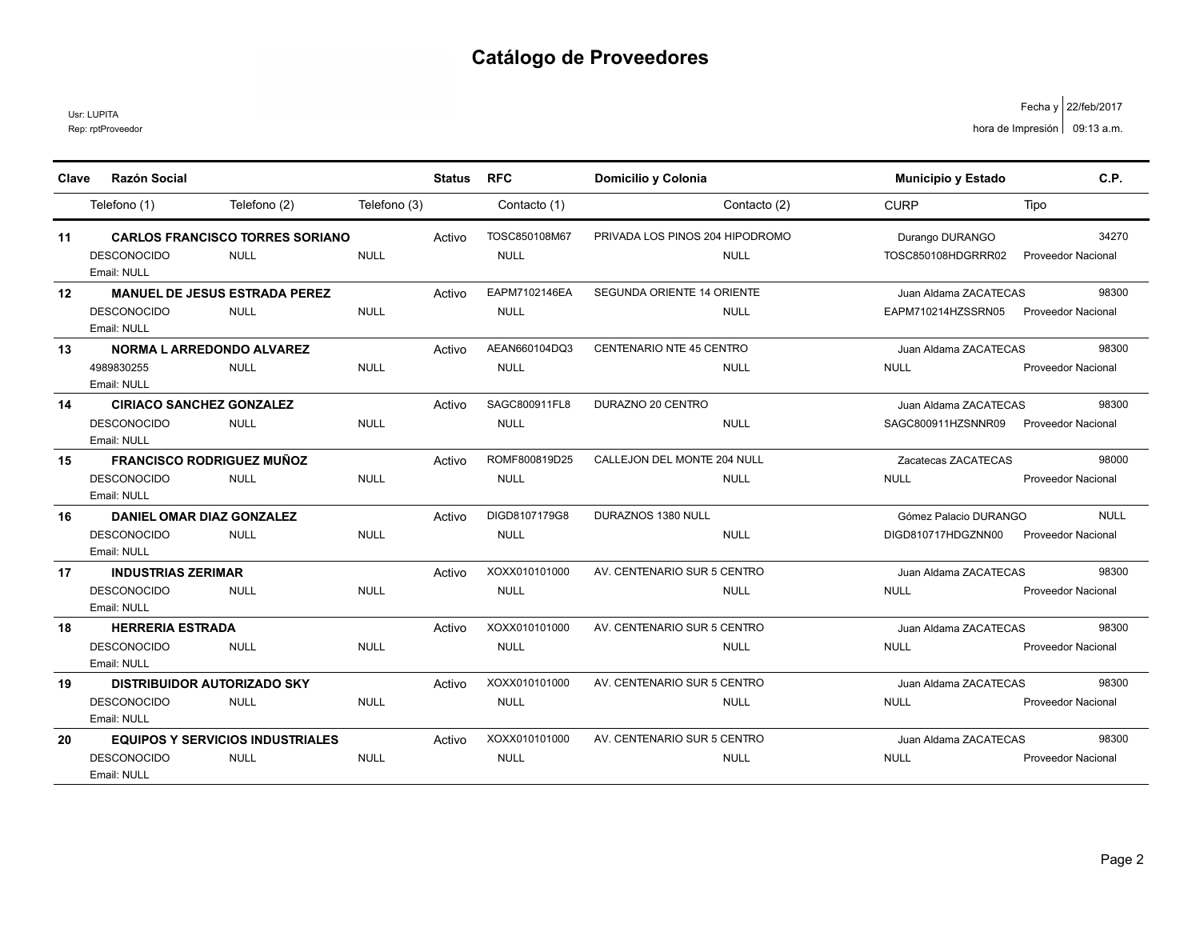# Catálogo de Proveedores

Usr: LUPITA
Rep: rptProveedor

Fecha y hora de Impresión: 22/feb/2017 09:13 a.m.

| Clave | Razón Social | | | Status | RFC | Domicilio y Colonia | | Municipio y Estado | | C.P. |
|---|---|---|---|---|---|---|---|---|---|---|
| | Telefono (1) | Telefono (2) | Telefono (3) | | Contacto (1) | | Contacto (2) | CURP | Tipo | |
| 11 | **CARLOS FRANCISCO TORRES SORIANO** | | | Activo | TOSC850108M67 | PRIVADA LOS PINOS 204 HIPODROMO | | Durango DURANGO | | 34270 |
| | DESCONOCIDO | NULL | NULL | | NULL | | NULL | TOSC850108HDGRRR02 | Proveedor Nacional | |
| | Email: NULL | | | | | | | | | |
| 12 | **MANUEL DE JESUS ESTRADA PEREZ** | | | Activo | EAPM7102146EA | SEGUNDA ORIENTE 14 ORIENTE | | Juan Aldama ZACATECAS | | 98300 |
| | DESCONOCIDO | NULL | NULL | | NULL | | NULL | EAPM710214HZSSRN05 | Proveedor Nacional | |
| | Email: NULL | | | | | | | | | |
| 13 | **NORMA L ARREDONDO ALVAREZ** | | | Activo | AEAN660104DQ3 | CENTENARIO NTE 45 CENTRO | | Juan Aldama ZACATECAS | | 98300 |
| | 4989830255 | NULL | NULL | | NULL | | NULL | NULL | Proveedor Nacional | |
| | Email: NULL | | | | | | | | | |
| 14 | **CIRIACO SANCHEZ GONZALEZ** | | | Activo | SAGC800911FL8 | DURAZNO 20 CENTRO | | Juan Aldama ZACATECAS | | 98300 |
| | DESCONOCIDO | NULL | NULL | | NULL | | NULL | SAGC800911HZSNNR09 | Proveedor Nacional | |
| | Email: NULL | | | | | | | | | |
| 15 | **FRANCISCO RODRIGUEZ MUÑOZ** | | | Activo | ROMF800819D25 | CALLEJON DEL MONTE 204 NULL | | Zacatecas ZACATECAS | | 98000 |
| | DESCONOCIDO | NULL | NULL | | NULL | | NULL | NULL | Proveedor Nacional | |
| | Email: NULL | | | | | | | | | |
| 16 | **DANIEL OMAR DIAZ GONZALEZ** | | | Activo | DIGD8107179G8 | DURAZNOS 1380 NULL | | Gómez Palacio DURANGO | | NULL |
| | DESCONOCIDO | NULL | NULL | | NULL | | NULL | DIGD810717HDGZNN00 | Proveedor Nacional | |
| | Email: NULL | | | | | | | | | |
| 17 | **INDUSTRIAS ZERIMAR** | | | Activo | XOXX010101000 | AV. CENTENARIO SUR 5 CENTRO | | Juan Aldama ZACATECAS | | 98300 |
| | DESCONOCIDO | NULL | NULL | | NULL | | NULL | NULL | Proveedor Nacional | |
| | Email: NULL | | | | | | | | | |
| 18 | **HERRERIA ESTRADA** | | | Activo | XOXX010101000 | AV. CENTENARIO SUR 5 CENTRO | | Juan Aldama ZACATECAS | | 98300 |
| | DESCONOCIDO | NULL | NULL | | NULL | | NULL | NULL | Proveedor Nacional | |
| | Email: NULL | | | | | | | | | |
| 19 | **DISTRIBUIDOR AUTORIZADO SKY** | | | Activo | XOXX010101000 | AV. CENTENARIO SUR 5 CENTRO | | Juan Aldama ZACATECAS | | 98300 |
| | DESCONOCIDO | NULL | NULL | | NULL | | NULL | NULL | Proveedor Nacional | |
| | Email: NULL | | | | | | | | | |
| 20 | **EQUIPOS Y SERVICIOS INDUSTRIALES** | | | Activo | XOXX010101000 | AV. CENTENARIO SUR 5 CENTRO | | Juan Aldama ZACATECAS | | 98300 |
| | DESCONOCIDO | NULL | NULL | | NULL | | NULL | NULL | Proveedor Nacional | |
| | Email: NULL | | | | | | | | | |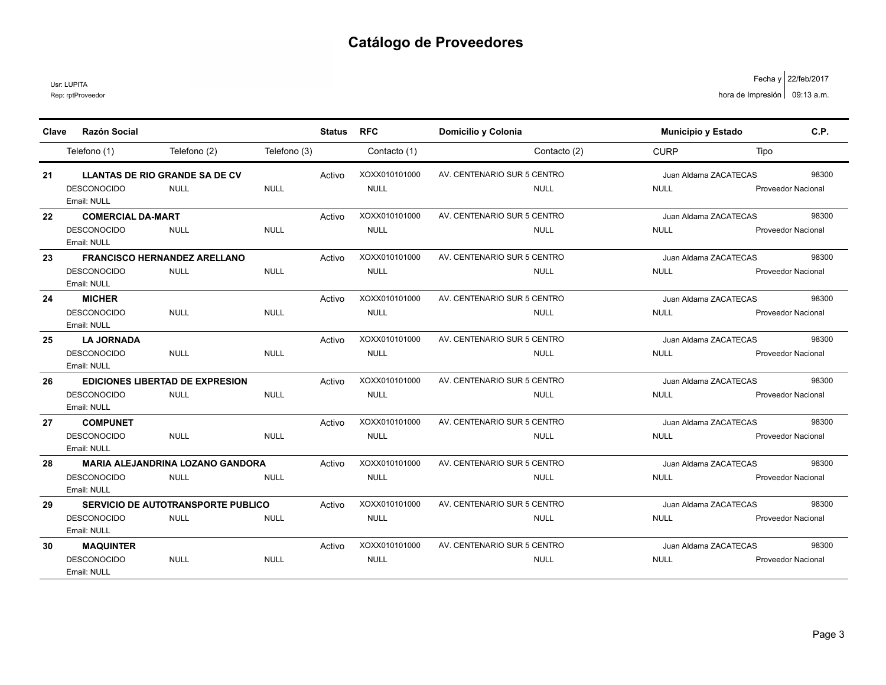# Catálogo de Proveedores

Usr: LUPITA
Rep: rptProveedor

Fecha y hora de Impresión: 22/feb/2017 09:13 a.m.

| Clave | Razón Social | | | Status | RFC | Domicilio y Colonia | | Municipio y Estado | | C.P. |
|---|---|---|---|---|---|---|---|---|---|---|
| | Telefono (1) | Telefono (2) | Telefono (3) | | Contacto (1) | | Contacto (2) | CURP | Tipo | |
| 21 | LLANTAS DE RIO GRANDE SA DE CV | | | Activo | XOXX010101000 | AV. CENTENARIO SUR 5 CENTRO | | Juan Aldama ZACATECAS | | 98300 |
| | DESCONOCIDO | NULL | NULL | | NULL | | NULL | NULL | Proveedor Nacional | |
| | Email: NULL | | | | | | | | | |
| 22 | COMERCIAL DA-MART | | | Activo | XOXX010101000 | AV. CENTENARIO SUR 5 CENTRO | | Juan Aldama ZACATECAS | | 98300 |
| | DESCONOCIDO | NULL | NULL | | NULL | | NULL | NULL | Proveedor Nacional | |
| | Email: NULL | | | | | | | | | |
| 23 | FRANCISCO HERNANDEZ ARELLANO | | | Activo | XOXX010101000 | AV. CENTENARIO SUR 5 CENTRO | | Juan Aldama ZACATECAS | | 98300 |
| | DESCONOCIDO | NULL | NULL | | NULL | | NULL | NULL | Proveedor Nacional | |
| | Email: NULL | | | | | | | | | |
| 24 | MICHER | | | Activo | XOXX010101000 | AV. CENTENARIO SUR 5 CENTRO | | Juan Aldama ZACATECAS | | 98300 |
| | DESCONOCIDO | NULL | NULL | | NULL | | NULL | NULL | Proveedor Nacional | |
| | Email: NULL | | | | | | | | | |
| 25 | LA JORNADA | | | Activo | XOXX010101000 | AV. CENTENARIO SUR 5 CENTRO | | Juan Aldama ZACATECAS | | 98300 |
| | DESCONOCIDO | NULL | NULL | | NULL | | NULL | NULL | Proveedor Nacional | |
| | Email: NULL | | | | | | | | | |
| 26 | EDICIONES LIBERTAD DE EXPRESION | | | Activo | XOXX010101000 | AV. CENTENARIO SUR 5 CENTRO | | Juan Aldama ZACATECAS | | 98300 |
| | DESCONOCIDO | NULL | NULL | | NULL | | NULL | NULL | Proveedor Nacional | |
| | Email: NULL | | | | | | | | | |
| 27 | COMPUNET | | | Activo | XOXX010101000 | AV. CENTENARIO SUR 5 CENTRO | | Juan Aldama ZACATECAS | | 98300 |
| | DESCONOCIDO | NULL | NULL | | NULL | | NULL | NULL | Proveedor Nacional | |
| | Email: NULL | | | | | | | | | |
| 28 | MARIA ALEJANDRINA LOZANO GANDORA | | | Activo | XOXX010101000 | AV. CENTENARIO SUR 5 CENTRO | | Juan Aldama ZACATECAS | | 98300 |
| | DESCONOCIDO | NULL | NULL | | NULL | | NULL | NULL | Proveedor Nacional | |
| | Email: NULL | | | | | | | | | |
| 29 | SERVICIO DE AUTOTRANSPORTE PUBLICO | | | Activo | XOXX010101000 | AV. CENTENARIO SUR 5 CENTRO | | Juan Aldama ZACATECAS | | 98300 |
| | DESCONOCIDO | NULL | NULL | | NULL | | NULL | NULL | Proveedor Nacional | |
| | Email: NULL | | | | | | | | | |
| 30 | MAQUINTER | | | Activo | XOXX010101000 | AV. CENTENARIO SUR 5 CENTRO | | Juan Aldama ZACATECAS | | 98300 |
| | DESCONOCIDO | NULL | NULL | | NULL | | NULL | NULL | Proveedor Nacional | |
| | Email: NULL | | | | | | | | | |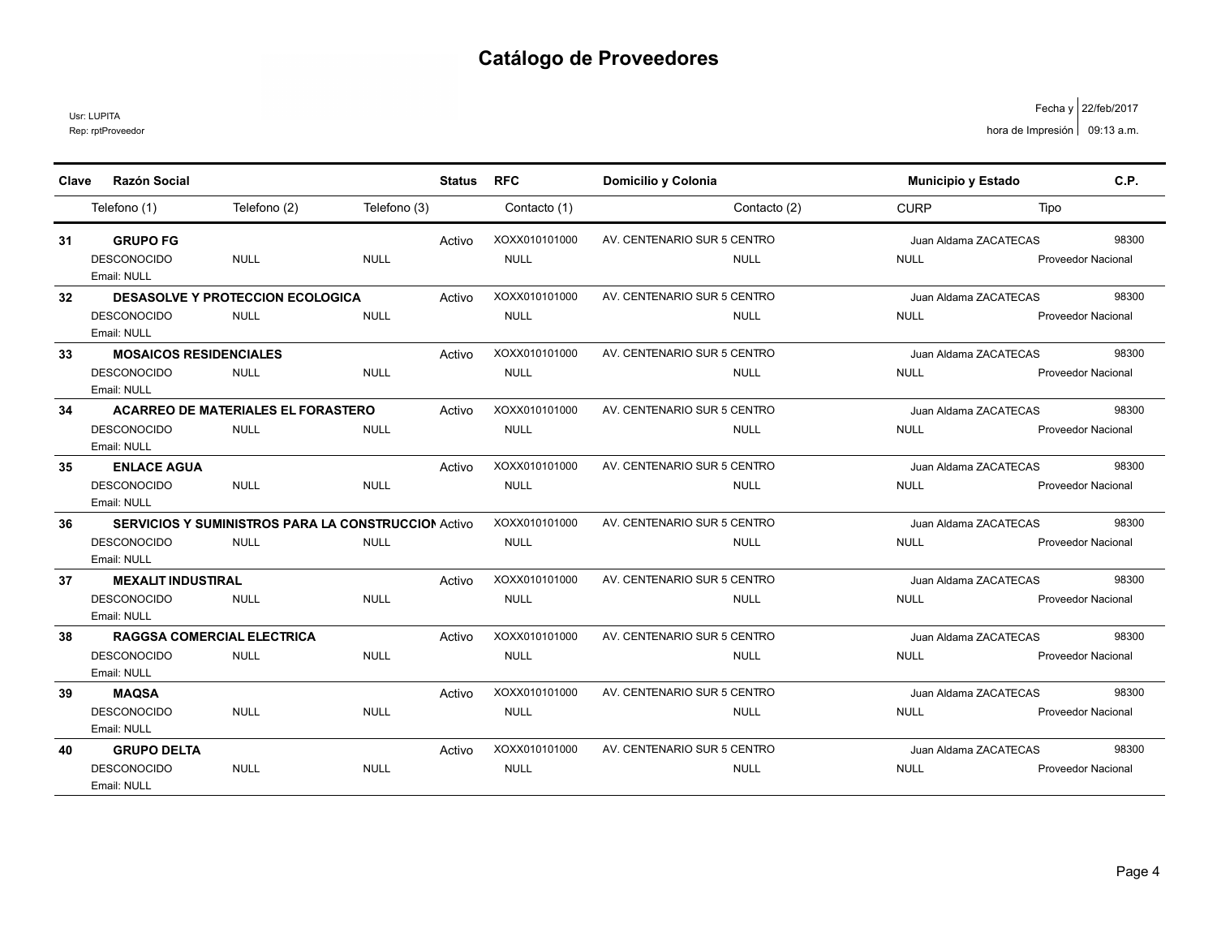# Catálogo de Proveedores

Usr: LUPITA
Rep: rptProveedor

Fecha y hora de Impresión: 22/feb/2017 09:13 a.m.

| Clave | Razón Social | | | Status | RFC | Domicilio y Colonia | | Municipio y Estado | | C.P. |
|---|---|---|---|---|---|---|---|---|---|---|
| | Telefono (1) | Telefono (2) | Telefono (3) | | Contacto (1) | | Contacto (2) | CURP | Tipo | |
| 31 | **GRUPO FG** | | | Activo | XOXX010101000 | AV. CENTENARIO SUR 5 CENTRO | | Juan Aldama ZACATECAS | | 98300 |
| | DESCONOCIDO | NULL | NULL | | NULL | | NULL | NULL | Proveedor Nacional | |
| | Email: NULL | | | | | | | | | |
| 32 | **DESASOLVE Y PROTECCION ECOLOGICA** | | | Activo | XOXX010101000 | AV. CENTENARIO SUR 5 CENTRO | | Juan Aldama ZACATECAS | | 98300 |
| | DESCONOCIDO | NULL | NULL | | NULL | | NULL | NULL | Proveedor Nacional | |
| | Email: NULL | | | | | | | | | |
| 33 | **MOSAICOS RESIDENCIALES** | | | Activo | XOXX010101000 | AV. CENTENARIO SUR 5 CENTRO | | Juan Aldama ZACATECAS | | 98300 |
| | DESCONOCIDO | NULL | NULL | | NULL | | NULL | NULL | Proveedor Nacional | |
| | Email: NULL | | | | | | | | | |
| 34 | **ACARREO DE MATERIALES EL FORASTERO** | | | Activo | XOXX010101000 | AV. CENTENARIO SUR 5 CENTRO | | Juan Aldama ZACATECAS | | 98300 |
| | DESCONOCIDO | NULL | NULL | | NULL | | NULL | NULL | Proveedor Nacional | |
| | Email: NULL | | | | | | | | | |
| 35 | **ENLACE AGUA** | | | Activo | XOXX010101000 | AV. CENTENARIO SUR 5 CENTRO | | Juan Aldama ZACATECAS | | 98300 |
| | DESCONOCIDO | NULL | NULL | | NULL | | NULL | NULL | Proveedor Nacional | |
| | Email: NULL | | | | | | | | | |
| 36 | **SERVICIOS Y SUMINISTROS PARA LA CONSTRUCCION** | | | Activo | XOXX010101000 | AV. CENTENARIO SUR 5 CENTRO | | Juan Aldama ZACATECAS | | 98300 |
| | DESCONOCIDO | NULL | NULL | | NULL | | NULL | NULL | Proveedor Nacional | |
| | Email: NULL | | | | | | | | | |
| 37 | **MEXALIT INDUSTIRAL** | | | Activo | XOXX010101000 | AV. CENTENARIO SUR 5 CENTRO | | Juan Aldama ZACATECAS | | 98300 |
| | DESCONOCIDO | NULL | NULL | | NULL | | NULL | NULL | Proveedor Nacional | |
| | Email: NULL | | | | | | | | | |
| 38 | **RAGGSA COMERCIAL ELECTRICA** | | | Activo | XOXX010101000 | AV. CENTENARIO SUR 5 CENTRO | | Juan Aldama ZACATECAS | | 98300 |
| | DESCONOCIDO | NULL | NULL | | NULL | | NULL | NULL | Proveedor Nacional | |
| | Email: NULL | | | | | | | | | |
| 39 | **MAQSA** | | | Activo | XOXX010101000 | AV. CENTENARIO SUR 5 CENTRO | | Juan Aldama ZACATECAS | | 98300 |
| | DESCONOCIDO | NULL | NULL | | NULL | | NULL | NULL | Proveedor Nacional | |
| | Email: NULL | | | | | | | | | |
| 40 | **GRUPO DELTA** | | | Activo | XOXX010101000 | AV. CENTENARIO SUR 5 CENTRO | | Juan Aldama ZACATECAS | | 98300 |
| | DESCONOCIDO | NULL | NULL | | NULL | | NULL | NULL | Proveedor Nacional | |
| | Email: NULL | | | | | | | | | |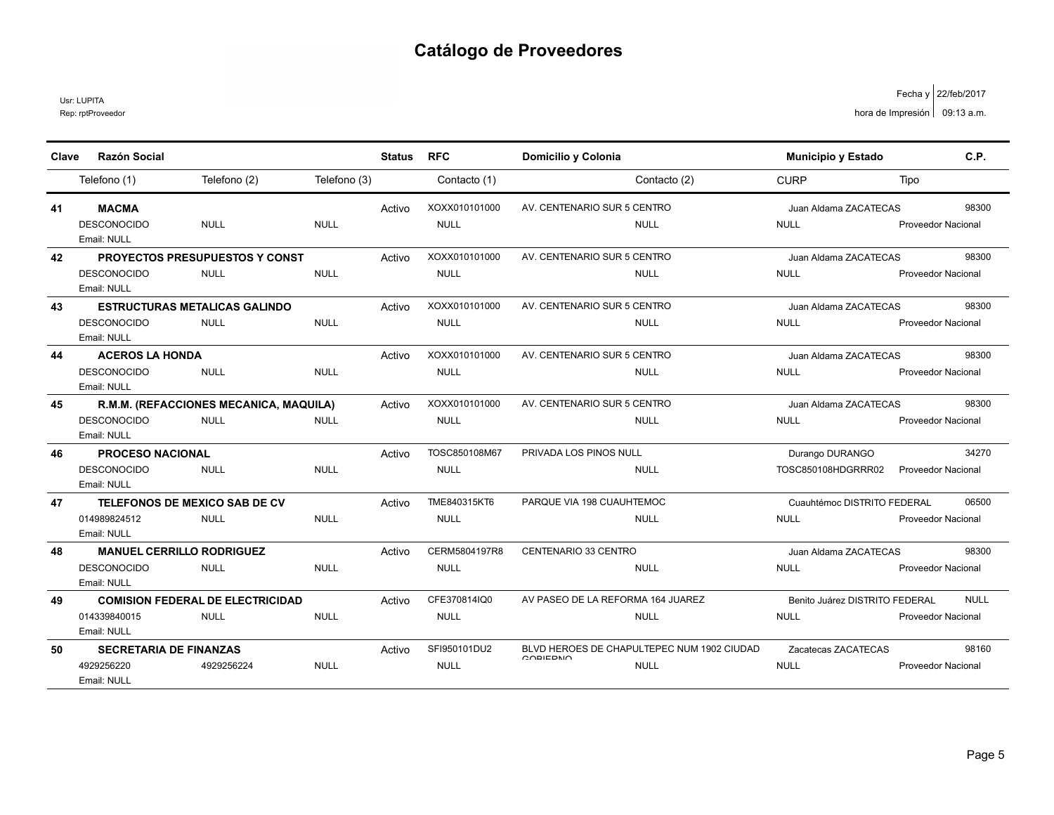# Catálogo de Proveedores

Usr: LUPITA
Rep: rptProveedor

Fecha y hora de Impresión: 22/feb/2017 09:13 a.m.

| Clave | Razón Social | | | Status | RFC | Domicilio y Colonia | | Municipio y Estado | | C.P. |
|---|---|---|---|---|---|---|---|---|---|---|
| | Telefono (1) | Telefono (2) | Telefono (3) | | Contacto (1) | | Contacto (2) | CURP | Tipo | |
| 41 | **MACMA** | | | Activo | XOXX010101000 | AV. CENTENARIO SUR 5 CENTRO | | Juan Aldama ZACATECAS | | 98300 |
| | DESCONOCIDO | NULL | NULL | | NULL | | NULL | NULL | Proveedor Nacional | |
| | Email: NULL | | | | | | | | | |
| 42 | **PROYECTOS PRESUPUESTOS Y CONST** | | | Activo | XOXX010101000 | AV. CENTENARIO SUR 5 CENTRO | | Juan Aldama ZACATECAS | | 98300 |
| | DESCONOCIDO | NULL | NULL | | NULL | | NULL | NULL | Proveedor Nacional | |
| | Email: NULL | | | | | | | | | |
| 43 | **ESTRUCTURAS METALICAS GALINDO** | | | Activo | XOXX010101000 | AV. CENTENARIO SUR 5 CENTRO | | Juan Aldama ZACATECAS | | 98300 |
| | DESCONOCIDO | NULL | NULL | | NULL | | NULL | NULL | Proveedor Nacional | |
| | Email: NULL | | | | | | | | | |
| 44 | **ACEROS LA HONDA** | | | Activo | XOXX010101000 | AV. CENTENARIO SUR 5 CENTRO | | Juan Aldama ZACATECAS | | 98300 |
| | DESCONOCIDO | NULL | NULL | | NULL | | NULL | NULL | Proveedor Nacional | |
| | Email: NULL | | | | | | | | | |
| 45 | **R.M.M. (REFACCIONES MECANICA, MAQUILA)** | | | Activo | XOXX010101000 | AV. CENTENARIO SUR 5 CENTRO | | Juan Aldama ZACATECAS | | 98300 |
| | DESCONOCIDO | NULL | NULL | | NULL | | NULL | NULL | Proveedor Nacional | |
| | Email: NULL | | | | | | | | | |
| 46 | **PROCESO NACIONAL** | | | Activo | TOSC850108M67 | PRIVADA LOS PINOS NULL | | Durango DURANGO | | 34270 |
| | DESCONOCIDO | NULL | NULL | | NULL | | NULL | TOSC850108HDGRRR02 | Proveedor Nacional | |
| | Email: NULL | | | | | | | | | |
| 47 | **TELEFONOS DE MEXICO SAB DE CV** | | | Activo | TME840315KT6 | PARQUE VIA 198 CUAUHTEMOC | | Cuauhtémoc DISTRITO FEDERAL | | 06500 |
| | 014989824512 | NULL | NULL | | NULL | | NULL | NULL | Proveedor Nacional | |
| | Email: NULL | | | | | | | | | |
| 48 | **MANUEL CERRILLO RODRIGUEZ** | | | Activo | CERM5804197R8 | CENTENARIO 33 CENTRO | | Juan Aldama ZACATECAS | | 98300 |
| | DESCONOCIDO | NULL | NULL | | NULL | | NULL | NULL | Proveedor Nacional | |
| | Email: NULL | | | | | | | | | |
| 49 | **COMISION FEDERAL DE ELECTRICIDAD** | | | Activo | CFE370814IQ0 | AV PASEO DE LA REFORMA 164 JUAREZ | | Benito Juárez DISTRITO FEDERAL | | NULL |
| | 014339840015 | NULL | NULL | | NULL | | NULL | NULL | Proveedor Nacional | |
| | Email: NULL | | | | | | | | | |
| 50 | **SECRETARIA DE FINANZAS** | | | Activo | SFI950101DU2 | BLVD HEROES DE CHAPULTEPEC NUM 1902 CIUDAD GOBIERNO | | Zacatecas ZACATECAS | | 98160 |
| | 4929256220 | 4929256224 | NULL | | NULL | | NULL | NULL | Proveedor Nacional | |
| | Email: NULL | | | | | | | | | |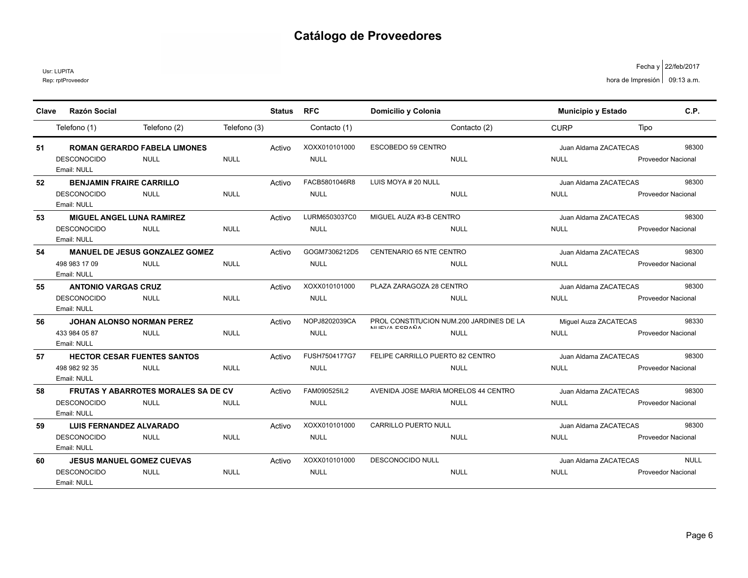# Catálogo de Proveedores

Usr: LUPITA
Rep: rptProveedor

Fecha y hora de Impresión: 22/feb/2017 09:13 a.m.

| Clave | Razón Social | | | Status | RFC | Domicilio y Colonia | | Municipio y Estado | | C.P. |
|---|---|---|---|---|---|---|---|---|---|---|
| | Telefono (1) | Telefono (2) | Telefono (3) | | Contacto (1) | | Contacto (2) | CURP | Tipo | |
| 51 | ROMAN GERARDO FABELA LIMONES | | | Activo | XOXX010101000 | ESCOBEDO 59 CENTRO | | Juan Aldama ZACATECAS | | 98300 |
| | DESCONOCIDO | NULL | NULL | | NULL | | NULL | NULL | Proveedor Nacional | |
| | Email: NULL | | | | | | | | | |
| 52 | BENJAMIN FRAIRE CARRILLO | | | Activo | FACB5801046R8 | LUIS MOYA # 20 NULL | | Juan Aldama ZACATECAS | | 98300 |
| | DESCONOCIDO | NULL | NULL | | NULL | | NULL | NULL | Proveedor Nacional | |
| | Email: NULL | | | | | | | | | |
| 53 | MIGUEL ANGEL LUNA RAMIREZ | | | Activo | LURM6503037C0 | MIGUEL AUZA #3-B CENTRO | | Juan Aldama ZACATECAS | | 98300 |
| | DESCONOCIDO | NULL | NULL | | NULL | | NULL | NULL | Proveedor Nacional | |
| | Email: NULL | | | | | | | | | |
| 54 | MANUEL DE JESUS GONZALEZ GOMEZ | | | Activo | GOGM7306212D5 | CENTENARIO 65 NTE CENTRO | | Juan Aldama ZACATECAS | | 98300 |
| | 498 983 17 09 | NULL | NULL | | NULL | | NULL | NULL | Proveedor Nacional | |
| | Email: NULL | | | | | | | | | |
| 55 | ANTONIO VARGAS CRUZ | | | Activo | XOXX010101000 | PLAZA ZARAGOZA 28 CENTRO | | Juan Aldama ZACATECAS | | 98300 |
| | DESCONOCIDO | NULL | NULL | | NULL | | NULL | NULL | Proveedor Nacional | |
| | Email: NULL | | | | | | | | | |
| 56 | JOHAN ALONSO NORMAN PEREZ | | | Activo | NOPJ8202039CA | PROL CONSTITUCION NUM.200 JARDINES DE LA NUEVA ESPAÑA | | Miguel Auza ZACATECAS | | 98330 |
| | 433 984 05 87 | NULL | NULL | | NULL | | NULL | NULL | Proveedor Nacional | |
| | Email: NULL | | | | | | | | | |
| 57 | HECTOR CESAR FUENTES SANTOS | | | Activo | FUSH7504177G7 | FELIPE CARRILLO PUERTO 82 CENTRO | | Juan Aldama ZACATECAS | | 98300 |
| | 498 982 92 35 | NULL | NULL | | NULL | | NULL | NULL | Proveedor Nacional | |
| | Email: NULL | | | | | | | | | |
| 58 | FRUTAS Y ABARROTES MORALES SA DE CV | | | Activo | FAM090525IL2 | AVENIDA JOSE MARIA MORELOS 44 CENTRO | | Juan Aldama ZACATECAS | | 98300 |
| | DESCONOCIDO | NULL | NULL | | NULL | | NULL | NULL | Proveedor Nacional | |
| | Email: NULL | | | | | | | | | |
| 59 | LUIS FERNANDEZ ALVARADO | | | Activo | XOXX010101000 | CARRILLO PUERTO NULL | | Juan Aldama ZACATECAS | | 98300 |
| | DESCONOCIDO | NULL | NULL | | NULL | | NULL | NULL | Proveedor Nacional | |
| | Email: NULL | | | | | | | | | |
| 60 | JESUS MANUEL GOMEZ CUEVAS | | | Activo | XOXX010101000 | DESCONOCIDO NULL | | Juan Aldama ZACATECAS | | NULL |
| | DESCONOCIDO | NULL | NULL | | NULL | | NULL | NULL | Proveedor Nacional | |
| | Email: NULL | | | | | | | | | |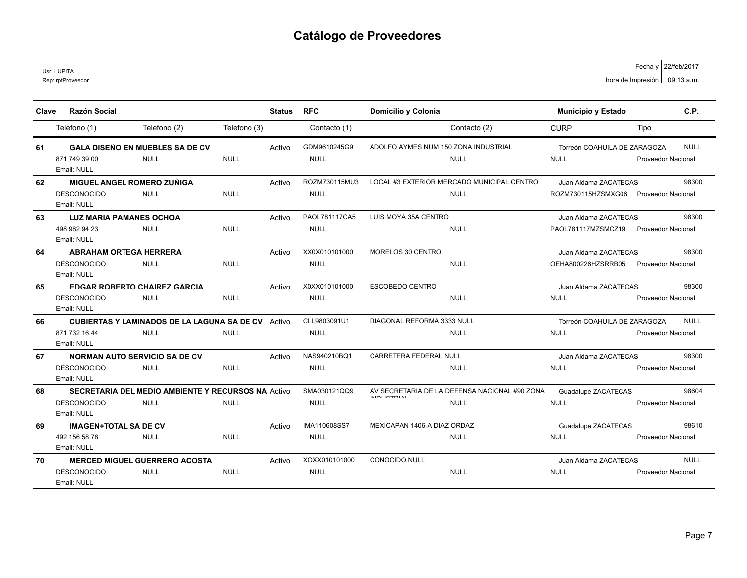# Catálogo de Proveedores

Usr: LUPITA
Rep: rptProveedor

Fecha y hora de Impresión: 22/feb/2017 09:13 a.m.

| Clave | Razón Social | | | Status | RFC | Domicilio y Colonia | Municipio y Estado | | C.P. |
|---|---|---|---|---|---|---|---|---|---|
| | Telefono (1) | Telefono (2) | Telefono (3) | | Contacto (1) | Contacto (2) | CURP | Tipo | |
| 61 | GALA DISEÑO EN MUEBLES SA DE CV | | | Activo | GDM9610245G9 | ADOLFO AYMES NUM 150 ZONA INDUSTRIAL | Torreón COAHUILA DE ZARAGOZA | | NULL |
| | 871 749 39 00 | NULL | NULL | | NULL | NULL | NULL | Proveedor Nacional | |
| | Email: NULL | | | | | | | | |
| 62 | MIGUEL ANGEL ROMERO ZUÑIGA | | | Activo | ROZM730115MU3 | LOCAL #3 EXTERIOR MERCADO MUNICIPAL CENTRO | Juan Aldama ZACATECAS | | 98300 |
| | DESCONOCIDO | NULL | NULL | | NULL | NULL | ROZM730115HZSMXG06 | Proveedor Nacional | |
| | Email: NULL | | | | | | | | |
| 63 | LUZ MARIA PAMANES OCHOA | | | Activo | PAOL781117CA5 | LUIS MOYA 35A CENTRO | Juan Aldama ZACATECAS | | 98300 |
| | 498 982 94 23 | NULL | NULL | | NULL | NULL | PAOL781117MZSMCZ19 | Proveedor Nacional | |
| | Email: NULL | | | | | | | | |
| 64 | ABRAHAM ORTEGA HERRERA | | | Activo | XX0X010101000 | MORELOS 30 CENTRO | Juan Aldama ZACATECAS | | 98300 |
| | DESCONOCIDO | NULL | NULL | | NULL | NULL | OEHA800226HZSRRB05 | Proveedor Nacional | |
| | Email: NULL | | | | | | | | |
| 65 | EDGAR ROBERTO CHAIREZ GARCIA | | | Activo | X0XX010101000 | ESCOBEDO CENTRO | Juan Aldama ZACATECAS | | 98300 |
| | DESCONOCIDO | NULL | NULL | | NULL | NULL | NULL | Proveedor Nacional | |
| | Email: NULL | | | | | | | | |
| 66 | CUBIERTAS Y LAMINADOS DE LA LAGUNA SA DE CV | | | Activo | CLL9803091U1 | DIAGONAL REFORMA 3333 NULL | Torreón COAHUILA DE ZARAGOZA | | NULL |
| | 871 732 16 44 | NULL | NULL | | NULL | NULL | NULL | Proveedor Nacional | |
| | Email: NULL | | | | | | | | |
| 67 | NORMAN AUTO SERVICIO SA DE CV | | | Activo | NAS940210BQ1 | CARRETERA FEDERAL NULL | Juan Aldama ZACATECAS | | 98300 |
| | DESCONOCIDO | NULL | NULL | | NULL | NULL | NULL | Proveedor Nacional | |
| | Email: NULL | | | | | | | | |
| 68 | SECRETARIA DEL MEDIO AMBIENTE Y RECURSOS NA | | | Activo | SMA030121QQ9 | AV SECRETARIA DE LA DEFENSA NACIONAL #90 ZONA INDUSTRIAL | Guadalupe ZACATECAS | | 98604 |
| | DESCONOCIDO | NULL | NULL | | NULL | NULL | NULL | Proveedor Nacional | |
| | Email: NULL | | | | | | | | |
| 69 | IMAGEN+TOTAL SA DE CV | | | Activo | IMA110608SS7 | MEXICAPAN 1406-A DIAZ ORDAZ | Guadalupe ZACATECAS | | 98610 |
| | 492 156 58 78 | NULL | NULL | | NULL | NULL | NULL | Proveedor Nacional | |
| | Email: NULL | | | | | | | | |
| 70 | MERCED MIGUEL GUERRERO ACOSTA | | | Activo | XOXX010101000 | CONOCIDO NULL | Juan Aldama ZACATECAS | | NULL |
| | DESCONOCIDO | NULL | NULL | | NULL | NULL | NULL | Proveedor Nacional | |
| | Email: NULL | | | | | | | | |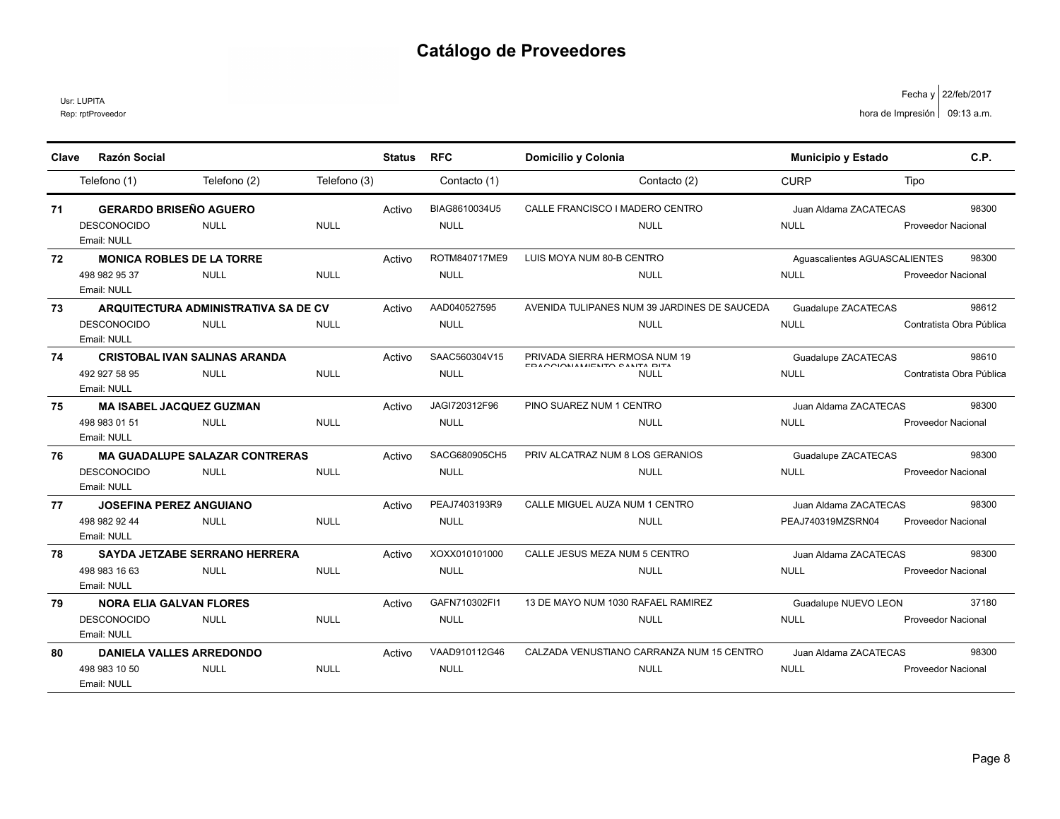# Catálogo de Proveedores

Usr: LUPITA
Rep: rptProveedor

Fecha y hora de Impresión: 22/feb/2017 09:13 a.m.

| Clave | Razón Social | | | Status | RFC | Domicilio y Colonia | Municipio y Estado | | C.P. |
|---|---|---|---|---|---|---|---|---|---|
| | Telefono (1) | Telefono (2) | Telefono (3) | | Contacto (1) | Contacto (2) | CURP | Tipo | |
| 71 | GERARDO BRISEÑO AGUERO | | | Activo | BIAG8610034U5 | CALLE FRANCISCO I MADERO CENTRO | Juan Aldama ZACATECAS | | 98300 |
| | DESCONOCIDO | NULL | NULL | | NULL | NULL | NULL | Proveedor Nacional | |
| | Email: NULL | | | | | | | | |
| 72 | MONICA ROBLES DE LA TORRE | | | Activo | ROTM840717ME9 | LUIS MOYA NUM 80-B CENTRO | Aguascalientes AGUASCALIENTES | | 98300 |
| | 498 982 95 37 | NULL | NULL | | NULL | NULL | NULL | Proveedor Nacional | |
| | Email: NULL | | | | | | | | |
| 73 | ARQUITECTURA ADMINISTRATIVA SA DE CV | | | Activo | AAD040527595 | AVENIDA TULIPANES NUM 39 JARDINES DE SAUCEDA | Guadalupe ZACATECAS | | 98612 |
| | DESCONOCIDO | NULL | NULL | | NULL | NULL | NULL | Contratista Obra Pública | |
| | Email: NULL | | | | | | | | |
| 74 | CRISTOBAL IVAN SALINAS ARANDA | | | Activo | SAAC560304V15 | PRIVADA SIERRA HERMOSA NUM 19 FRACCIONAMIENTO SANTA RITA | Guadalupe ZACATECAS | | 98610 |
| | 492 927 58 95 | NULL | NULL | | NULL | NULL | NULL | Contratista Obra Pública | |
| | Email: NULL | | | | | | | | |
| 75 | MA ISABEL JACQUEZ GUZMAN | | | Activo | JAGI720312F96 | PINO SUAREZ NUM 1 CENTRO | Juan Aldama ZACATECAS | | 98300 |
| | 498 983 01 51 | NULL | NULL | | NULL | NULL | NULL | Proveedor Nacional | |
| | Email: NULL | | | | | | | | |
| 76 | MA GUADALUPE SALAZAR CONTRERAS | | | Activo | SACG680905CH5 | PRIV ALCATRAZ NUM 8 LOS GERANIOS | Guadalupe ZACATECAS | | 98300 |
| | DESCONOCIDO | NULL | NULL | | NULL | NULL | NULL | Proveedor Nacional | |
| | Email: NULL | | | | | | | | |
| 77 | JOSEFINA PEREZ ANGUIANO | | | Activo | PEAJ7403193R9 | CALLE MIGUEL AUZA NUM 1 CENTRO | Juan Aldama ZACATECAS | | 98300 |
| | 498 982 92 44 | NULL | NULL | | NULL | NULL | PEAJ740319MZSRN04 | Proveedor Nacional | |
| | Email: NULL | | | | | | | | |
| 78 | SAYDA JETZABE SERRANO HERRERA | | | Activo | XOXX010101000 | CALLE JESUS MEZA NUM 5 CENTRO | Juan Aldama ZACATECAS | | 98300 |
| | 498 983 16 63 | NULL | NULL | | NULL | NULL | NULL | Proveedor Nacional | |
| | Email: NULL | | | | | | | | |
| 79 | NORA ELIA GALVAN FLORES | | | Activo | GAFN710302FI1 | 13 DE MAYO NUM 1030 RAFAEL RAMIREZ | Guadalupe NUEVO LEON | | 37180 |
| | DESCONOCIDO | NULL | NULL | | NULL | NULL | NULL | Proveedor Nacional | |
| | Email: NULL | | | | | | | | |
| 80 | DANIELA VALLES ARREDONDO | | | Activo | VAAD910112G46 | CALZADA VENUSTIANO CARRANZA NUM 15 CENTRO | Juan Aldama ZACATECAS | | 98300 |
| | 498 983 10 50 | NULL | NULL | | NULL | NULL | NULL | Proveedor Nacional | |
| | Email: NULL | | | | | | | | |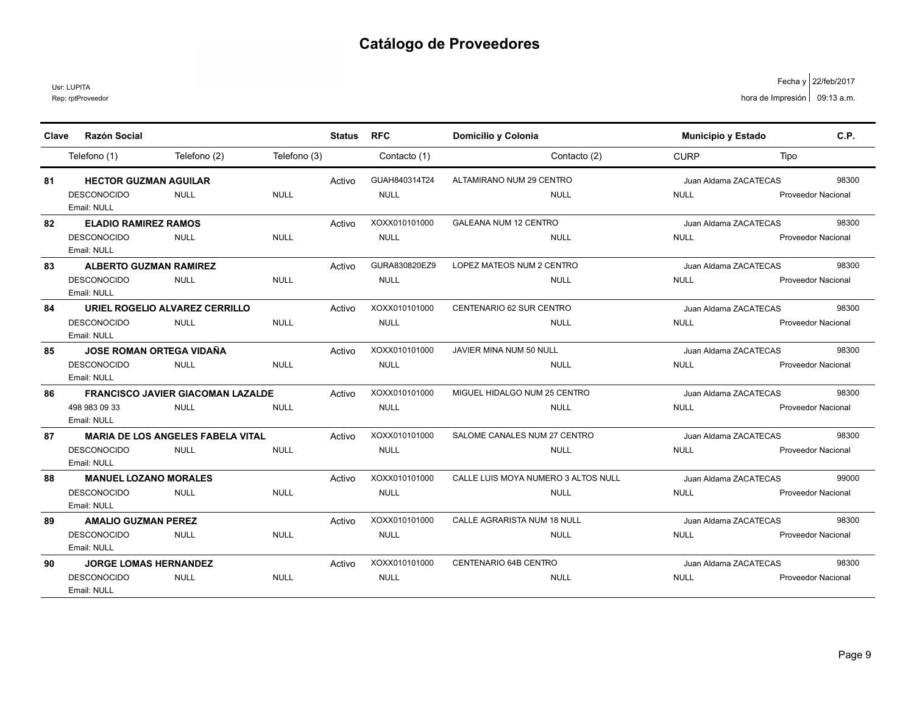# Catálogo de Proveedores

Usr: LUPITA
Rep: rptProveedor

Fecha y hora de Impresión: 22/feb/2017 09:13 a.m.

| Clave | Razón Social | | | Status | RFC | Domicilio y Colonia | Municipio y Estado | C.P. |
|---|---|---|---|---|---|---|---|---|
| | Telefono (1) | Telefono (2) | Telefono (3) | | Contacto (1) | Contacto (2) | CURP | Tipo |
| 81 | **HECTOR GUZMAN AGUILAR** | | | Activo | GUAH840314T24 | ALTAMIRANO NUM 29 CENTRO | Juan Aldama ZACATECAS | 98300 |
| | DESCONOCIDO | NULL | NULL | | NULL | NULL | NULL | Proveedor Nacional |
| | Email: NULL | | | | | | | |
| 82 | **ELADIO RAMIREZ RAMOS** | | | Activo | XOXX010101000 | GALEANA NUM 12 CENTRO | Juan Aldama ZACATECAS | 98300 |
| | DESCONOCIDO | NULL | NULL | | NULL | NULL | NULL | Proveedor Nacional |
| | Email: NULL | | | | | | | |
| 83 | **ALBERTO GUZMAN RAMIREZ** | | | Activo | GURA830820EZ9 | LOPEZ MATEOS NUM 2 CENTRO | Juan Aldama ZACATECAS | 98300 |
| | DESCONOCIDO | NULL | NULL | | NULL | NULL | NULL | Proveedor Nacional |
| | Email: NULL | | | | | | | |
| 84 | **URIEL ROGELIO ALVAREZ CERRILLO** | | | Activo | XOXX010101000 | CENTENARIO 62 SUR CENTRO | Juan Aldama ZACATECAS | 98300 |
| | DESCONOCIDO | NULL | NULL | | NULL | NULL | NULL | Proveedor Nacional |
| | Email: NULL | | | | | | | |
| 85 | **JOSE ROMAN ORTEGA VIDAÑA** | | | Activo | XOXX010101000 | JAVIER MINA NUM 50 NULL | Juan Aldama ZACATECAS | 98300 |
| | DESCONOCIDO | NULL | NULL | | NULL | NULL | NULL | Proveedor Nacional |
| | Email: NULL | | | | | | | |
| 86 | **FRANCISCO JAVIER GIACOMAN LAZALDE** | | | Activo | XOXX010101000 | MIGUEL HIDALGO NUM 25 CENTRO | Juan Aldama ZACATECAS | 98300 |
| | 498 983 09 33 | NULL | NULL | | NULL | NULL | NULL | Proveedor Nacional |
| | Email: NULL | | | | | | | |
| 87 | **MARIA DE LOS ANGELES FABELA VITAL** | | | Activo | XOXX010101000 | SALOME CANALES NUM 27 CENTRO | Juan Aldama ZACATECAS | 98300 |
| | DESCONOCIDO | NULL | NULL | | NULL | NULL | NULL | Proveedor Nacional |
| | Email: NULL | | | | | | | |
| 88 | **MANUEL LOZANO MORALES** | | | Activo | XOXX010101000 | CALLE LUIS MOYA NUMERO 3 ALTOS NULL | Juan Aldama ZACATECAS | 99000 |
| | DESCONOCIDO | NULL | NULL | | NULL | NULL | NULL | Proveedor Nacional |
| | Email: NULL | | | | | | | |
| 89 | **AMALIO GUZMAN PEREZ** | | | Activo | XOXX010101000 | CALLE AGRARISTA NUM 18 NULL | Juan Aldama ZACATECAS | 98300 |
| | DESCONOCIDO | NULL | NULL | | NULL | NULL | NULL | Proveedor Nacional |
| | Email: NULL | | | | | | | |
| 90 | **JORGE LOMAS HERNANDEZ** | | | Activo | XOXX010101000 | CENTENARIO 64B CENTRO | Juan Aldama ZACATECAS | 98300 |
| | DESCONOCIDO | NULL | NULL | | NULL | NULL | NULL | Proveedor Nacional |
| | Email: NULL | | | | | | | |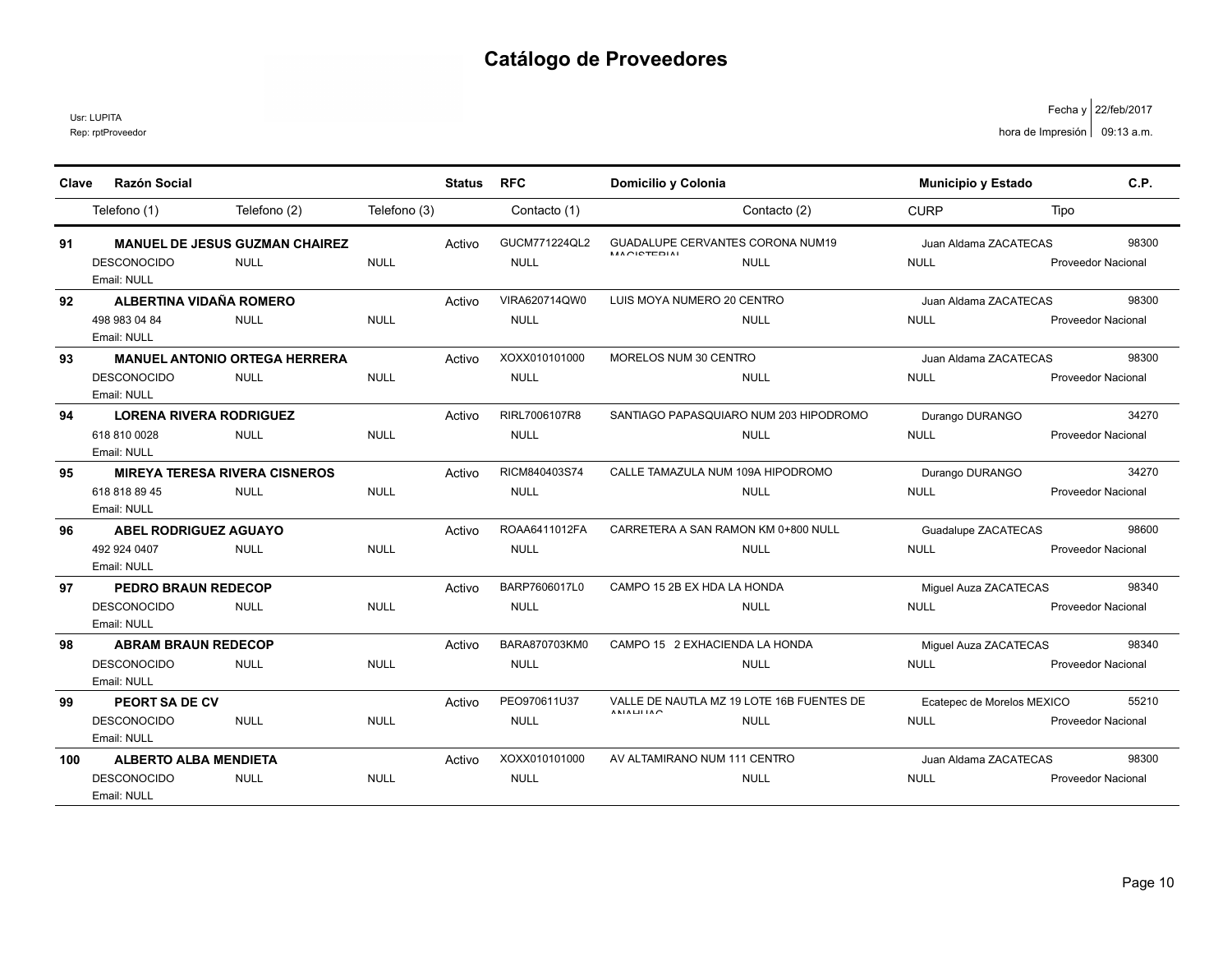# Catálogo de Proveedores

Usr: LUPITA
Rep: rptProveedor

Fecha y hora de Impresión: 22/feb/2017 09:13 a.m.

| Clave | Razón Social | | | Status | RFC | Domicilio y Colonia | | Municipio y Estado | | C.P. |
|---|---|---|---|---|---|---|---|---|---|---|
| | Telefono (1) | Telefono (2) | Telefono (3) | | Contacto (1) | | Contacto (2) | CURP | Tipo | |
| 91 | MANUEL DE JESUS GUZMAN CHAIREZ | | | Activo | GUCM771224QL2 | GUADALUPE CERVANTES CORONA NUM19 MAGISTERIAL | | Juan Aldama ZACATECAS | | 98300 |
| | DESCONOCIDO | NULL | NULL | | NULL | | NULL | NULL | Proveedor Nacional | |
| | Email: NULL | | | | | | | | | |
| 92 | ALBERTINA VIDAÑA ROMERO | | | Activo | VIRA620714QW0 | LUIS MOYA NUMERO 20 CENTRO | | Juan Aldama ZACATECAS | | 98300 |
| | 498 983 04 84 | NULL | NULL | | NULL | | NULL | NULL | Proveedor Nacional | |
| | Email: NULL | | | | | | | | | |
| 93 | MANUEL ANTONIO ORTEGA HERRERA | | | Activo | XOXX010101000 | MORELOS NUM 30 CENTRO | | Juan Aldama ZACATECAS | | 98300 |
| | DESCONOCIDO | NULL | NULL | | NULL | | NULL | NULL | Proveedor Nacional | |
| | Email: NULL | | | | | | | | | |
| 94 | LORENA RIVERA RODRIGUEZ | | | Activo | RIRL7006107R8 | SANTIAGO PAPASQUIARO NUM 203 HIPODROMO | | Durango DURANGO | | 34270 |
| | 618 810 0028 | NULL | NULL | | NULL | | NULL | NULL | Proveedor Nacional | |
| | Email: NULL | | | | | | | | | |
| 95 | MIREYA TERESA RIVERA CISNEROS | | | Activo | RICM840403S74 | CALLE TAMAZULA NUM 109A HIPODROMO | | Durango DURANGO | | 34270 |
| | 618 818 89 45 | NULL | NULL | | NULL | | NULL | NULL | Proveedor Nacional | |
| | Email: NULL | | | | | | | | | |
| 96 | ABEL RODRIGUEZ AGUAYO | | | Activo | ROAA6411012FA | CARRETERA A SAN RAMON KM 0+800 NULL | | Guadalupe ZACATECAS | | 98600 |
| | 492 924 0407 | NULL | NULL | | NULL | | NULL | NULL | Proveedor Nacional | |
| | Email: NULL | | | | | | | | | |
| 97 | PEDRO BRAUN REDECOP | | | Activo | BARP7606017L0 | CAMPO 15 2B EX HDA LA HONDA | | Miguel Auza ZACATECAS | | 98340 |
| | DESCONOCIDO | NULL | NULL | | NULL | | NULL | NULL | Proveedor Nacional | |
| | Email: NULL | | | | | | | | | |
| 98 | ABRAM BRAUN REDECOP | | | Activo | BARA870703KM0 | CAMPO 15 2 EXHACIENDA LA HONDA | | Miguel Auza ZACATECAS | | 98340 |
| | DESCONOCIDO | NULL | NULL | | NULL | | NULL | NULL | Proveedor Nacional | |
| | Email: NULL | | | | | | | | | |
| 99 | PEORT SA DE CV | | | Activo | PEO970611U37 | VALLE DE NAUTLA MZ 19 LOTE 16B FUENTES DE ANAHUAC | | Ecatepec de Morelos MEXICO | | 55210 |
| | DESCONOCIDO | NULL | NULL | | NULL | | NULL | NULL | Proveedor Nacional | |
| | Email: NULL | | | | | | | | | |
| 100 | ALBERTO ALBA MENDIETA | | | Activo | XOXX010101000 | AV ALTAMIRANO NUM 111 CENTRO | | Juan Aldama ZACATECAS | | 98300 |
| | DESCONOCIDO | NULL | NULL | | NULL | | NULL | NULL | Proveedor Nacional | |
| | Email: NULL | | | | | | | | | |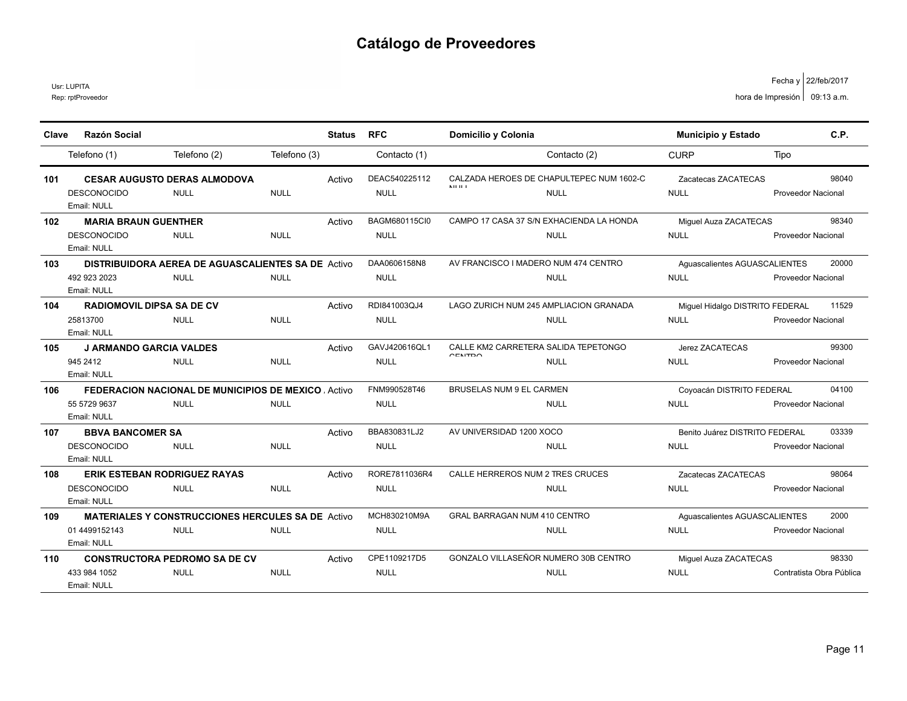# Catálogo de Proveedores

Usr: LUPITA
Rep: rptProveedor

Fecha y hora de Impresión: 22/feb/2017 09:13 a.m.

| Clave | Razón Social | | | Status | RFC | Domicilio y Colonia | Municipio y Estado | | C.P. |
|---|---|---|---|---|---|---|---|---|---|
| | Telefono (1) | Telefono (2) | Telefono (3) | | Contacto (1) | Contacto (2) | CURP | Tipo | |
| 101 | **CESAR AUGUSTO DERAS ALMODOVA** | | | Activo | DEAC540225112 | CALZADA HEROES DE CHAPULTEPEC NUM 1602-C NULL | Zacatecas ZACATECAS | | 98040 |
| | DESCONOCIDO | NULL | NULL | | NULL | NULL | NULL | Proveedor Nacional | |
| | Email: NULL | | | | | | | | |
| 102 | **MARIA BRAUN GUENTHER** | | | Activo | BAGM680115CI0 | CAMPO 17 CASA 37 S/N EXHACIENDA LA HONDA | Miguel Auza ZACATECAS | | 98340 |
| | DESCONOCIDO | NULL | NULL | | NULL | NULL | NULL | Proveedor Nacional | |
| | Email: NULL | | | | | | | | |
| 103 | **DISTRIBUIDORA AEREA DE AGUASCALIENTES SA DE** | | | Activo | DAA0606158N8 | AV FRANCISCO I MADERO NUM 474 CENTRO | Aguascalientes AGUASCALIENTES | | 20000 |
| | 492 923 2023 | NULL | NULL | | NULL | NULL | NULL | Proveedor Nacional | |
| | Email: NULL | | | | | | | | |
| 104 | **RADIOMOVIL DIPSA SA DE CV** | | | Activo | RDI841003QJ4 | LAGO ZURICH NUM 245 AMPLIACION GRANADA | Miguel Hidalgo DISTRITO FEDERAL | | 11529 |
| | 25813700 | NULL | NULL | | NULL | NULL | NULL | Proveedor Nacional | |
| | Email: NULL | | | | | | | | |
| 105 | **J ARMANDO GARCIA VALDES** | | | Activo | GAVJ420616QL1 | CALLE KM2 CARRETERA SALIDA TEPETONGO CENTRO | Jerez ZACATECAS | | 99300 |
| | 945 2412 | NULL | NULL | | NULL | NULL | NULL | Proveedor Nacional | |
| | Email: NULL | | | | | | | | |
| 106 | **FEDERACION NACIONAL DE MUNICIPIOS DE MEXICO** | | | Activo | FNM990528T46 | BRUSELAS NUM 9 EL CARMEN | Coyoacán DISTRITO FEDERAL | | 04100 |
| | 55 5729 9637 | NULL | NULL | | NULL | NULL | NULL | Proveedor Nacional | |
| | Email: NULL | | | | | | | | |
| 107 | **BBVA BANCOMER SA** | | | Activo | BBA830831LJ2 | AV UNIVERSIDAD 1200 XOCO | Benito Juárez DISTRITO FEDERAL | | 03339 |
| | DESCONOCIDO | NULL | NULL | | NULL | NULL | NULL | Proveedor Nacional | |
| | Email: NULL | | | | | | | | |
| 108 | **ERIK ESTEBAN RODRIGUEZ RAYAS** | | | Activo | RORE7811036R4 | CALLE HERREROS NUM 2 TRES CRUCES | Zacatecas ZACATECAS | | 98064 |
| | DESCONOCIDO | NULL | NULL | | NULL | NULL | NULL | Proveedor Nacional | |
| | Email: NULL | | | | | | | | |
| 109 | **MATERIALES Y CONSTRUCCIONES HERCULES SA DE** | | | Activo | MCH830210M9A | GRAL BARRAGAN NUM 410 CENTRO | Aguascalientes AGUASCALIENTES | | 2000 |
| | 01 4499152143 | NULL | NULL | | NULL | NULL | NULL | Proveedor Nacional | |
| | Email: NULL | | | | | | | | |
| 110 | **CONSTRUCTORA PEDROMO SA DE CV** | | | Activo | CPE1109217D5 | GONZALO VILLASEÑOR NUMERO 30B CENTRO | Miguel Auza ZACATECAS | | 98330 |
| | 433 984 1052 | NULL | NULL | | NULL | NULL | NULL | Contratista Obra Pública | |
| | Email: NULL | | | | | | | | |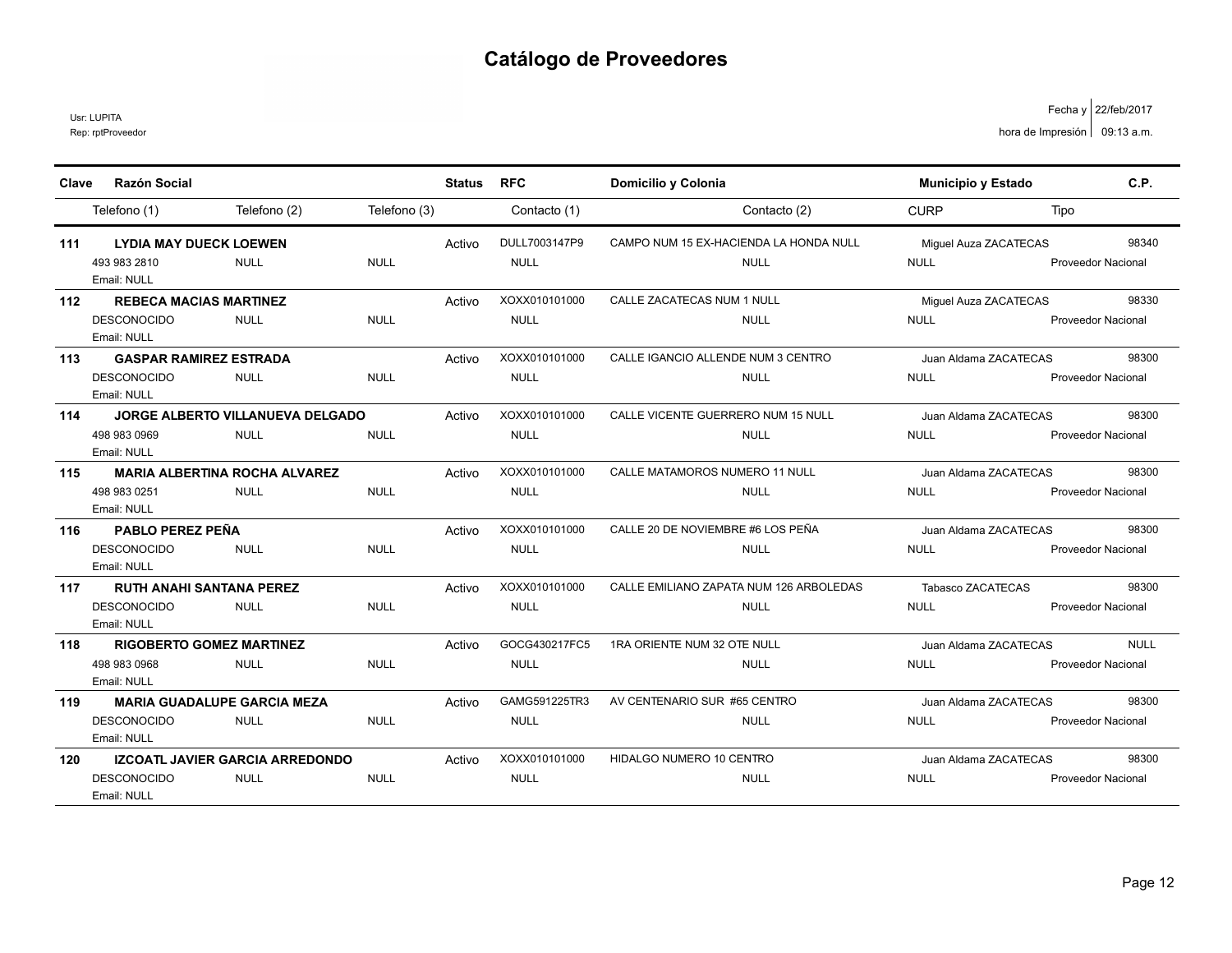# Catálogo de Proveedores

Usr: LUPITA
Rep: rptProveedor

Fecha y hora de Impresión: 22/feb/2017 09:13 a.m.

| Clave | Razón Social | | | Status | RFC | Domicilio y Colonia | Municipio y Estado | C.P. |
|---|---|---|---|---|---|---|---|---|
| | Telefono (1) | Telefono (2) | Telefono (3) | | Contacto (1) | Contacto (2) | CURP | Tipo |
| 111 | **LYDIA MAY DUECK LOEWEN** | | | Activo | DULL7003147P9 | CAMPO NUM 15 EX-HACIENDA LA HONDA NULL | Miguel Auza ZACATECAS | 98340 |
| | 493 983 2810 | NULL | NULL | | NULL | NULL | NULL | Proveedor Nacional |
| | Email: NULL | | | | | | | |
| 112 | **REBECA MACIAS MARTINEZ** | | | Activo | XOXX010101000 | CALLE ZACATECAS NUM 1 NULL | Miguel Auza ZACATECAS | 98330 |
| | DESCONOCIDO | NULL | NULL | | NULL | NULL | NULL | Proveedor Nacional |
| | Email: NULL | | | | | | | |
| 113 | **GASPAR RAMIREZ ESTRADA** | | | Activo | XOXX010101000 | CALLE IGANCIO ALLENDE NUM 3 CENTRO | Juan Aldama ZACATECAS | 98300 |
| | DESCONOCIDO | NULL | NULL | | NULL | NULL | NULL | Proveedor Nacional |
| | Email: NULL | | | | | | | |
| 114 | **JORGE ALBERTO VILLANUEVA DELGADO** | | | Activo | XOXX010101000 | CALLE VICENTE GUERRERO NUM 15 NULL | Juan Aldama ZACATECAS | 98300 |
| | 498 983 0969 | NULL | NULL | | NULL | NULL | NULL | Proveedor Nacional |
| | Email: NULL | | | | | | | |
| 115 | **MARIA ALBERTINA ROCHA ALVAREZ** | | | Activo | XOXX010101000 | CALLE MATAMOROS NUMERO 11 NULL | Juan Aldama ZACATECAS | 98300 |
| | 498 983 0251 | NULL | NULL | | NULL | NULL | NULL | Proveedor Nacional |
| | Email: NULL | | | | | | | |
| 116 | **PABLO PEREZ PEÑA** | | | Activo | XOXX010101000 | CALLE 20 DE NOVIEMBRE #6 LOS PEÑA | Juan Aldama ZACATECAS | 98300 |
| | DESCONOCIDO | NULL | NULL | | NULL | NULL | NULL | Proveedor Nacional |
| | Email: NULL | | | | | | | |
| 117 | **RUTH ANAHI SANTANA PEREZ** | | | Activo | XOXX010101000 | CALLE EMILIANO ZAPATA NUM 126 ARBOLEDAS | Tabasco ZACATECAS | 98300 |
| | DESCONOCIDO | NULL | NULL | | NULL | NULL | NULL | Proveedor Nacional |
| | Email: NULL | | | | | | | |
| 118 | **RIGOBERTO GOMEZ MARTINEZ** | | | Activo | GOCG430217FC5 | 1RA ORIENTE NUM 32 OTE NULL | Juan Aldama ZACATECAS | NULL |
| | 498 983 0968 | NULL | NULL | | NULL | NULL | NULL | Proveedor Nacional |
| | Email: NULL | | | | | | | |
| 119 | **MARIA GUADALUPE GARCIA MEZA** | | | Activo | GAMG591225TR3 | AV CENTENARIO SUR #65 CENTRO | Juan Aldama ZACATECAS | 98300 |
| | DESCONOCIDO | NULL | NULL | | NULL | NULL | NULL | Proveedor Nacional |
| | Email: NULL | | | | | | | |
| 120 | **IZCOATL JAVIER GARCIA ARREDONDO** | | | Activo | XOXX010101000 | HIDALGO NUMERO 10 CENTRO | Juan Aldama ZACATECAS | 98300 |
| | DESCONOCIDO | NULL | NULL | | NULL | NULL | NULL | Proveedor Nacional |
| | Email: NULL | | | | | | | |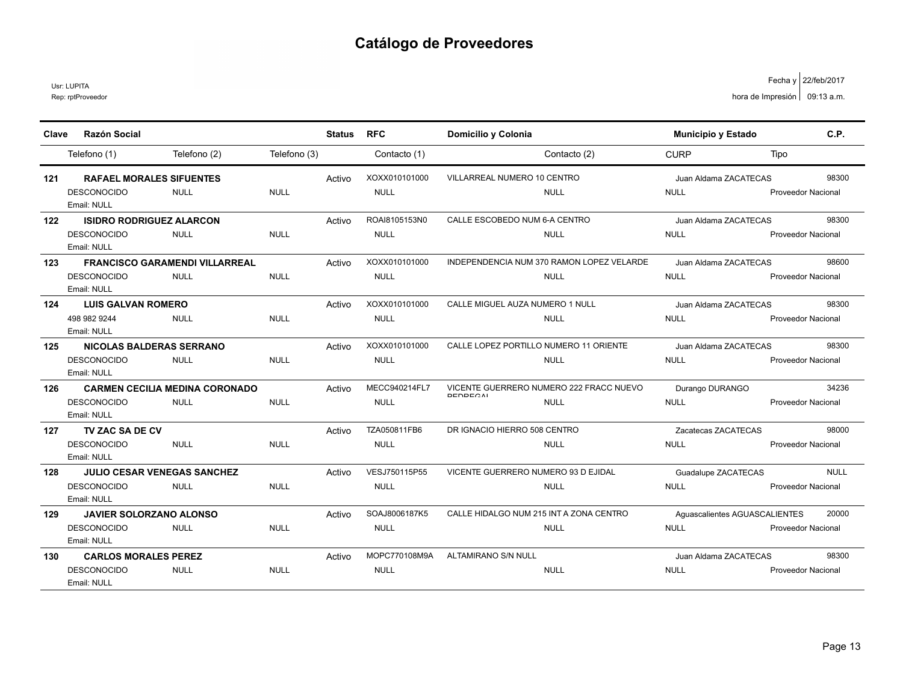# Catálogo de Proveedores

Usr: LUPITA
Rep: rptProveedor

Fecha y hora de Impresión: 22/feb/2017 09:13 a.m.

| Clave | Razón Social | | | Status | RFC | Domicilio y Colonia | | Municipio y Estado | | C.P. |
|---|---|---|---|---|---|---|---|---|---|---|
| | Telefono (1) | Telefono (2) | Telefono (3) | | Contacto (1) | | Contacto (2) | CURP | Tipo | |
| 121 | RAFAEL MORALES SIFUENTES | | | Activo | XOXX010101000 | VILLARREAL NUMERO 10 CENTRO | | Juan Aldama ZACATECAS | | 98300 |
| | DESCONOCIDO | NULL | NULL | | NULL | | NULL | NULL | Proveedor Nacional | |
| | Email: NULL | | | | | | | | | |
| 122 | ISIDRO RODRIGUEZ ALARCON | | | Activo | ROAI8105153N0 | CALLE ESCOBEDO NUM 6-A CENTRO | | Juan Aldama ZACATECAS | | 98300 |
| | DESCONOCIDO | NULL | NULL | | NULL | | NULL | NULL | Proveedor Nacional | |
| | Email: NULL | | | | | | | | | |
| 123 | FRANCISCO GARAMENDI VILLARREAL | | | Activo | XOXX010101000 | INDEPENDENCIA NUM 370 RAMON LOPEZ VELARDE | | Juan Aldama ZACATECAS | | 98600 |
| | DESCONOCIDO | NULL | NULL | | NULL | | NULL | NULL | Proveedor Nacional | |
| | Email: NULL | | | | | | | | | |
| 124 | LUIS GALVAN ROMERO | | | Activo | XOXX010101000 | CALLE MIGUEL AUZA NUMERO 1 NULL | | Juan Aldama ZACATECAS | | 98300 |
| | 498 982 9244 | NULL | NULL | | NULL | | NULL | NULL | Proveedor Nacional | |
| | Email: NULL | | | | | | | | | |
| 125 | NICOLAS BALDERAS SERRANO | | | Activo | XOXX010101000 | CALLE LOPEZ PORTILLO NUMERO 11 ORIENTE | | Juan Aldama ZACATECAS | | 98300 |
| | DESCONOCIDO | NULL | NULL | | NULL | | NULL | NULL | Proveedor Nacional | |
| | Email: NULL | | | | | | | | | |
| 126 | CARMEN CECILIA MEDINA CORONADO | | | Activo | MECC940214FL7 | VICENTE GUERRERO NUMERO 222 FRACC NUEVO PEDREGAL | | Durango DURANGO | | 34236 |
| | DESCONOCIDO | NULL | NULL | | NULL | | NULL | NULL | Proveedor Nacional | |
| | Email: NULL | | | | | | | | | |
| 127 | TV ZAC SA DE CV | | | Activo | TZA050811FB6 | DR IGNACIO HIERRO 508 CENTRO | | Zacatecas ZACATECAS | | 98000 |
| | DESCONOCIDO | NULL | NULL | | NULL | | NULL | NULL | Proveedor Nacional | |
| | Email: NULL | | | | | | | | | |
| 128 | JULIO CESAR VENEGAS SANCHEZ | | | Activo | VESJ750115P55 | VICENTE GUERRERO NUMERO 93 D EJIDAL | | Guadalupe ZACATECAS | | NULL |
| | DESCONOCIDO | NULL | NULL | | NULL | | NULL | NULL | Proveedor Nacional | |
| | Email: NULL | | | | | | | | | |
| 129 | JAVIER SOLORZANO ALONSO | | | Activo | SOAJ8006187K5 | CALLE HIDALGO NUM 215 INT A ZONA CENTRO | | Aguascalientes AGUASCALIENTES | | 20000 |
| | DESCONOCIDO | NULL | NULL | | NULL | | NULL | NULL | Proveedor Nacional | |
| | Email: NULL | | | | | | | | | |
| 130 | CARLOS MORALES PEREZ | | | Activo | MOPC770108M9A | ALTAMIRANO S/N NULL | | Juan Aldama ZACATECAS | | 98300 |
| | DESCONOCIDO | NULL | NULL | | NULL | | NULL | NULL | Proveedor Nacional | |
| | Email: NULL | | | | | | | | | |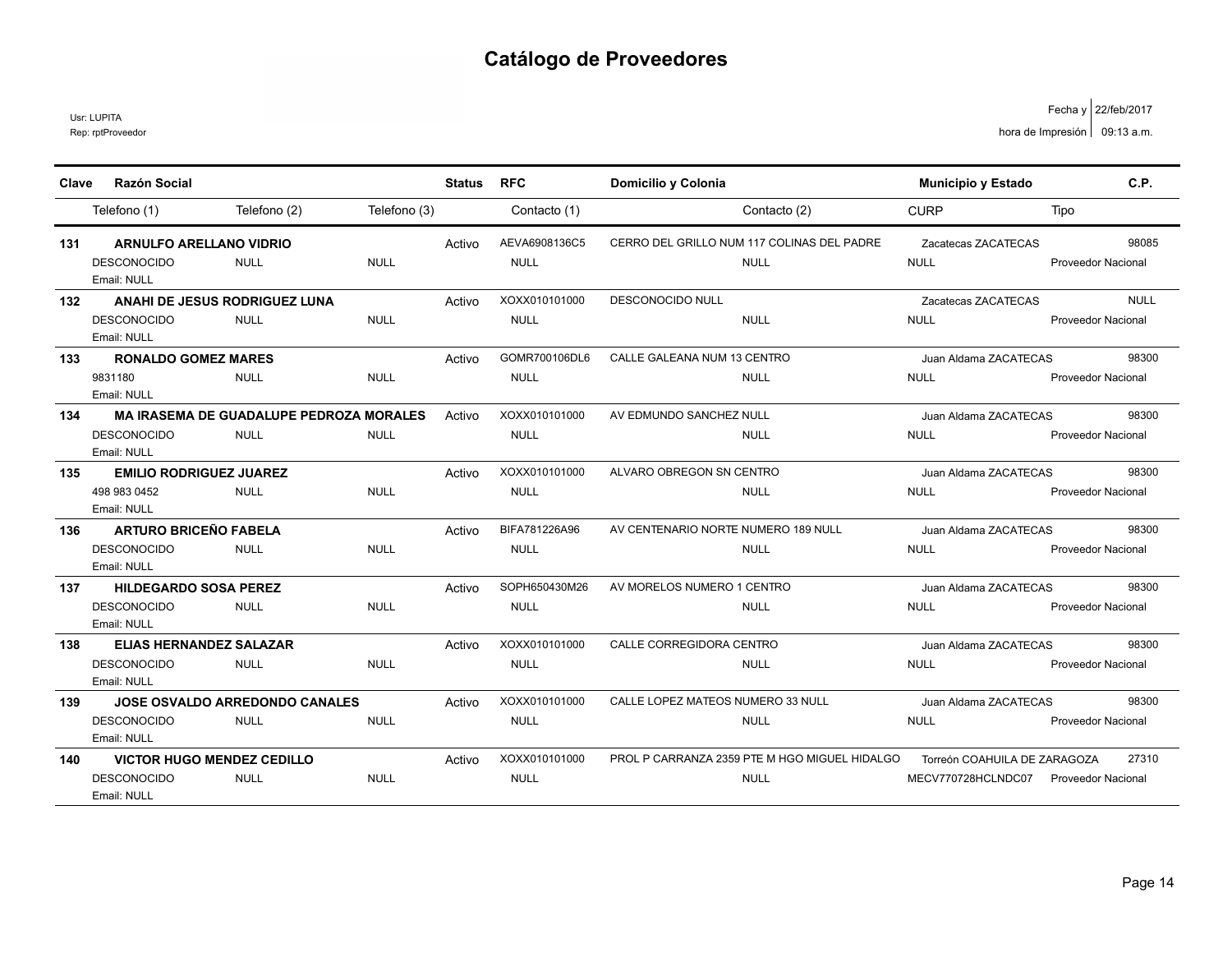# Catálogo de Proveedores

Usr: LUPITA
Rep: rptProveedor

Fecha y hora de Impresión: 22/feb/2017 09:13 a.m.

| Clave | Razón Social | | | Status | RFC | Domicilio y Colonia | Municipio y Estado | | C.P. |
|---|---|---|---|---|---|---|---|---|---|
| | Telefono (1) | Telefono (2) | Telefono (3) | | Contacto (1) | Contacto (2) | CURP | Tipo | |
| 131 | **ARNULFO ARELLANO VIDRIO** | | | Activo | AEVA6908136C5 | CERRO DEL GRILLO NUM 117 COLINAS DEL PADRE | Zacatecas ZACATECAS | | 98085 |
| | DESCONOCIDO | NULL | NULL | | NULL | NULL | NULL | Proveedor Nacional | |
| | Email: NULL | | | | | | | | |
| 132 | **ANAHI DE JESUS RODRIGUEZ LUNA** | | | Activo | XOXX010101000 | DESCONOCIDO NULL | Zacatecas ZACATECAS | | NULL |
| | DESCONOCIDO | NULL | NULL | | NULL | NULL | NULL | Proveedor Nacional | |
| | Email: NULL | | | | | | | | |
| 133 | **RONALDO GOMEZ MARES** | | | Activo | GOMR700106DL6 | CALLE GALEANA NUM 13 CENTRO | Juan Aldama ZACATECAS | | 98300 |
| | 9831180 | NULL | NULL | | NULL | NULL | NULL | Proveedor Nacional | |
| | Email: NULL | | | | | | | | |
| 134 | **MA IRASEMA DE GUADALUPE PEDROZA MORALES** | | | Activo | XOXX010101000 | AV EDMUNDO SANCHEZ NULL | Juan Aldama ZACATECAS | | 98300 |
| | DESCONOCIDO | NULL | NULL | | NULL | NULL | NULL | Proveedor Nacional | |
| | Email: NULL | | | | | | | | |
| 135 | **EMILIO RODRIGUEZ JUAREZ** | | | Activo | XOXX010101000 | ALVARO OBREGON SN CENTRO | Juan Aldama ZACATECAS | | 98300 |
| | 498 983 0452 | NULL | NULL | | NULL | NULL | NULL | Proveedor Nacional | |
| | Email: NULL | | | | | | | | |
| 136 | **ARTURO BRICEÑO FABELA** | | | Activo | BIFA781226A96 | AV CENTENARIO NORTE NUMERO 189 NULL | Juan Aldama ZACATECAS | | 98300 |
| | DESCONOCIDO | NULL | NULL | | NULL | NULL | NULL | Proveedor Nacional | |
| | Email: NULL | | | | | | | | |
| 137 | **HILDEGARDO SOSA PEREZ** | | | Activo | SOPH650430M26 | AV MORELOS NUMERO 1 CENTRO | Juan Aldama ZACATECAS | | 98300 |
| | DESCONOCIDO | NULL | NULL | | NULL | NULL | NULL | Proveedor Nacional | |
| | Email: NULL | | | | | | | | |
| 138 | **ELIAS HERNANDEZ SALAZAR** | | | Activo | XOXX010101000 | CALLE CORREGIDORA CENTRO | Juan Aldama ZACATECAS | | 98300 |
| | DESCONOCIDO | NULL | NULL | | NULL | NULL | NULL | Proveedor Nacional | |
| | Email: NULL | | | | | | | | |
| 139 | **JOSE OSVALDO ARREDONDO CANALES** | | | Activo | XOXX010101000 | CALLE LOPEZ MATEOS NUMERO 33 NULL | Juan Aldama ZACATECAS | | 98300 |
| | DESCONOCIDO | NULL | NULL | | NULL | NULL | NULL | Proveedor Nacional | |
| | Email: NULL | | | | | | | | |
| 140 | **VICTOR HUGO MENDEZ CEDILLO** | | | Activo | XOXX010101000 | PROL P CARRANZA 2359 PTE M HGO MIGUEL HIDALGO | Torreón COAHUILA DE ZARAGOZA | | 27310 |
| | DESCONOCIDO | NULL | NULL | | NULL | NULL | MECV770728HCLNDC07 | Proveedor Nacional | |
| | Email: NULL | | | | | | | | |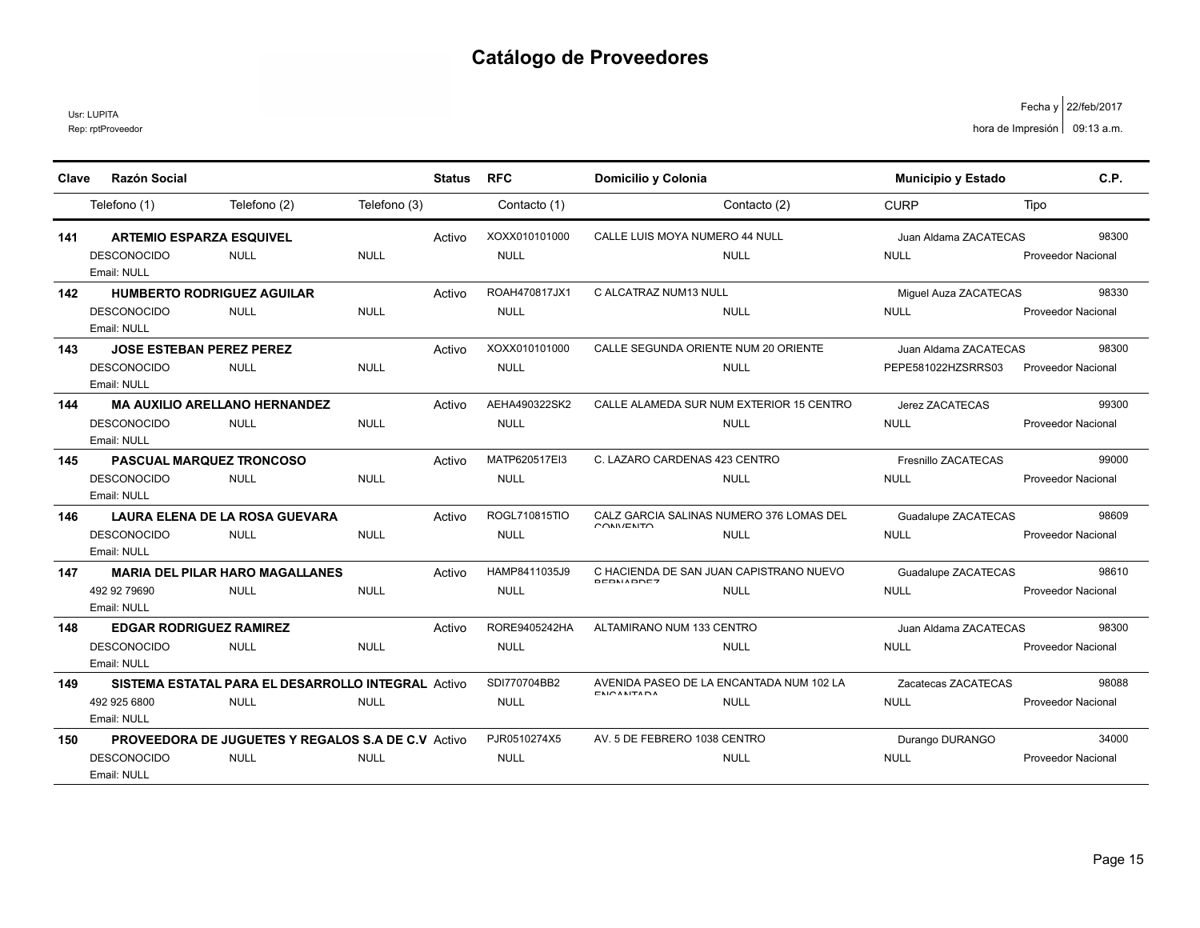# Catálogo de Proveedores

Usr: LUPITA
Rep: rptProveedor

Fecha y hora de Impresión: 22/feb/2017 09:13 a.m.

| Clave | Razón Social | | | Status | RFC | Domicilio y Colonia | Municipio y Estado | C.P. |
|---|---|---|---|---|---|---|---|---|
| | Telefono (1) | Telefono (2) | Telefono (3) | | Contacto (1) | Contacto (2) | CURP | Tipo |
| 141 | ARTEMIO ESPARZA ESQUIVEL | | | Activo | XOXX010101000 | CALLE LUIS MOYA NUMERO 44 NULL | Juan Aldama ZACATECAS | 98300 |
| | DESCONOCIDO | NULL | NULL | | NULL | NULL | NULL | Proveedor Nacional |
| | Email: NULL | | | | | | | |
| 142 | HUMBERTO RODRIGUEZ AGUILAR | | | Activo | ROAH470817JX1 | C ALCATRAZ NUM13 NULL | Miguel Auza ZACATECAS | 98330 |
| | DESCONOCIDO | NULL | NULL | | NULL | NULL | NULL | Proveedor Nacional |
| | Email: NULL | | | | | | | |
| 143 | JOSE ESTEBAN PEREZ PEREZ | | | Activo | XOXX010101000 | CALLE SEGUNDA ORIENTE NUM 20 ORIENTE | Juan Aldama ZACATECAS | 98300 |
| | DESCONOCIDO | NULL | NULL | | NULL | NULL | PEPE581022HZSRRS03 | Proveedor Nacional |
| | Email: NULL | | | | | | | |
| 144 | MA AUXILIO ARELLANO HERNANDEZ | | | Activo | AEHA490322SK2 | CALLE ALAMEDA SUR NUM EXTERIOR 15 CENTRO | Jerez ZACATECAS | 99300 |
| | DESCONOCIDO | NULL | NULL | | NULL | NULL | NULL | Proveedor Nacional |
| | Email: NULL | | | | | | | |
| 145 | PASCUAL MARQUEZ TRONCOSO | | | Activo | MATP620517EI3 | C. LAZARO CARDENAS 423 CENTRO | Fresnillo ZACATECAS | 99000 |
| | DESCONOCIDO | NULL | NULL | | NULL | NULL | NULL | Proveedor Nacional |
| | Email: NULL | | | | | | | |
| 146 | LAURA ELENA DE LA ROSA GUEVARA | | | Activo | ROGL710815TIO | CALZ GARCIA SALINAS NUMERO 376 LOMAS DEL CONVENTO | Guadalupe ZACATECAS | 98609 |
| | DESCONOCIDO | NULL | NULL | | NULL | NULL | NULL | Proveedor Nacional |
| | Email: NULL | | | | | | | |
| 147 | MARIA DEL PILAR HARO MAGALLANES | | | Activo | HAMP8411035J9 | C HACIENDA DE SAN JUAN CAPISTRANO NUEVO BERNARDEZ | Guadalupe ZACATECAS | 98610 |
| | 492 92 79690 | NULL | NULL | | NULL | NULL | NULL | Proveedor Nacional |
| | Email: NULL | | | | | | | |
| 148 | EDGAR RODRIGUEZ RAMIREZ | | | Activo | RORE9405242HA | ALTAMIRANO NUM 133 CENTRO | Juan Aldama ZACATECAS | 98300 |
| | DESCONOCIDO | NULL | NULL | | NULL | NULL | NULL | Proveedor Nacional |
| | Email: NULL | | | | | | | |
| 149 | SISTEMA ESTATAL PARA EL DESARROLLO INTEGRAL | | | Activo | SDI770704BB2 | AVENIDA PASEO DE LA ENCANTADA NUM 102 LA ENCANTADA | Zacatecas ZACATECAS | 98088 |
| | 492 925 6800 | NULL | NULL | | NULL | NULL | NULL | Proveedor Nacional |
| | Email: NULL | | | | | | | |
| 150 | PROVEEDORA DE JUGUETES Y REGALOS S.A DE C.V | | | Activo | PJR0510274X5 | AV. 5 DE FEBRERO 1038 CENTRO | Durango DURANGO | 34000 |
| | DESCONOCIDO | NULL | NULL | | NULL | NULL | NULL | Proveedor Nacional |
| | Email: NULL | | | | | | | |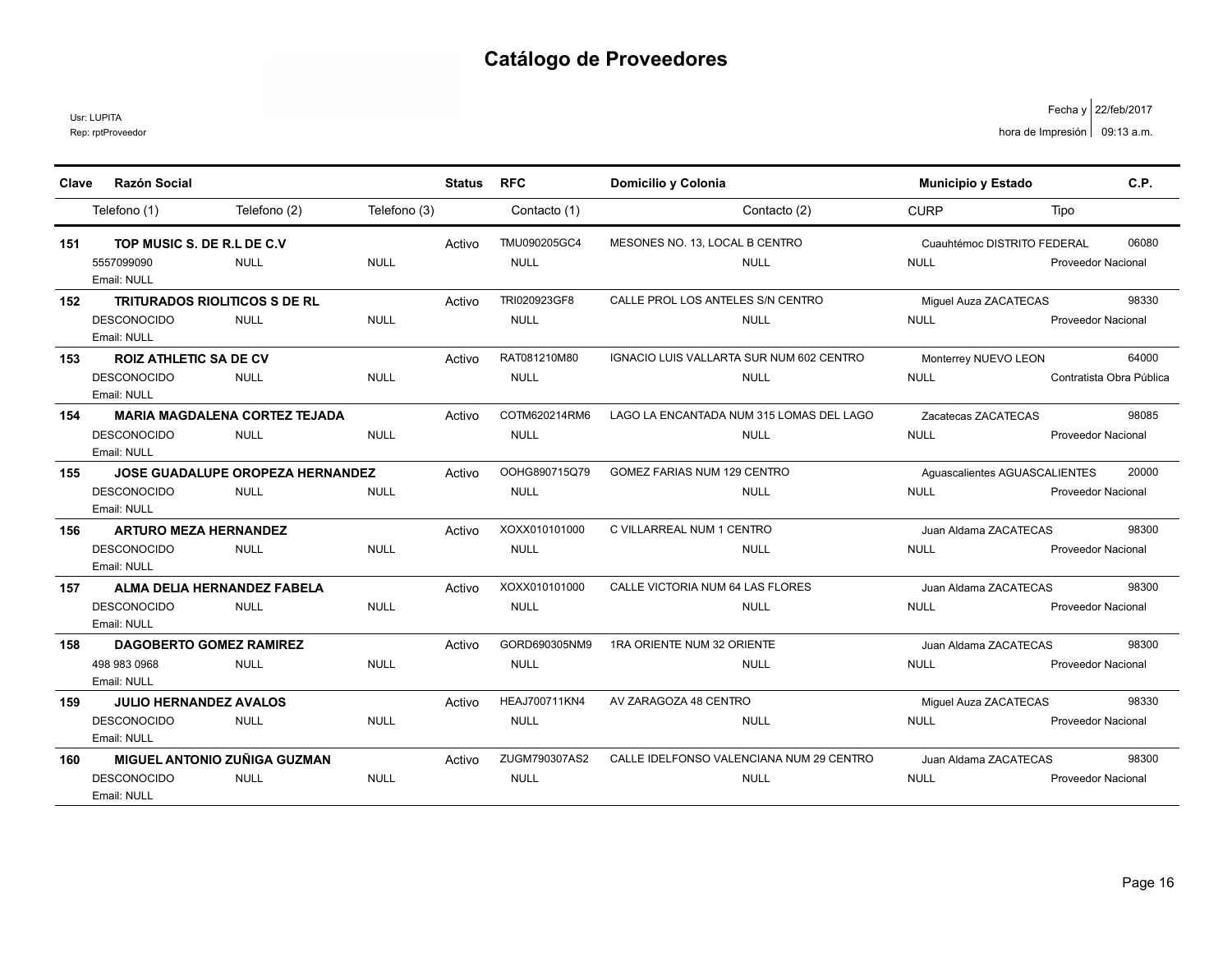# Catálogo de Proveedores

Usr: LUPITA
Rep: rptProveedor

Fecha y hora de Impresión: 22/feb/2017 09:13 a.m.

| Clave | Razón Social | | | Status | RFC | Domicilio y Colonia | Municipio y Estado | | C.P. |
|---|---|---|---|---|---|---|---|---|---|
| | Telefono (1) | Telefono (2) | Telefono (3) | | Contacto (1) | Contacto (2) | CURP | Tipo | |
| **151** | **TOP MUSIC S. DE R.L DE C.V** | | | Activo | TMU090205GC4 | MESONES NO. 13, LOCAL B CENTRO | Cuauhtémoc DISTRITO FEDERAL | | 06080 |
| | 5557099090 | NULL | NULL | | NULL | NULL | NULL | Proveedor Nacional | |
| | Email: NULL | | | | | | | | |
| **152** | **TRITURADOS RIOLITICOS S DE RL** | | | Activo | TRI020923GF8 | CALLE PROL LOS ANTELES S/N CENTRO | Miguel Auza ZACATECAS | | 98330 |
| | DESCONOCIDO | NULL | NULL | | NULL | NULL | NULL | Proveedor Nacional | |
| | Email: NULL | | | | | | | | |
| **153** | **ROIZ ATHLETIC SA DE CV** | | | Activo | RAT081210M80 | IGNACIO LUIS VALLARTA SUR NUM 602 CENTRO | Monterrey NUEVO LEON | | 64000 |
| | DESCONOCIDO | NULL | NULL | | NULL | NULL | NULL | Contratista Obra Pública | |
| | Email: NULL | | | | | | | | |
| **154** | **MARIA MAGDALENA CORTEZ TEJADA** | | | Activo | COTM620214RM6 | LAGO LA ENCANTADA NUM 315 LOMAS DEL LAGO | Zacatecas ZACATECAS | | 98085 |
| | DESCONOCIDO | NULL | NULL | | NULL | NULL | NULL | Proveedor Nacional | |
| | Email: NULL | | | | | | | | |
| **155** | **JOSE GUADALUPE OROPEZA HERNANDEZ** | | | Activo | OOHG890715Q79 | GOMEZ FARIAS NUM 129 CENTRO | Aguascalientes AGUASCALIENTES | | 20000 |
| | DESCONOCIDO | NULL | NULL | | NULL | NULL | NULL | Proveedor Nacional | |
| | Email: NULL | | | | | | | | |
| **156** | **ARTURO MEZA HERNANDEZ** | | | Activo | XOXX010101000 | C VILLARREAL NUM 1 CENTRO | Juan Aldama ZACATECAS | | 98300 |
| | DESCONOCIDO | NULL | NULL | | NULL | NULL | NULL | Proveedor Nacional | |
| | Email: NULL | | | | | | | | |
| **157** | **ALMA DELIA HERNANDEZ FABELA** | | | Activo | XOXX010101000 | CALLE VICTORIA NUM 64 LAS FLORES | Juan Aldama ZACATECAS | | 98300 |
| | DESCONOCIDO | NULL | NULL | | NULL | NULL | NULL | Proveedor Nacional | |
| | Email: NULL | | | | | | | | |
| **158** | **DAGOBERTO GOMEZ RAMIREZ** | | | Activo | GORD690305NM9 | 1RA ORIENTE NUM 32 ORIENTE | Juan Aldama ZACATECAS | | 98300 |
| | 498 983 0968 | NULL | NULL | | NULL | NULL | NULL | Proveedor Nacional | |
| | Email: NULL | | | | | | | | |
| **159** | **JULIO HERNANDEZ AVALOS** | | | Activo | HEAJ700711KN4 | AV ZARAGOZA 48 CENTRO | Miguel Auza ZACATECAS | | 98330 |
| | DESCONOCIDO | NULL | NULL | | NULL | NULL | NULL | Proveedor Nacional | |
| | Email: NULL | | | | | | | | |
| **160** | **MIGUEL ANTONIO ZUÑIGA GUZMAN** | | | Activo | ZUGM790307AS2 | CALLE IDELFONSO VALENCIANA NUM 29 CENTRO | Juan Aldama ZACATECAS | | 98300 |
| | DESCONOCIDO | NULL | NULL | | NULL | NULL | NULL | Proveedor Nacional | |
| | Email: NULL | | | | | | | | |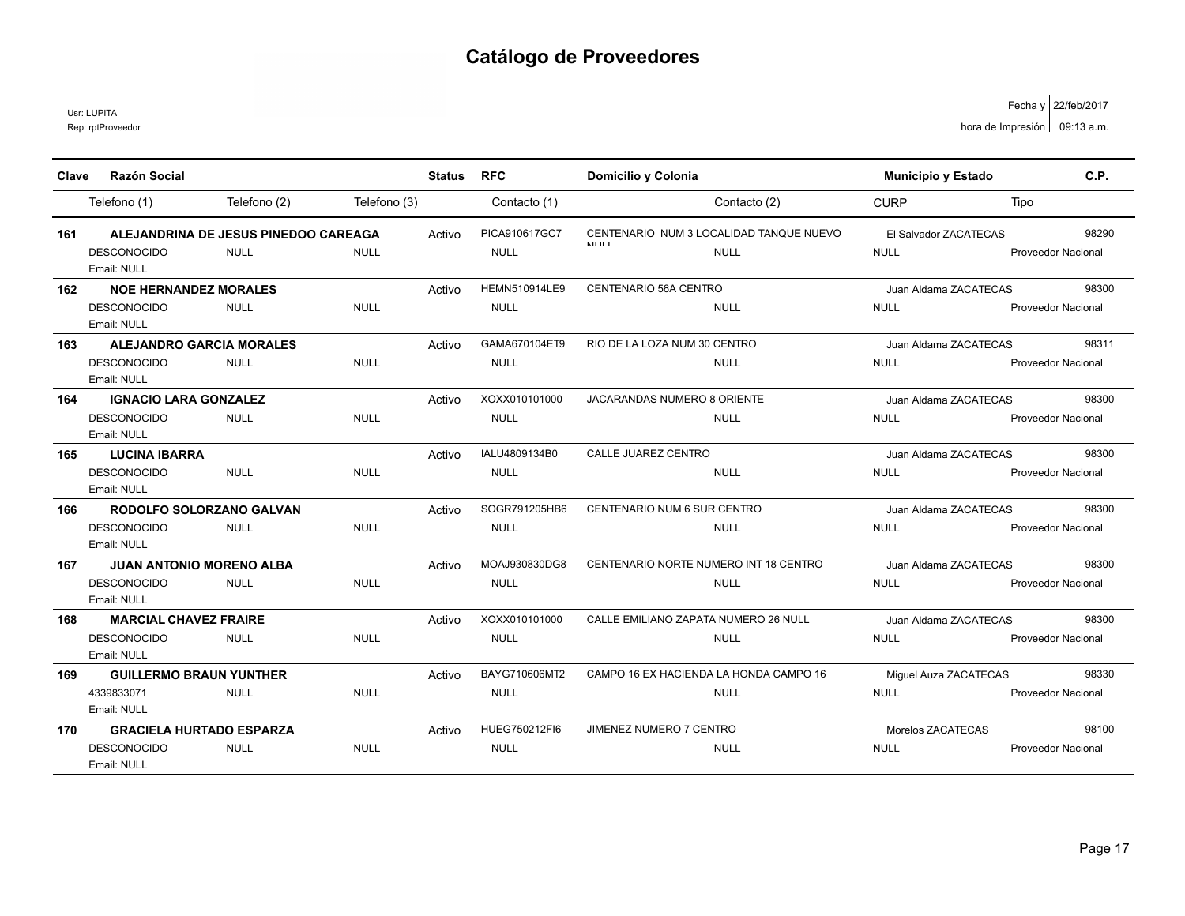# Catálogo de Proveedores

Usr: LUPITA
Rep: rptProveedor

Fecha y hora de Impresión: 22/feb/2017 09:13 a.m.

| Clave | Razón Social | | | Status | RFC | Domicilio y Colonia | | Municipio y Estado | | C.P. |
|---|---|---|---|---|---|---|---|---|---|---|
| | Telefono (1) | Telefono (2) | Telefono (3) | | Contacto (1) | | Contacto (2) | CURP | Tipo | |
| 161 | ALEJANDRINA DE JESUS PINEDOO CAREAGA | | | Activo | PICA910617GC7 | CENTENARIO NUM 3 LOCALIDAD TANQUE NUEVO NULL | | El Salvador ZACATECAS | | 98290 |
| | DESCONOCIDO | NULL | NULL | | NULL | | NULL | NULL | Proveedor Nacional | |
| | Email: NULL | | | | | | | | | |
| 162 | NOE HERNANDEZ MORALES | | | Activo | HEMN510914LE9 | CENTENARIO 56A CENTRO | | Juan Aldama ZACATECAS | | 98300 |
| | DESCONOCIDO | NULL | NULL | | NULL | | NULL | NULL | Proveedor Nacional | |
| | Email: NULL | | | | | | | | | |
| 163 | ALEJANDRO GARCIA MORALES | | | Activo | GAMA670104ET9 | RIO DE LA LOZA NUM 30 CENTRO | | Juan Aldama ZACATECAS | | 98311 |
| | DESCONOCIDO | NULL | NULL | | NULL | | NULL | NULL | Proveedor Nacional | |
| | Email: NULL | | | | | | | | | |
| 164 | IGNACIO LARA GONZALEZ | | | Activo | XOXX010101000 | JACARANDAS NUMERO 8 ORIENTE | | Juan Aldama ZACATECAS | | 98300 |
| | DESCONOCIDO | NULL | NULL | | NULL | | NULL | NULL | Proveedor Nacional | |
| | Email: NULL | | | | | | | | | |
| 165 | LUCINA IBARRA | | | Activo | IALU4809134B0 | CALLE JUAREZ CENTRO | | Juan Aldama ZACATECAS | | 98300 |
| | DESCONOCIDO | NULL | NULL | | NULL | | NULL | NULL | Proveedor Nacional | |
| | Email: NULL | | | | | | | | | |
| 166 | RODOLFO SOLORZANO GALVAN | | | Activo | SOGR791205HB6 | CENTENARIO NUM 6 SUR CENTRO | | Juan Aldama ZACATECAS | | 98300 |
| | DESCONOCIDO | NULL | NULL | | NULL | | NULL | NULL | Proveedor Nacional | |
| | Email: NULL | | | | | | | | | |
| 167 | JUAN ANTONIO MORENO ALBA | | | Activo | MOAJ930830DG8 | CENTENARIO NORTE NUMERO INT 18 CENTRO | | Juan Aldama ZACATECAS | | 98300 |
| | DESCONOCIDO | NULL | NULL | | NULL | | NULL | NULL | Proveedor Nacional | |
| | Email: NULL | | | | | | | | | |
| 168 | MARCIAL CHAVEZ FRAIRE | | | Activo | XOXX010101000 | CALLE EMILIANO ZAPATA NUMERO 26 NULL | | Juan Aldama ZACATECAS | | 98300 |
| | DESCONOCIDO | NULL | NULL | | NULL | | NULL | NULL | Proveedor Nacional | |
| | Email: NULL | | | | | | | | | |
| 169 | GUILLERMO BRAUN YUNTHER | | | Activo | BAYG710606MT2 | CAMPO 16 EX HACIENDA LA HONDA CAMPO 16 | | Miguel Auza ZACATECAS | | 98330 |
| | 4339833071 | NULL | NULL | | NULL | | NULL | NULL | Proveedor Nacional | |
| | Email: NULL | | | | | | | | | |
| 170 | GRACIELA HURTADO ESPARZA | | | Activo | HUEG750212FI6 | JIMENEZ NUMERO 7 CENTRO | | Morelos ZACATECAS | | 98100 |
| | DESCONOCIDO | NULL | NULL | | NULL | | NULL | NULL | Proveedor Nacional | |
| | Email: NULL | | | | | | | | | |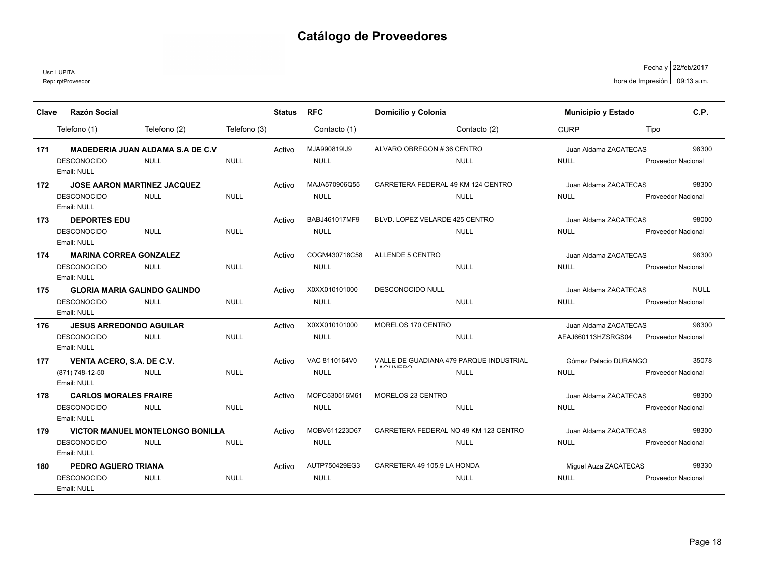# Catálogo de Proveedores

Usr: LUPITA
Rep: rptProveedor

Fecha y hora de Impresión: 22/feb/2017 09:13 a.m.

| Clave | Razón Social | | | Status | RFC | Domicilio y Colonia | | Municipio y Estado | | C.P. |
|---|---|---|---|---|---|---|---|---|---|---|
| | Telefono (1) | Telefono (2) | Telefono (3) | | Contacto (1) | | Contacto (2) | CURP | Tipo | |
| 171 | MADEDERIA JUAN ALDAMA S.A DE C.V | | | Activo | MJA990819IJ9 | ALVARO OBREGON # 36 CENTRO | | Juan Aldama ZACATECAS | | 98300 |
| | DESCONOCIDO | NULL | NULL | | NULL | | NULL | NULL | Proveedor Nacional | |
| | Email: NULL | | | | | | | | | |
| 172 | JOSE AARON MARTINEZ JACQUEZ | | | Activo | MAJA570906Q55 | CARRETERA FEDERAL 49 KM 124 CENTRO | | Juan Aldama ZACATECAS | | 98300 |
| | DESCONOCIDO | NULL | NULL | | NULL | | NULL | NULL | Proveedor Nacional | |
| | Email: NULL | | | | | | | | | |
| 173 | DEPORTES EDU | | | Activo | BABJ461017MF9 | BLVD. LOPEZ VELARDE 425 CENTRO | | Juan Aldama ZACATECAS | | 98000 |
| | DESCONOCIDO | NULL | NULL | | NULL | | NULL | NULL | Proveedor Nacional | |
| | Email: NULL | | | | | | | | | |
| 174 | MARINA CORREA GONZALEZ | | | Activo | COGM430718C58 | ALLENDE 5 CENTRO | | Juan Aldama ZACATECAS | | 98300 |
| | DESCONOCIDO | NULL | NULL | | NULL | | NULL | NULL | Proveedor Nacional | |
| | Email: NULL | | | | | | | | | |
| 175 | GLORIA MARIA GALINDO GALINDO | | | Activo | X0XX010101000 | DESCONOCIDO NULL | | Juan Aldama ZACATECAS | | NULL |
| | DESCONOCIDO | NULL | NULL | | NULL | | NULL | NULL | Proveedor Nacional | |
| | Email: NULL | | | | | | | | | |
| 176 | JESUS ARREDONDO AGUILAR | | | Activo | X0XX010101000 | MORELOS 170 CENTRO | | Juan Aldama ZACATECAS | | 98300 |
| | DESCONOCIDO | NULL | NULL | | NULL | | NULL | AEAJ660113HZSRGS04 | Proveedor Nacional | |
| | Email: NULL | | | | | | | | | |
| 177 | VENTA ACERO, S.A. DE C.V. | | | Activo | VAC 8110164V0 | VALLE DE GUADIANA 479 PARQUE INDUSTRIAL LAGUNERO | | Gómez Palacio DURANGO | | 35078 |
| | (871) 748-12-50 | NULL | NULL | | NULL | | NULL | NULL | Proveedor Nacional | |
| | Email: NULL | | | | | | | | | |
| 178 | CARLOS MORALES FRAIRE | | | Activo | MOFC530516M61 | MORELOS 23 CENTRO | | Juan Aldama ZACATECAS | | 98300 |
| | DESCONOCIDO | NULL | NULL | | NULL | | NULL | NULL | Proveedor Nacional | |
| | Email: NULL | | | | | | | | | |
| 179 | VICTOR MANUEL MONTELONGO BONILLA | | | Activo | MOBV611223D67 | CARRETERA FEDERAL NO 49 KM 123 CENTRO | | Juan Aldama ZACATECAS | | 98300 |
| | DESCONOCIDO | NULL | NULL | | NULL | | NULL | NULL | Proveedor Nacional | |
| | Email: NULL | | | | | | | | | |
| 180 | PEDRO AGUERO TRIANA | | | Activo | AUTP750429EG3 | CARRETERA 49 105.9 LA HONDA | | Miguel Auza ZACATECAS | | 98330 |
| | DESCONOCIDO | NULL | NULL | | NULL | | NULL | NULL | Proveedor Nacional | |
| | Email: NULL | | | | | | | | | |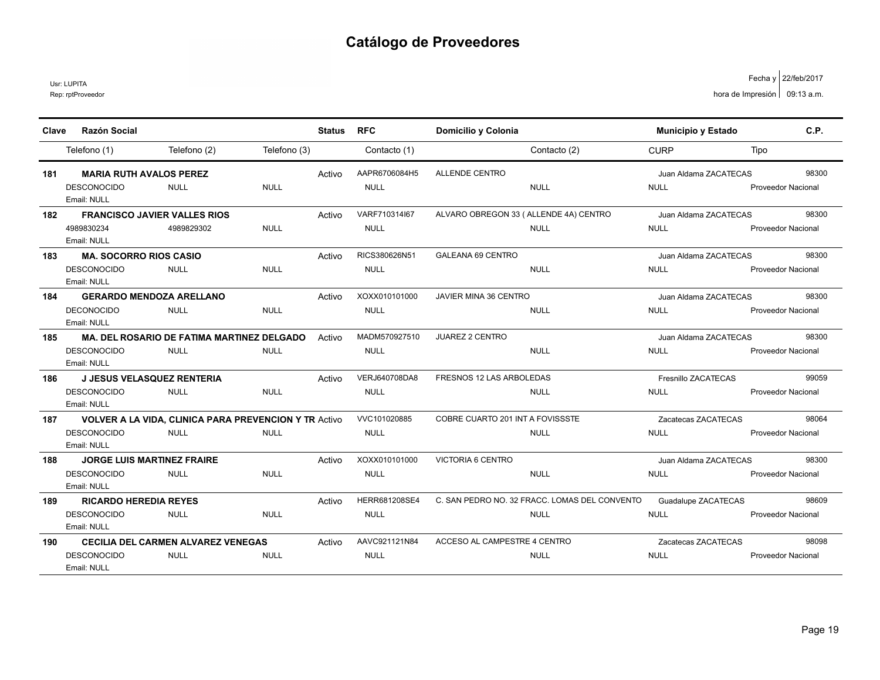# Catálogo de Proveedores

Usr: LUPITA
Rep: rptProveedor

Fecha y hora de Impresión: 22/feb/2017 09:13 a.m.

| Clave | Razón Social | | | Status | RFC | Domicilio y Colonia | Municipio y Estado | C.P. |
|---|---|---|---|---|---|---|---|---|
| | Telefono (1) | Telefono (2) | Telefono (3) | | Contacto (1) | Contacto (2) | CURP | Tipo |
| 181 | **MARIA RUTH AVALOS PEREZ** | | | Activo | AAPR6706084H5 | ALLENDE CENTRO | Juan Aldama ZACATECAS | 98300 |
| | DESCONOCIDO | NULL | NULL | | NULL | NULL | NULL | Proveedor Nacional |
| | Email: NULL | | | | | | | |
| 182 | **FRANCISCO JAVIER VALLES RIOS** | | | Activo | VARF710314I67 | ALVARO OBREGON 33 ( ALLENDE 4A) CENTRO | Juan Aldama ZACATECAS | 98300 |
| | 4989830234 | 4989829302 | NULL | | NULL | NULL | NULL | Proveedor Nacional |
| | Email: NULL | | | | | | | |
| 183 | **MA. SOCORRO RIOS CASIO** | | | Activo | RICS380626N51 | GALEANA 69 CENTRO | Juan Aldama ZACATECAS | 98300 |
| | DESCONOCIDO | NULL | NULL | | NULL | NULL | NULL | Proveedor Nacional |
| | Email: NULL | | | | | | | |
| 184 | **GERARDO MENDOZA ARELLANO** | | | Activo | XOXX010101000 | JAVIER MINA 36 CENTRO | Juan Aldama ZACATECAS | 98300 |
| | DECONOCIDO | NULL | NULL | | NULL | NULL | NULL | Proveedor Nacional |
| | Email: NULL | | | | | | | |
| 185 | **MA. DEL ROSARIO DE FATIMA MARTINEZ DELGADO** | | | Activo | MADM570927510 | JUAREZ 2 CENTRO | Juan Aldama ZACATECAS | 98300 |
| | DESCONOCIDO | NULL | NULL | | NULL | NULL | NULL | Proveedor Nacional |
| | Email: NULL | | | | | | | |
| 186 | **J JESUS VELASQUEZ RENTERIA** | | | Activo | VERJ640708DA8 | FRESNOS 12 LAS ARBOLEDAS | Fresnillo ZACATECAS | 99059 |
| | DESCONOCIDO | NULL | NULL | | NULL | NULL | NULL | Proveedor Nacional |
| | Email: NULL | | | | | | | |
| 187 | **VOLVER A LA VIDA, CLINICA PARA PREVENCION Y TR** | | | Activo | VVC101020885 | COBRE CUARTO 201 INT A FOVISSSTE | Zacatecas ZACATECAS | 98064 |
| | DESCONOCIDO | NULL | NULL | | NULL | NULL | NULL | Proveedor Nacional |
| | Email: NULL | | | | | | | |
| 188 | **JORGE LUIS MARTINEZ FRAIRE** | | | Activo | XOXX010101000 | VICTORIA 6 CENTRO | Juan Aldama ZACATECAS | 98300 |
| | DESCONOCIDO | NULL | NULL | | NULL | NULL | NULL | Proveedor Nacional |
| | Email: NULL | | | | | | | |
| 189 | **RICARDO HEREDIA REYES** | | | Activo | HERR681208SE4 | C. SAN PEDRO NO. 32 FRACC. LOMAS DEL CONVENTO | Guadalupe ZACATECAS | 98609 |
| | DESCONOCIDO | NULL | NULL | | NULL | NULL | NULL | Proveedor Nacional |
| | Email: NULL | | | | | | | |
| 190 | **CECILIA DEL CARMEN ALVAREZ VENEGAS** | | | Activo | AAVC921121N84 | ACCESO AL CAMPESTRE 4 CENTRO | Zacatecas ZACATECAS | 98098 |
| | DESCONOCIDO | NULL | NULL | | NULL | NULL | NULL | Proveedor Nacional |
| | Email: NULL | | | | | | | |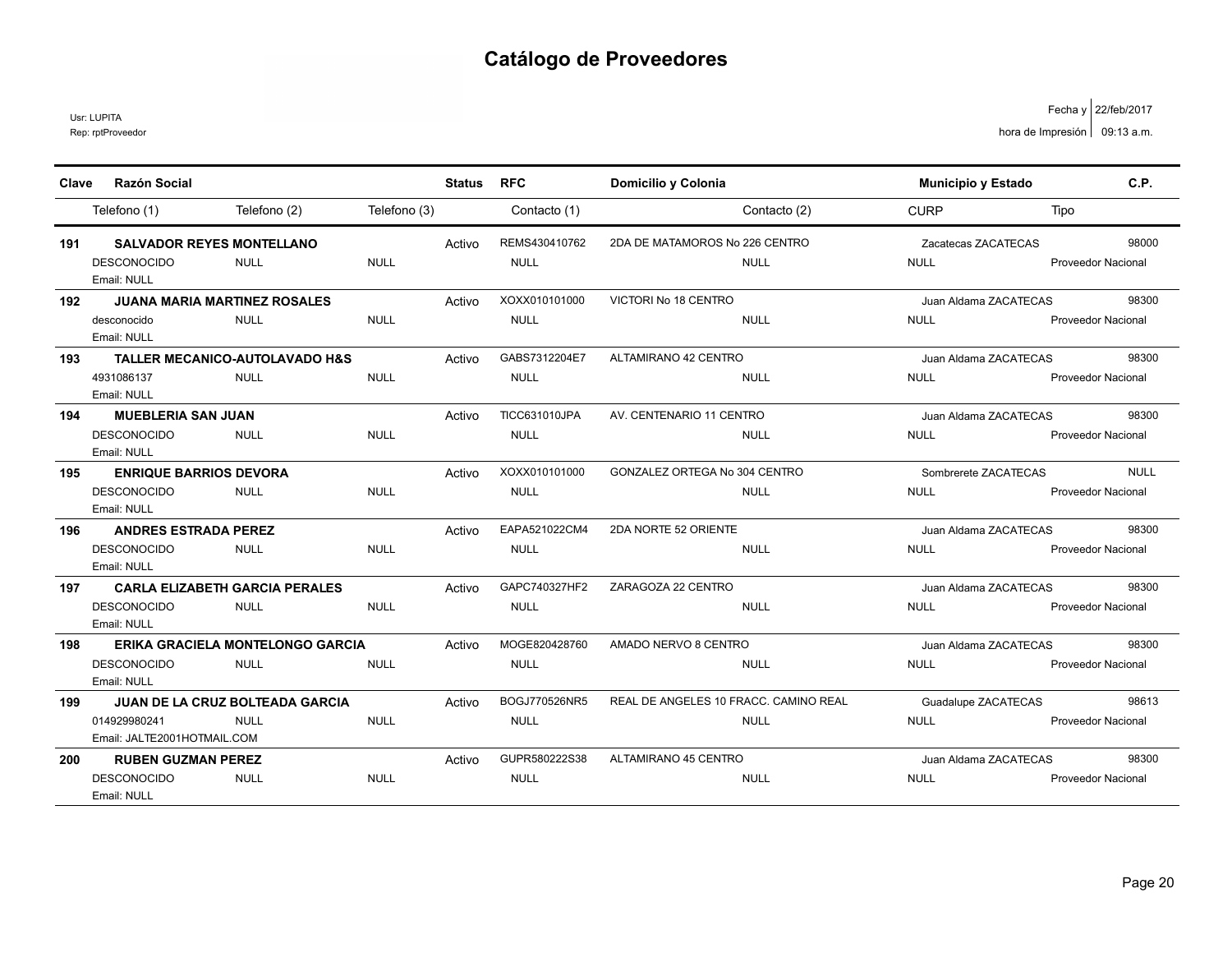# Catálogo de Proveedores

Usr: LUPITA
Rep: rptProveedor

Fecha y hora de Impresión: 22/feb/2017 09:13 a.m.

| Clave | Razón Social | | | Status | RFC | Domicilio y Colonia | | Municipio y Estado | | C.P. |
|---|---|---|---|---|---|---|---|---|---|---|
| | Telefono (1) | Telefono (2) | Telefono (3) | | Contacto (1) | | Contacto (2) | CURP | Tipo | |
| 191 | SALVADOR REYES MONTELLANO | | | Activo | REMS430410762 | 2DA DE MATAMOROS No 226 CENTRO | | Zacatecas ZACATECAS | | 98000 |
| | DESCONOCIDO | NULL | NULL | | NULL | | NULL | NULL | Proveedor Nacional | |
| | Email: NULL | | | | | | | | | |
| 192 | JUANA MARIA MARTINEZ ROSALES | | | Activo | XOXX010101000 | VICTORI No 18 CENTRO | | Juan Aldama ZACATECAS | | 98300 |
| | desconocido | NULL | NULL | | NULL | | NULL | NULL | Proveedor Nacional | |
| | Email: NULL | | | | | | | | | |
| 193 | TALLER MECANICO-AUTOLAVADO H&S | | | Activo | GABS7312204E7 | ALTAMIRANO 42 CENTRO | | Juan Aldama ZACATECAS | | 98300 |
| | 4931086137 | NULL | NULL | | NULL | | NULL | NULL | Proveedor Nacional | |
| | Email: NULL | | | | | | | | | |
| 194 | MUEBLERIA SAN JUAN | | | Activo | TICC631010JPA | AV. CENTENARIO 11 CENTRO | | Juan Aldama ZACATECAS | | 98300 |
| | DESCONOCIDO | NULL | NULL | | NULL | | NULL | NULL | Proveedor Nacional | |
| | Email: NULL | | | | | | | | | |
| 195 | ENRIQUE BARRIOS DEVORA | | | Activo | XOXX010101000 | GONZALEZ ORTEGA No 304 CENTRO | | Sombrerete ZACATECAS | | NULL |
| | DESCONOCIDO | NULL | NULL | | NULL | | NULL | NULL | Proveedor Nacional | |
| | Email: NULL | | | | | | | | | |
| 196 | ANDRES ESTRADA PEREZ | | | Activo | EAPA521022CM4 | 2DA NORTE 52 ORIENTE | | Juan Aldama ZACATECAS | | 98300 |
| | DESCONOCIDO | NULL | NULL | | NULL | | NULL | NULL | Proveedor Nacional | |
| | Email: NULL | | | | | | | | | |
| 197 | CARLA ELIZABETH GARCIA PERALES | | | Activo | GAPC740327HF2 | ZARAGOZA 22 CENTRO | | Juan Aldama ZACATECAS | | 98300 |
| | DESCONOCIDO | NULL | NULL | | NULL | | NULL | NULL | Proveedor Nacional | |
| | Email: NULL | | | | | | | | | |
| 198 | ERIKA GRACIELA MONTELONGO GARCIA | | | Activo | MOGE820428760 | AMADO NERVO 8 CENTRO | | Juan Aldama ZACATECAS | | 98300 |
| | DESCONOCIDO | NULL | NULL | | NULL | | NULL | NULL | Proveedor Nacional | |
| | Email: NULL | | | | | | | | | |
| 199 | JUAN DE LA CRUZ BOLTEADA GARCIA | | | Activo | BOGJ770526NR5 | REAL DE ANGELES 10 FRACC. CAMINO REAL | | Guadalupe ZACATECAS | | 98613 |
| | 014929980241 | NULL | NULL | | NULL | | NULL | NULL | Proveedor Nacional | |
| | Email: JALTE2001HOTMAIL.COM | | | | | | | | | |
| 200 | RUBEN GUZMAN PEREZ | | | Activo | GUPR580222S38 | ALTAMIRANO 45 CENTRO | | Juan Aldama ZACATECAS | | 98300 |
| | DESCONOCIDO | NULL | NULL | | NULL | | NULL | NULL | Proveedor Nacional | |
| | Email: NULL | | | | | | | | | |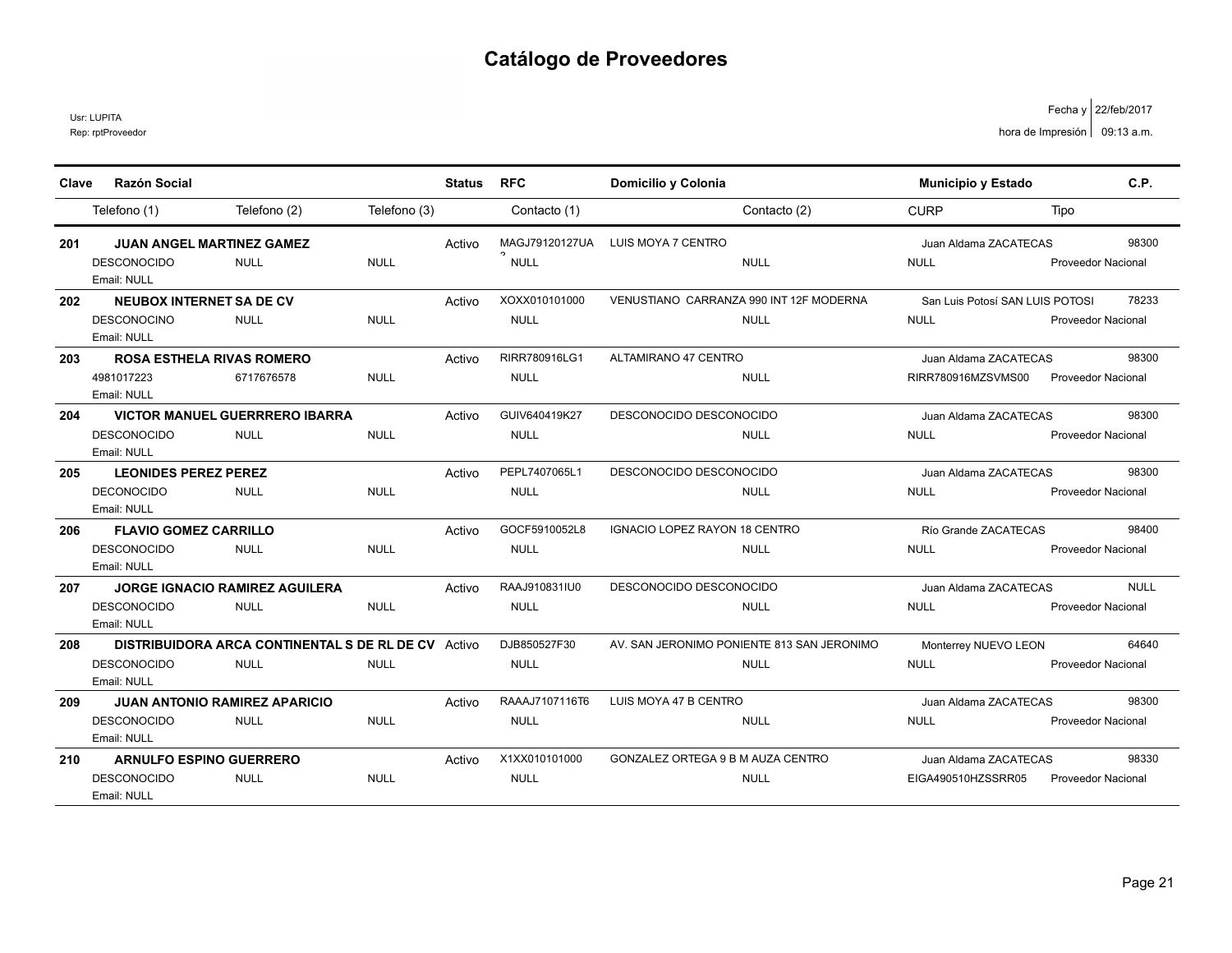# Catálogo de Proveedores

Usr: LUPITA
Rep: rptProveedor

Fecha y hora de Impresión: 22/feb/2017 09:13 a.m.

| Clave | Razón Social | | | Status | RFC | Domicilio y Colonia | | Municipio y Estado | | C.P. |
|---|---|---|---|---|---|---|---|---|---|---|
| | Telefono (1) | Telefono (2) | Telefono (3) | | Contacto (1) | | Contacto (2) | CURP | Tipo | |
| 201 | **JUAN ANGEL MARTINEZ GAMEZ** | | | Activo | MAGJ79120127UA | LUIS MOYA 7 CENTRO | | Juan Aldama ZACATECAS | | 98300 |
| | DESCONOCIDO | NULL | NULL | | NULL | | NULL | NULL | Proveedor Nacional | |
| | Email: NULL | | | | | | | | | |
| 202 | **NEUBOX INTERNET SA DE CV** | | | Activo | XOXX010101000 | VENUSTIANO CARRANZA 990 INT 12F MODERNA | | San Luis Potosí SAN LUIS POTOSI | | 78233 |
| | DESCONOCINO | NULL | NULL | | NULL | | NULL | NULL | Proveedor Nacional | |
| | Email: NULL | | | | | | | | | |
| 203 | **ROSA ESTHELA RIVAS ROMERO** | | | Activo | RIRR780916LG1 | ALTAMIRANO 47 CENTRO | | Juan Aldama ZACATECAS | | 98300 |
| | 4981017223 | 6717676578 | NULL | | NULL | | NULL | RIRR780916MZSVMS00 | Proveedor Nacional | |
| | Email: NULL | | | | | | | | | |
| 204 | **VICTOR MANUEL GUERRRERO IBARRA** | | | Activo | GUIV640419K27 | DESCONOCIDO DESCONOCIDO | | Juan Aldama ZACATECAS | | 98300 |
| | DESCONOCIDO | NULL | NULL | | NULL | | NULL | NULL | Proveedor Nacional | |
| | Email: NULL | | | | | | | | | |
| 205 | **LEONIDES PEREZ PEREZ** | | | Activo | PEPL7407065L1 | DESCONOCIDO DESCONOCIDO | | Juan Aldama ZACATECAS | | 98300 |
| | DECONOCIDO | NULL | NULL | | NULL | | NULL | NULL | Proveedor Nacional | |
| | Email: NULL | | | | | | | | | |
| 206 | **FLAVIO GOMEZ CARRILLO** | | | Activo | GOCF5910052L8 | IGNACIO LOPEZ RAYON 18 CENTRO | | Río Grande ZACATECAS | | 98400 |
| | DESCONOCIDO | NULL | NULL | | NULL | | NULL | NULL | Proveedor Nacional | |
| | Email: NULL | | | | | | | | | |
| 207 | **JORGE IGNACIO RAMIREZ AGUILERA** | | | Activo | RAAJ910831IU0 | DESCONOCIDO DESCONOCIDO | | Juan Aldama ZACATECAS | | NULL |
| | DESCONOCIDO | NULL | NULL | | NULL | | NULL | NULL | Proveedor Nacional | |
| | Email: NULL | | | | | | | | | |
| 208 | **DISTRIBUIDORA ARCA CONTINENTAL S DE RL DE CV** | | | Activo | DJB850527F30 | AV. SAN JERONIMO PONIENTE 813 SAN JERONIMO | | Monterrey NUEVO LEON | | 64640 |
| | DESCONOCIDO | NULL | NULL | | NULL | | NULL | NULL | Proveedor Nacional | |
| | Email: NULL | | | | | | | | | |
| 209 | **JUAN ANTONIO RAMIREZ APARICIO** | | | Activo | RAAAJ7107116T6 | LUIS MOYA 47 B CENTRO | | Juan Aldama ZACATECAS | | 98300 |
| | DESCONOCIDO | NULL | NULL | | NULL | | NULL | NULL | Proveedor Nacional | |
| | Email: NULL | | | | | | | | | |
| 210 | **ARNULFO ESPINO GUERRERO** | | | Activo | X1XX010101000 | GONZALEZ ORTEGA 9 B M AUZA CENTRO | | Juan Aldama ZACATECAS | | 98330 |
| | DESCONOCIDO | NULL | NULL | | NULL | | NULL | EIGA490510HZSSRR05 | Proveedor Nacional | |
| | Email: NULL | | | | | | | | | |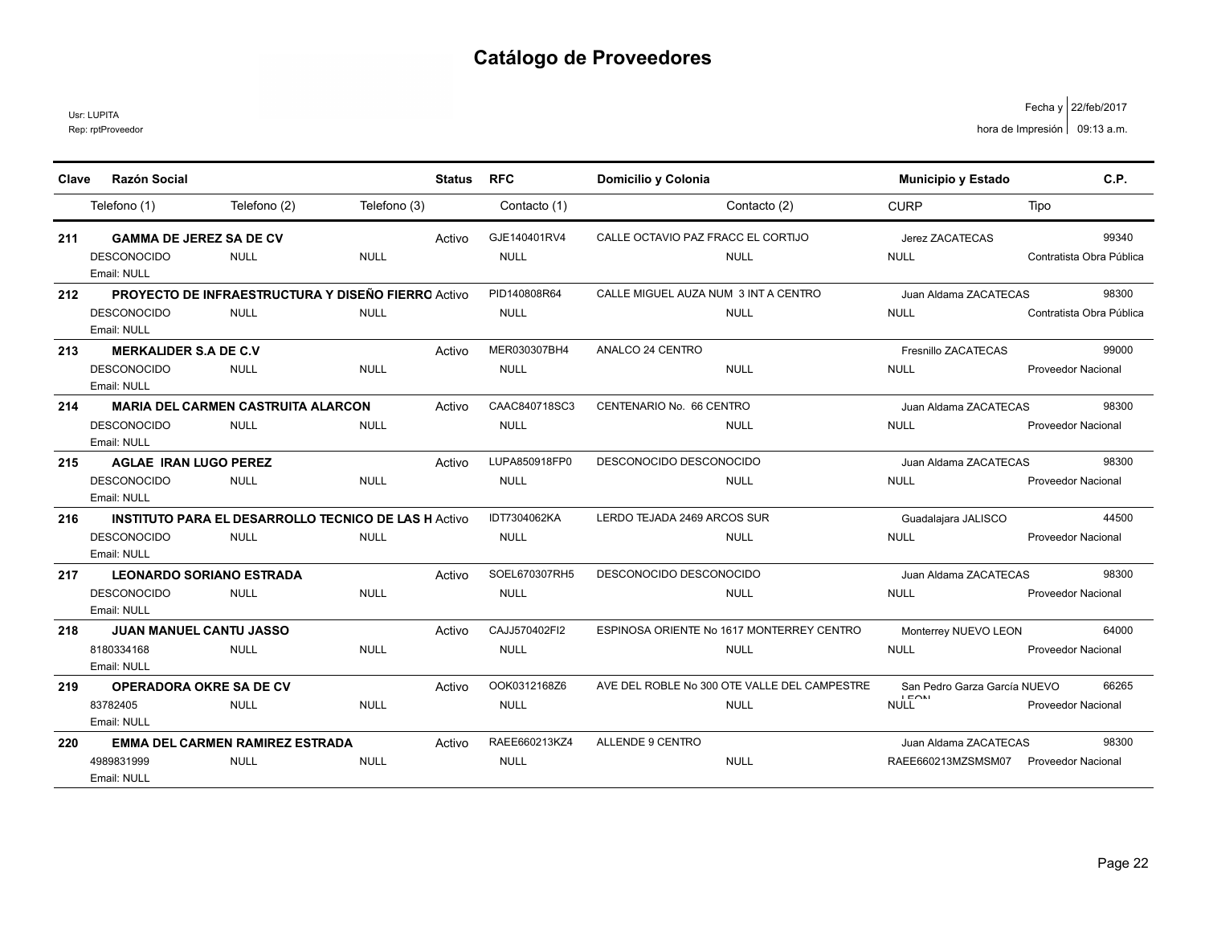# Catálogo de Proveedores

Usr: LUPITA
Rep: rptProveedor

Fecha y hora de Impresión: 22/feb/2017 09:13 a.m.

| Clave | Razón Social | | | Status | RFC | Domicilio y Colonia | Municipio y Estado | C.P. |
|---|---|---|---|---|---|---|---|---|
| | Telefono (1) | Telefono (2) | Telefono (3) | | Contacto (1) | Contacto (2) | CURP | Tipo |
| 211 | GAMMA DE JEREZ SA DE CV | | | Activo | GJE140401RV4 | CALLE OCTAVIO PAZ FRACC EL CORTIJO | Jerez ZACATECAS | 99340 |
| | DESCONOCIDO | NULL | NULL | | NULL | NULL | NULL | Contratista Obra Pública |
| | Email: NULL | | | | | | | |
| 212 | PROYECTO DE INFRAESTRUCTURA Y DISEÑO FIERRO | | | Activo | PID140808R64 | CALLE MIGUEL AUZA NUM 3 INT A CENTRO | Juan Aldama ZACATECAS | 98300 |
| | DESCONOCIDO | NULL | NULL | | NULL | NULL | NULL | Contratista Obra Pública |
| | Email: NULL | | | | | | | |
| 213 | MERKALIDER S.A DE C.V | | | Activo | MER030307BH4 | ANALCO 24 CENTRO | Fresnillo ZACATECAS | 99000 |
| | DESCONOCIDO | NULL | NULL | | NULL | NULL | NULL | Proveedor Nacional |
| | Email: NULL | | | | | | | |
| 214 | MARIA DEL CARMEN CASTRUITA ALARCON | | | Activo | CAAC840718SC3 | CENTENARIO No. 66 CENTRO | Juan Aldama ZACATECAS | 98300 |
| | DESCONOCIDO | NULL | NULL | | NULL | NULL | NULL | Proveedor Nacional |
| | Email: NULL | | | | | | | |
| 215 | AGLAE IRAN LUGO PEREZ | | | Activo | LUPA850918FP0 | DESCONOCIDO DESCONOCIDO | Juan Aldama ZACATECAS | 98300 |
| | DESCONOCIDO | NULL | NULL | | NULL | NULL | NULL | Proveedor Nacional |
| | Email: NULL | | | | | | | |
| 216 | INSTITUTO PARA EL DESARROLLO TECNICO DE LAS H | | | Activo | IDT7304062KA | LERDO TEJADA 2469 ARCOS SUR | Guadalajara JALISCO | 44500 |
| | DESCONOCIDO | NULL | NULL | | NULL | NULL | NULL | Proveedor Nacional |
| | Email: NULL | | | | | | | |
| 217 | LEONARDO SORIANO ESTRADA | | | Activo | SOEL670307RH5 | DESCONOCIDO DESCONOCIDO | Juan Aldama ZACATECAS | 98300 |
| | DESCONOCIDO | NULL | NULL | | NULL | NULL | NULL | Proveedor Nacional |
| | Email: NULL | | | | | | | |
| 218 | JUAN MANUEL CANTU JASSO | | | Activo | CAJJ570402FI2 | ESPINOSA ORIENTE No 1617 MONTERREY CENTRO | Monterrey NUEVO LEON | 64000 |
| | 8180334168 | NULL | NULL | | NULL | NULL | NULL | Proveedor Nacional |
| | Email: NULL | | | | | | | |
| 219 | OPERADORA OKRE SA DE CV | | | Activo | OOK0312168Z6 | AVE DEL ROBLE No 300 OTE VALLE DEL CAMPESTRE | San Pedro Garza García NUEVO LEON | 66265 |
| | 83782405 | NULL | NULL | | NULL | NULL | NULL | Proveedor Nacional |
| | Email: NULL | | | | | | | |
| 220 | EMMA DEL CARMEN RAMIREZ ESTRADA | | | Activo | RAEE660213KZ4 | ALLENDE 9 CENTRO | Juan Aldama ZACATECAS | 98300 |
| | 4989831999 | NULL | NULL | | NULL | NULL | RAEE660213MZSMSM07 | Proveedor Nacional |
| | Email: NULL | | | | | | | |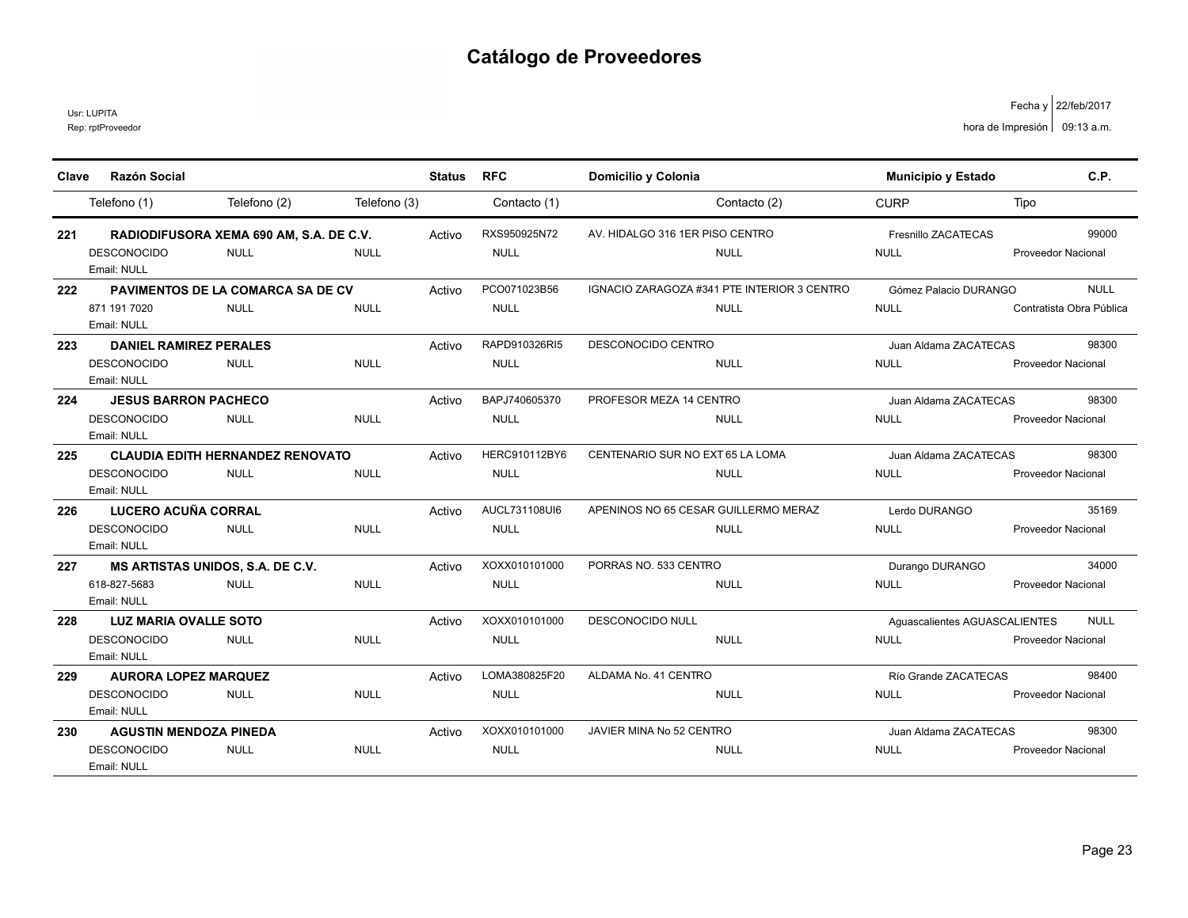# Catálogo de Proveedores

Usr: LUPITA
Rep: rptProveedor

Fecha y hora de Impresión: 22/feb/2017 09:13 a.m.

| Clave | Razón Social | | | Status | RFC | Domicilio y Colonia | Municipio y Estado | C.P. |
|---|---|---|---|---|---|---|---|---|
| | Telefono (1) | Telefono (2) | Telefono (3) | | Contacto (1) | Contacto (2) | CURP | Tipo |
| 221 | RADIODIFUSORA XEMA 690 AM, S.A. DE C.V. | | | Activo | RXS950925N72 | AV. HIDALGO 316 1ER PISO CENTRO | Fresnillo ZACATECAS | 99000 |
| | DESCONOCIDO | NULL | NULL | | NULL | NULL | NULL | Proveedor Nacional |
| | Email: NULL | | | | | | | |
| 222 | PAVIMENTOS DE LA COMARCA SA DE CV | | | Activo | PCO071023B56 | IGNACIO ZARAGOZA #341 PTE INTERIOR 3 CENTRO | Gómez Palacio DURANGO | NULL |
| | 871 191 7020 | NULL | NULL | | NULL | NULL | NULL | Contratista Obra Pública |
| | Email: NULL | | | | | | | |
| 223 | DANIEL RAMIREZ PERALES | | | Activo | RAPD910326RI5 | DESCONOCIDO CENTRO | Juan Aldama ZACATECAS | 98300 |
| | DESCONOCIDO | NULL | NULL | | NULL | NULL | NULL | Proveedor Nacional |
| | Email: NULL | | | | | | | |
| 224 | JESUS BARRON PACHECO | | | Activo | BAPJ740605370 | PROFESOR MEZA 14 CENTRO | Juan Aldama ZACATECAS | 98300 |
| | DESCONOCIDO | NULL | NULL | | NULL | NULL | NULL | Proveedor Nacional |
| | Email: NULL | | | | | | | |
| 225 | CLAUDIA EDITH HERNANDEZ RENOVATO | | | Activo | HERC910112BY6 | CENTENARIO SUR NO EXT 65 LA LOMA | Juan Aldama ZACATECAS | 98300 |
| | DESCONOCIDO | NULL | NULL | | NULL | NULL | NULL | Proveedor Nacional |
| | Email: NULL | | | | | | | |
| 226 | LUCERO ACUÑA CORRAL | | | Activo | AUCL731108UI6 | APENINOS NO 65 CESAR GUILLERMO MERAZ | Lerdo DURANGO | 35169 |
| | DESCONOCIDO | NULL | NULL | | NULL | NULL | NULL | Proveedor Nacional |
| | Email: NULL | | | | | | | |
| 227 | MS ARTISTAS UNIDOS, S.A. DE C.V. | | | Activo | XOXX010101000 | PORRAS NO. 533 CENTRO | Durango DURANGO | 34000 |
| | 618-827-5683 | NULL | NULL | | NULL | NULL | NULL | Proveedor Nacional |
| | Email: NULL | | | | | | | |
| 228 | LUZ MARIA OVALLE SOTO | | | Activo | XOXX010101000 | DESCONOCIDO NULL | Aguascalientes AGUASCALIENTES | NULL |
| | DESCONOCIDO | NULL | NULL | | NULL | NULL | NULL | Proveedor Nacional |
| | Email: NULL | | | | | | | |
| 229 | AURORA LOPEZ MARQUEZ | | | Activo | LOMA380825F20 | ALDAMA No. 41 CENTRO | Río Grande ZACATECAS | 98400 |
| | DESCONOCIDO | NULL | NULL | | NULL | NULL | NULL | Proveedor Nacional |
| | Email: NULL | | | | | | | |
| 230 | AGUSTIN MENDOZA PINEDA | | | Activo | XOXX010101000 | JAVIER MINA No 52 CENTRO | Juan Aldama ZACATECAS | 98300 |
| | DESCONOCIDO | NULL | NULL | | NULL | NULL | NULL | Proveedor Nacional |
| | Email: NULL | | | | | | | |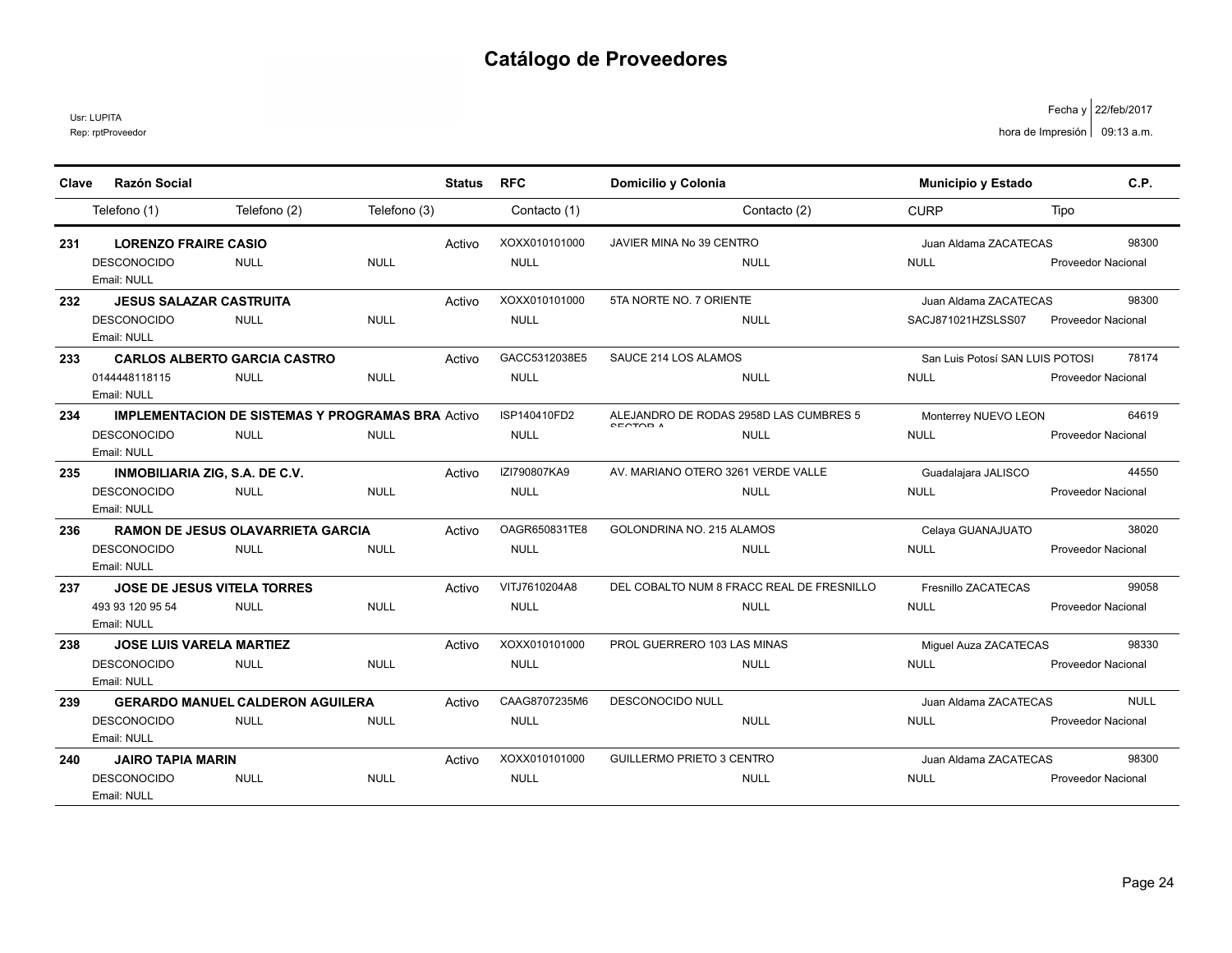# Catálogo de Proveedores

Usr: LUPITA
Rep: rptProveedor

Fecha y hora de Impresión: 22/feb/2017 09:13 a.m.

| Clave | Razón Social | | | Status | RFC | Domicilio y Colonia | | Municipio y Estado | | C.P. |
|---|---|---|---|---|---|---|---|---|---|---|
| | Telefono (1) | Telefono (2) | Telefono (3) | | Contacto (1) | | Contacto (2) | CURP | Tipo | |
| 231 | LORENZO FRAIRE CASIO | | | Activo | XOXX010101000 | JAVIER MINA No 39 CENTRO | | Juan Aldama ZACATECAS | | 98300 |
| | DESCONOCIDO | NULL | NULL | | NULL | | NULL | NULL | Proveedor Nacional | |
| | Email: NULL | | | | | | | | | |
| 232 | JESUS SALAZAR CASTRUITA | | | Activo | XOXX010101000 | 5TA NORTE NO. 7 ORIENTE | | Juan Aldama ZACATECAS | | 98300 |
| | DESCONOCIDO | NULL | NULL | | NULL | | NULL | SACJ871021HZSLSS07 | Proveedor Nacional | |
| | Email: NULL | | | | | | | | | |
| 233 | CARLOS ALBERTO GARCIA CASTRO | | | Activo | GACC5312038E5 | SAUCE 214 LOS ALAMOS | | San Luis Potosí SAN LUIS POTOSI | | 78174 |
| | 0144448118115 | NULL | NULL | | NULL | | NULL | NULL | Proveedor Nacional | |
| | Email: NULL | | | | | | | | | |
| 234 | IMPLEMENTACION DE SISTEMAS Y PROGRAMAS BRA | | | Activo | ISP140410FD2 | ALEJANDRO DE RODAS 2958D LAS CUMBRES 5 SECTOR A | | Monterrey NUEVO LEON | | 64619 |
| | DESCONOCIDO | NULL | NULL | | NULL | | NULL | NULL | Proveedor Nacional | |
| | Email: NULL | | | | | | | | | |
| 235 | INMOBILIARIA ZIG, S.A. DE C.V. | | | Activo | IZI790807KA9 | AV. MARIANO OTERO 3261 VERDE VALLE | | Guadalajara JALISCO | | 44550 |
| | DESCONOCIDO | NULL | NULL | | NULL | | NULL | NULL | Proveedor Nacional | |
| | Email: NULL | | | | | | | | | |
| 236 | RAMON DE JESUS OLAVARRIETA GARCIA | | | Activo | OAGR650831TE8 | GOLONDRINA NO. 215 ALAMOS | | Celaya GUANAJUATO | | 38020 |
| | DESCONOCIDO | NULL | NULL | | NULL | | NULL | NULL | Proveedor Nacional | |
| | Email: NULL | | | | | | | | | |
| 237 | JOSE DE JESUS VITELA TORRES | | | Activo | VITJ7610204A8 | DEL COBALTO NUM 8 FRACC REAL DE FRESNILLO | | Fresnillo ZACATECAS | | 99058 |
| | 493 93 120 95 54 | NULL | NULL | | NULL | | NULL | NULL | Proveedor Nacional | |
| | Email: NULL | | | | | | | | | |
| 238 | JOSE LUIS VARELA MARTIEZ | | | Activo | XOXX010101000 | PROL GUERRERO 103 LAS MINAS | | Miguel Auza ZACATECAS | | 98330 |
| | DESCONOCIDO | NULL | NULL | | NULL | | NULL | NULL | Proveedor Nacional | |
| | Email: NULL | | | | | | | | | |
| 239 | GERARDO MANUEL CALDERON AGUILERA | | | Activo | CAAG8707235M6 | DESCONOCIDO NULL | | Juan Aldama ZACATECAS | | NULL |
| | DESCONOCIDO | NULL | NULL | | NULL | | NULL | NULL | Proveedor Nacional | |
| | Email: NULL | | | | | | | | | |
| 240 | JAIRO TAPIA MARIN | | | Activo | XOXX010101000 | GUILLERMO PRIETO 3 CENTRO | | Juan Aldama ZACATECAS | | 98300 |
| | DESCONOCIDO | NULL | NULL | | NULL | | NULL | NULL | Proveedor Nacional | |
| | Email: NULL | | | | | | | | | |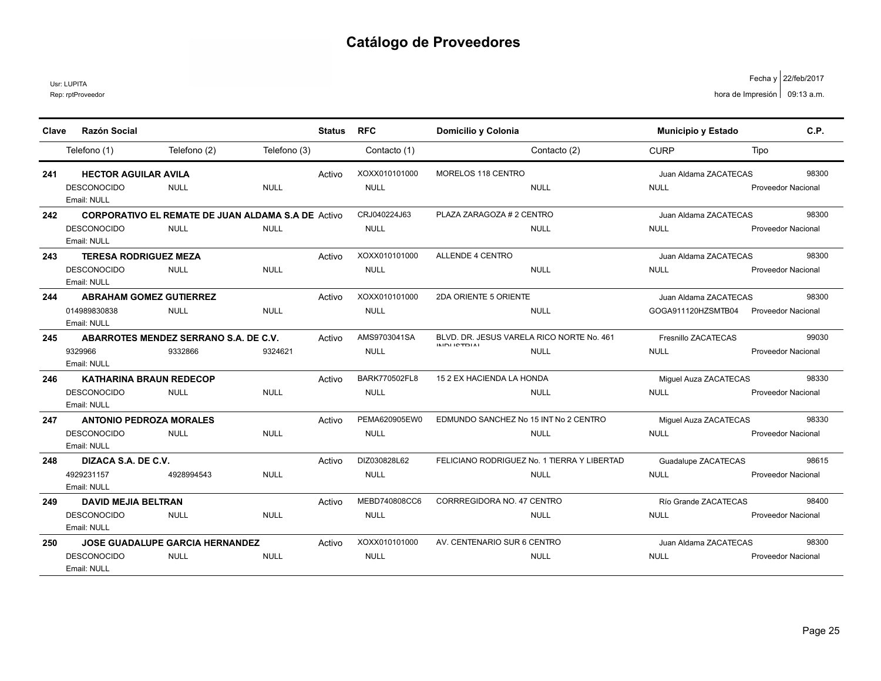# Catálogo de Proveedores

Usr: LUPITA
Rep: rptProveedor

Fecha y hora de Impresión: 22/feb/2017 09:13 a.m.

| Clave | Razón Social | | | Status | RFC | Domicilio y Colonia | | Municipio y Estado | C.P. |
|---|---|---|---|---|---|---|---|---|---|
| | Telefono (1) | Telefono (2) | Telefono (3) | | Contacto (1) | | Contacto (2) | CURP | Tipo |
| 241 | HECTOR AGUILAR AVILA | | | Activo | XOXX010101000 | MORELOS 118 CENTRO | | Juan Aldama ZACATECAS | 98300 |
| | DESCONOCIDO | NULL | NULL | | NULL | | NULL | NULL | Proveedor Nacional |
| | Email: NULL | | | | | | | | |
| 242 | CORPORATIVO EL REMATE DE JUAN ALDAMA S.A DE | | | Activo | CRJ040224J63 | PLAZA ZARAGOZA # 2 CENTRO | | Juan Aldama ZACATECAS | 98300 |
| | DESCONOCIDO | NULL | NULL | | NULL | | NULL | NULL | Proveedor Nacional |
| | Email: NULL | | | | | | | | |
| 243 | TERESA RODRIGUEZ MEZA | | | Activo | XOXX010101000 | ALLENDE 4 CENTRO | | Juan Aldama ZACATECAS | 98300 |
| | DESCONOCIDO | NULL | NULL | | NULL | | NULL | NULL | Proveedor Nacional |
| | Email: NULL | | | | | | | | |
| 244 | ABRAHAM GOMEZ GUTIERREZ | | | Activo | XOXX010101000 | 2DA ORIENTE 5 ORIENTE | | Juan Aldama ZACATECAS | 98300 |
| | 014989830838 | NULL | NULL | | NULL | | NULL | GOGA911120HZSMTB04 | Proveedor Nacional |
| | Email: NULL | | | | | | | | |
| 245 | ABARROTES MENDEZ SERRANO S.A. DE C.V. | | | Activo | AMS9703041SA | BLVD. DR. JESUS VARELA RICO NORTE No. 461 INDUSTRIAL | | Fresnillo ZACATECAS | 99030 |
| | 9329966 | 9332866 | 9324621 | | NULL | | NULL | NULL | Proveedor Nacional |
| | Email: NULL | | | | | | | | |
| 246 | KATHARINA BRAUN REDECOP | | | Activo | BARK770502FL8 | 15 2 EX HACIENDA LA HONDA | | Miguel Auza ZACATECAS | 98330 |
| | DESCONOCIDO | NULL | NULL | | NULL | | NULL | NULL | Proveedor Nacional |
| | Email: NULL | | | | | | | | |
| 247 | ANTONIO PEDROZA MORALES | | | Activo | PEMA620905EW0 | EDMUNDO SANCHEZ No 15 INT No 2 CENTRO | | Miguel Auza ZACATECAS | 98330 |
| | DESCONOCIDO | NULL | NULL | | NULL | | NULL | NULL | Proveedor Nacional |
| | Email: NULL | | | | | | | | |
| 248 | DIZACA S.A. DE C.V. | | | Activo | DIZ030828L62 | FELICIANO RODRIGUEZ No. 1 TIERRA Y LIBERTAD | | Guadalupe ZACATECAS | 98615 |
| | 4929231157 | 4928994543 | NULL | | NULL | | NULL | NULL | Proveedor Nacional |
| | Email: NULL | | | | | | | | |
| 249 | DAVID MEJIA BELTRAN | | | Activo | MEBD740808CC6 | CORRREGIDORA NO. 47 CENTRO | | Río Grande ZACATECAS | 98400 |
| | DESCONOCIDO | NULL | NULL | | NULL | | NULL | NULL | Proveedor Nacional |
| | Email: NULL | | | | | | | | |
| 250 | JOSE GUADALUPE GARCIA HERNANDEZ | | | Activo | XOXX010101000 | AV. CENTENARIO SUR 6 CENTRO | | Juan Aldama ZACATECAS | 98300 |
| | DESCONOCIDO | NULL | NULL | | NULL | | NULL | NULL | Proveedor Nacional |
| | Email: NULL | | | | | | | | |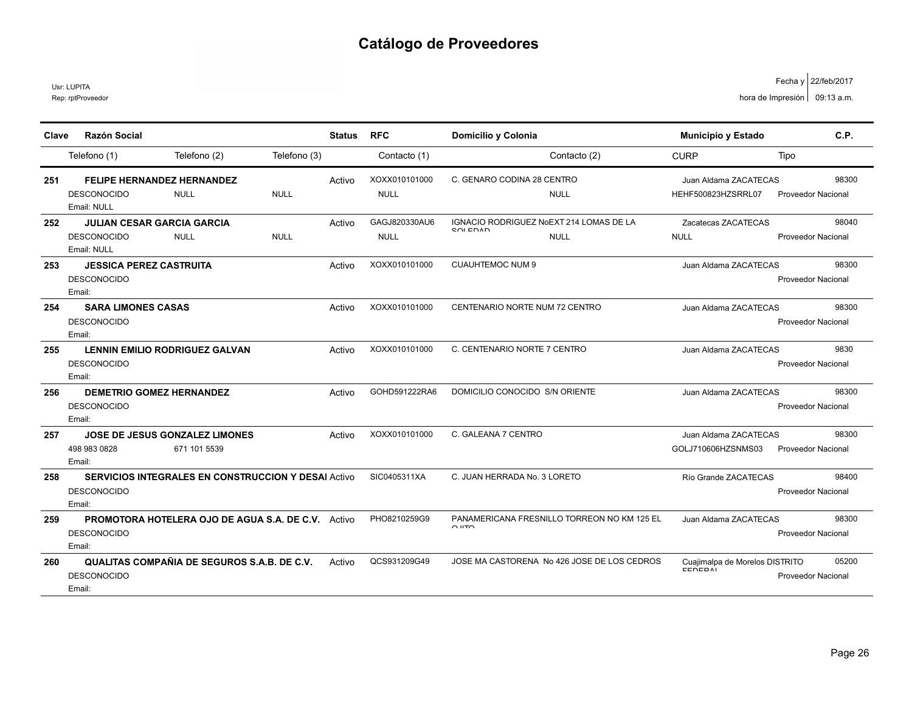# Catálogo de Proveedores

Usr: LUPITA
Rep: rptProveedor

Fecha y hora de Impresión: 22/feb/2017 09:13 a.m.

| Clave | Razón Social | | | Status | RFC | Domicilio y Colonia | | Municipio y Estado | | C.P. |
|---|---|---|---|---|---|---|---|---|---|---|
| | Telefono (1) | Telefono (2) | Telefono (3) | | Contacto (1) | | Contacto (2) | CURP | Tipo | |
| 251 | FELIPE HERNANDEZ HERNANDEZ | | | Activo | XOXX010101000 | C. GENARO CODINA 28 CENTRO | | Juan Aldama ZACATECAS | | 98300 |
| | DESCONOCIDO | NULL | NULL | | NULL | | NULL | HEHF500823HZSRRL07 | Proveedor Nacional | |
| | Email: NULL | | | | | | | | | |
| 252 | JULIAN CESAR GARCIA GARCIA | | | Activo | GAGJ820330AU6 | IGNACIO RODRIGUEZ NoEXT 214 LOMAS DE LA SOLEDAD | | Zacatecas ZACATECAS | | 98040 |
| | DESCONOCIDO | NULL | NULL | | NULL | | NULL | NULL | Proveedor Nacional | |
| | Email: NULL | | | | | | | | | |
| 253 | JESSICA PEREZ CASTRUITA | | | Activo | XOXX010101000 | CUAUHTEMOC NUM 9 | | Juan Aldama ZACATECAS | | 98300 |
| | DESCONOCIDO | | | | | | | | Proveedor Nacional | |
| | Email: | | | | | | | | | |
| 254 | SARA LIMONES CASAS | | | Activo | XOXX010101000 | CENTENARIO NORTE NUM 72 CENTRO | | Juan Aldama ZACATECAS | | 98300 |
| | DESCONOCIDO | | | | | | | | Proveedor Nacional | |
| | Email: | | | | | | | | | |
| 255 | LENNIN EMILIO RODRIGUEZ GALVAN | | | Activo | XOXX010101000 | C. CENTENARIO NORTE 7 CENTRO | | Juan Aldama ZACATECAS | | 9830 |
| | DESCONOCIDO | | | | | | | | Proveedor Nacional | |
| | Email: | | | | | | | | | |
| 256 | DEMETRIO GOMEZ HERNANDEZ | | | Activo | GOHD591222RA6 | DOMICILIO CONOCIDO S/N ORIENTE | | Juan Aldama ZACATECAS | | 98300 |
| | DESCONOCIDO | | | | | | | | Proveedor Nacional | |
| | Email: | | | | | | | | | |
| 257 | JOSE DE JESUS GONZALEZ LIMONES | | | Activo | XOXX010101000 | C. GALEANA 7 CENTRO | | Juan Aldama ZACATECAS | | 98300 |
| | 498 983 0828 | 671 101 5539 | | | | | | GOLJ710606HZSNMS03 | Proveedor Nacional | |
| | Email: | | | | | | | | | |
| 258 | SERVICIOS INTEGRALES EN CONSTRUCCION Y DESAI | | | Activo | SIC0405311XA | C. JUAN HERRADA No. 3 LORETO | | Río Grande ZACATECAS | | 98400 |
| | DESCONOCIDO | | | | | | | | Proveedor Nacional | |
| | Email: | | | | | | | | | |
| 259 | PROMOTORA HOTELERA OJO DE AGUA S.A. DE C.V. | | | Activo | PHO8210259G9 | PANAMERICANA FRESNILLO TORREON NO KM 125 EL QUITO | | Juan Aldama ZACATECAS | | 98300 |
| | DESCONOCIDO | | | | | | | | Proveedor Nacional | |
| | Email: | | | | | | | | | |
| 260 | QUALITAS COMPAÑIA DE SEGUROS S.A.B. DE C.V. | | | Activo | QCS931209G49 | JOSE MA CASTORENA No 426 JOSE DE LOS CEDROS | | Cuajimalpa de Morelos DISTRITO FEDERAL | | 05200 |
| | DESCONOCIDO | | | | | | | | Proveedor Nacional | |
| | Email: | | | | | | | | | |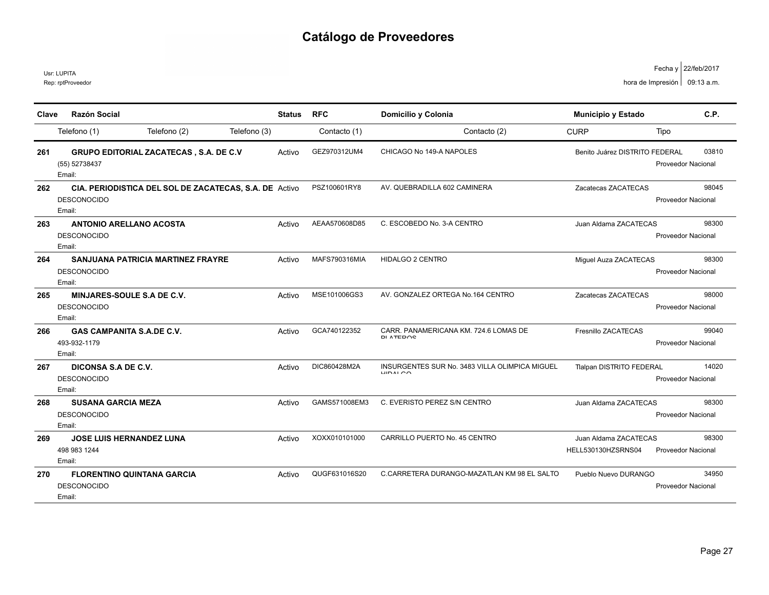# Catálogo de Proveedores

Usr: LUPITA
Rep: rptProveedor

Fecha y hora de Impresión: 22/feb/2017 09:13 a.m.

| Clave | Razón Social | Status | RFC | Domicilio y Colonia | Municipio y Estado | C.P. |
|---|---|---|---|---|---|---|
| | Telefono (1) / Telefono (2) / Telefono (3) | | Contacto (1) | Contacto (2) | CURP / Tipo | |
| 261 | **GRUPO EDITORIAL ZACATECAS , S.A. DE C.V** | Activo | GEZ970312UM4 | CHICAGO No 149-A NAPOLES | Benito Juárez DISTRITO FEDERAL | 03810 |
| | (55) 52738437<br>Email: | | | | Proveedor Nacional | |
| 262 | **CIA. PERIODISTICA DEL SOL DE ZACATECAS, S.A. DE** | Activo | PSZ100601RY8 | AV. QUEBRADILLA 602 CAMINERA | Zacatecas ZACATECAS | 98045 |
| | DESCONOCIDO<br>Email: | | | | Proveedor Nacional | |
| 263 | **ANTONIO ARELLANO ACOSTA** | Activo | AEAA570608D85 | C. ESCOBEDO No. 3-A CENTRO | Juan Aldama ZACATECAS | 98300 |
| | DESCONOCIDO<br>Email: | | | | Proveedor Nacional | |
| 264 | **SANJUANA PATRICIA MARTINEZ FRAYRE** | Activo | MAFS790316MIA | HIDALGO 2 CENTRO | Miguel Auza ZACATECAS | 98300 |
| | DESCONOCIDO<br>Email: | | | | Proveedor Nacional | |
| 265 | **MINJARES-SOULE S.A DE C.V.** | Activo | MSE101006GS3 | AV. GONZALEZ ORTEGA No.164 CENTRO | Zacatecas ZACATECAS | 98000 |
| | DESCONOCIDO<br>Email: | | | | Proveedor Nacional | |
| 266 | **GAS CAMPANITA S.A.DE C.V.** | Activo | GCA740122352 | CARR. PANAMERICANA KM. 724.6 LOMAS DE PLATEROS | Fresnillo ZACATECAS | 99040 |
| | 493-932-1179<br>Email: | | | | Proveedor Nacional | |
| 267 | **DICONSA S.A DE C.V.** | Activo | DIC860428M2A | INSURGENTES SUR No. 3483 VILLA OLIMPICA MIGUEL HIDALGO | Tlalpan DISTRITO FEDERAL | 14020 |
| | DESCONOCIDO<br>Email: | | | | Proveedor Nacional | |
| 268 | **SUSANA GARCIA MEZA** | Activo | GAMS571008EM3 | C. EVERISTO PEREZ S/N CENTRO | Juan Aldama ZACATECAS | 98300 |
| | DESCONOCIDO<br>Email: | | | | Proveedor Nacional | |
| 269 | **JOSE LUIS HERNANDEZ LUNA** | Activo | XOXX010101000 | CARRILLO PUERTO No. 45 CENTRO | Juan Aldama ZACATECAS | 98300 |
| | 498 983 1244<br>Email: | | | | HELL530130HZSRNS04 Proveedor Nacional | |
| 270 | **FLORENTINO QUINTANA GARCIA** | Activo | QUGF631016S20 | C.CARRETERA DURANGO-MAZATLAN KM 98 EL SALTO | Pueblo Nuevo DURANGO | 34950 |
| | DESCONOCIDO<br>Email: | | | | Proveedor Nacional | |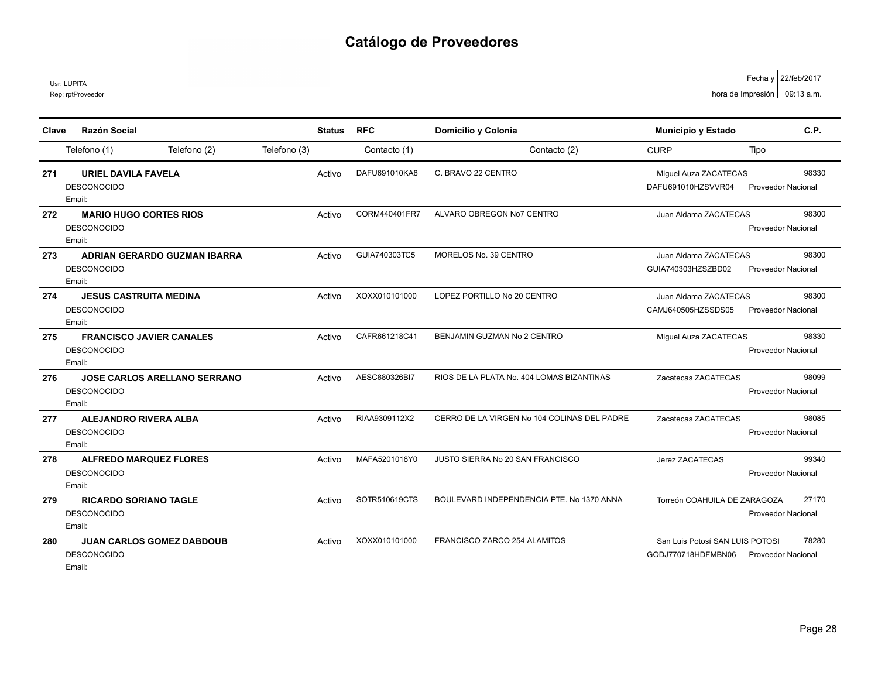# Catálogo de Proveedores

Usr: LUPITA
Rep: rptProveedor

Fecha y hora de Impresión: 22/feb/2017 09:13 a.m.

| Clave | Razón Social | Status | RFC | Domicilio y Colonia | Municipio y Estado | C.P. |
|---|---|---|---|---|---|---|
| | Telefono (1) / Telefono (2) / Telefono (3) / Email | | Contacto (1) | Contacto (2) | CURP | Tipo |
| 271 | **URIEL DAVILA FAVELA** | Activo | DAFU691010KA8 | C. BRAVO 22 CENTRO | Miguel Auza ZACATECAS | 98330 |
| | DESCONOCIDO<br>Email: | | | | DAFU691010HZSVVR04 | Proveedor Nacional |
| 272 | **MARIO HUGO CORTES RIOS** | Activo | CORM440401FR7 | ALVARO OBREGON No7 CENTRO | Juan Aldama ZACATECAS | 98300 |
| | DESCONOCIDO<br>Email: | | | | | Proveedor Nacional |
| 273 | **ADRIAN GERARDO GUZMAN IBARRA** | Activo | GUIA740303TC5 | MORELOS No. 39 CENTRO | Juan Aldama ZACATECAS | 98300 |
| | DESCONOCIDO<br>Email: | | | | GUIA740303HZSZBD02 | Proveedor Nacional |
| 274 | **JESUS CASTRUITA MEDINA** | Activo | XOXX010101000 | LOPEZ PORTILLO No 20 CENTRO | Juan Aldama ZACATECAS | 98300 |
| | DESCONOCIDO<br>Email: | | | | CAMJ640505HZSSDS05 | Proveedor Nacional |
| 275 | **FRANCISCO JAVIER CANALES** | Activo | CAFR661218C41 | BENJAMIN GUZMAN No 2 CENTRO | Miguel Auza ZACATECAS | 98330 |
| | DESCONOCIDO<br>Email: | | | | | Proveedor Nacional |
| 276 | **JOSE CARLOS ARELLANO SERRANO** | Activo | AESC880326BI7 | RIOS DE LA PLATA No. 404 LOMAS BIZANTINAS | Zacatecas ZACATECAS | 98099 |
| | DESCONOCIDO<br>Email: | | | | | Proveedor Nacional |
| 277 | **ALEJANDRO RIVERA ALBA** | Activo | RIAA9309112X2 | CERRO DE LA VIRGEN No 104 COLINAS DEL PADRE | Zacatecas ZACATECAS | 98085 |
| | DESCONOCIDO<br>Email: | | | | | Proveedor Nacional |
| 278 | **ALFREDO MARQUEZ FLORES** | Activo | MAFA5201018Y0 | JUSTO SIERRA No 20 SAN FRANCISCO | Jerez ZACATECAS | 99340 |
| | DESCONOCIDO<br>Email: | | | | | Proveedor Nacional |
| 279 | **RICARDO SORIANO TAGLE** | Activo | SOTR510619CTS | BOULEVARD INDEPENDENCIA PTE. No 1370 ANNA | Torreón COAHUILA DE ZARAGOZA | 27170 |
| | DESCONOCIDO<br>Email: | | | | | Proveedor Nacional |
| 280 | **JUAN CARLOS GOMEZ DABDOUB** | Activo | XOXX010101000 | FRANCISCO ZARCO 254 ALAMITOS | San Luis Potosí SAN LUIS POTOSI | 78280 |
| | DESCONOCIDO<br>Email: | | | | GODJ770718HDFMBN06 | Proveedor Nacional |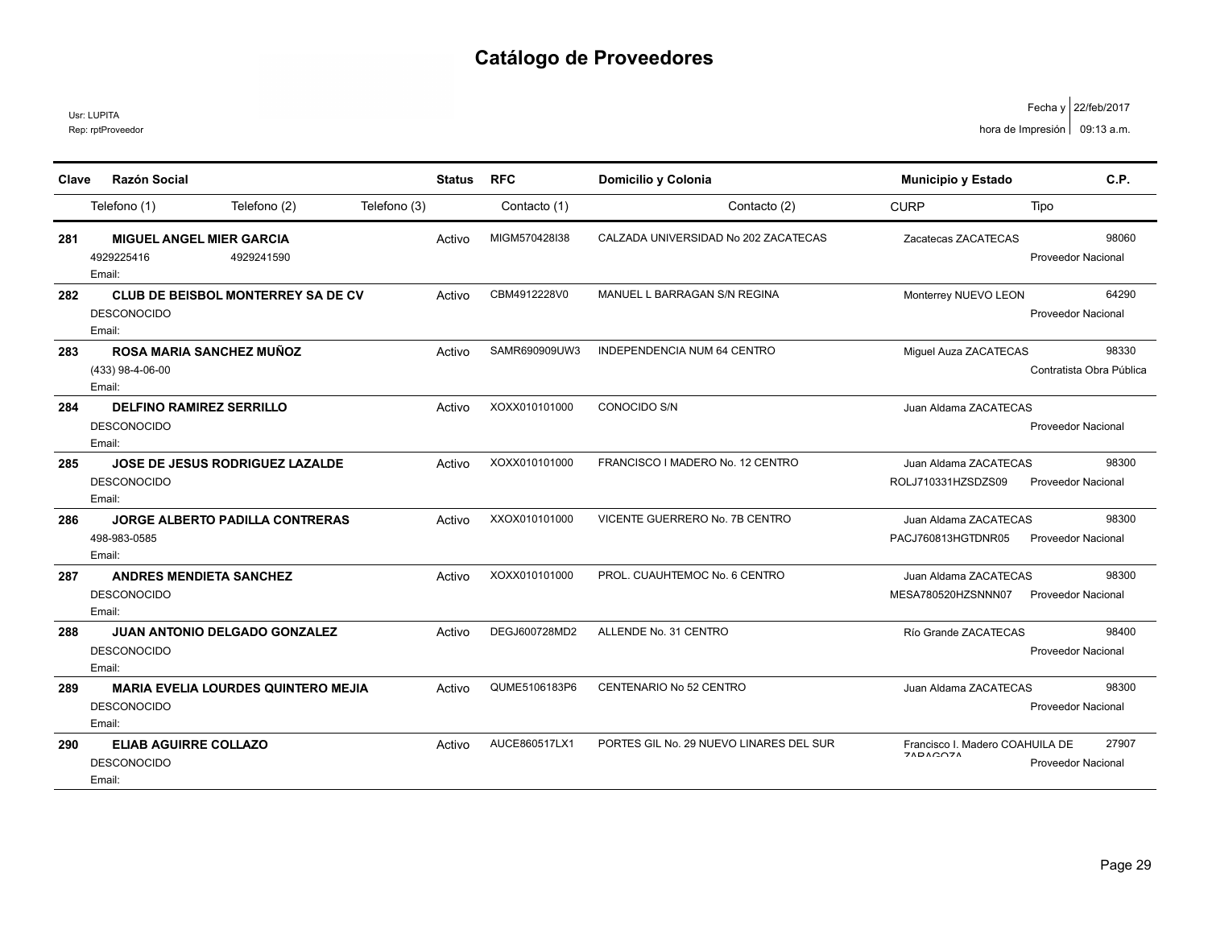# Catálogo de Proveedores

Usr: LUPITA
Rep: rptProveedor

Fecha y hora de Impresión: 22/feb/2017 09:13 a.m.

| Clave | Razón Social | Status | RFC | Domicilio y Colonia | Municipio y Estado | C.P. |
|---|---|---|---|---|---|---|
| | Telefono (1) / Telefono (2) / Telefono (3) | | Contacto (1) | Contacto (2) | CURP | Tipo |
| 281 | **MIGUEL ANGEL MIER GARCIA** | Activo | MIGM570428I38 | CALZADA UNIVERSIDAD No 202 ZACATECAS | Zacatecas ZACATECAS | 98060 |
| | 4929225416 / 4929241590 | | | | | Proveedor Nacional |
| | Email: | | | | | |
| 282 | **CLUB DE BEISBOL MONTERREY SA DE CV** | Activo | CBM4912228V0 | MANUEL L BARRAGAN S/N REGINA | Monterrey NUEVO LEON | 64290 |
| | DESCONOCIDO | | | | | Proveedor Nacional |
| | Email: | | | | | |
| 283 | **ROSA MARIA SANCHEZ MUÑOZ** | Activo | SAMR690909UW3 | INDEPENDENCIA NUM 64 CENTRO | Miguel Auza ZACATECAS | 98330 |
| | (433) 98-4-06-00 | | | | | Contratista Obra Pública |
| | Email: | | | | | |
| 284 | **DELFINO RAMIREZ SERRILLO** | Activo | XOXX010101000 | CONOCIDO S/N | Juan Aldama ZACATECAS | |
| | DESCONOCIDO | | | | | Proveedor Nacional |
| | Email: | | | | | |
| 285 | **JOSE DE JESUS RODRIGUEZ LAZALDE** | Activo | XOXX010101000 | FRANCISCO I MADERO No. 12 CENTRO | Juan Aldama ZACATECAS | 98300 |
| | DESCONOCIDO | | | | ROLJ710331HZSDZS09 | Proveedor Nacional |
| | Email: | | | | | |
| 286 | **JORGE ALBERTO PADILLA CONTRERAS** | Activo | XXOX010101000 | VICENTE GUERRERO No. 7B CENTRO | Juan Aldama ZACATECAS | 98300 |
| | 498-983-0585 | | | | PACJ760813HGTDNR05 | Proveedor Nacional |
| | Email: | | | | | |
| 287 | **ANDRES MENDIETA SANCHEZ** | Activo | XOXX010101000 | PROL. CUAUHTEMOC No. 6 CENTRO | Juan Aldama ZACATECAS | 98300 |
| | DESCONOCIDO | | | | MESA780520HZSNNN07 | Proveedor Nacional |
| | Email: | | | | | |
| 288 | **JUAN ANTONIO DELGADO GONZALEZ** | Activo | DEGJ600728MD2 | ALLENDE No. 31 CENTRO | Río Grande ZACATECAS | 98400 |
| | DESCONOCIDO | | | | | Proveedor Nacional |
| | Email: | | | | | |
| 289 | **MARIA EVELIA LOURDES QUINTERO MEJIA** | Activo | QUME5106183P6 | CENTENARIO No 52 CENTRO | Juan Aldama ZACATECAS | 98300 |
| | DESCONOCIDO | | | | | Proveedor Nacional |
| | Email: | | | | | |
| 290 | **ELIAB AGUIRRE COLLAZO** | Activo | AUCE860517LX1 | PORTES GIL No. 29 NUEVO LINARES DEL SUR | Francisco I. Madero COAHUILA DE ZARAGOZA | 27907 |
| | DESCONOCIDO | | | | | Proveedor Nacional |
| | Email: | | | | | |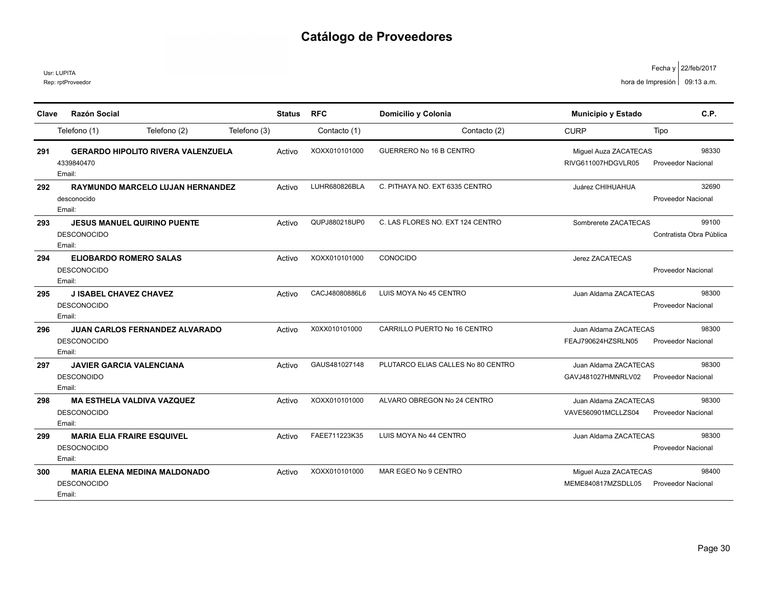# Catálogo de Proveedores

Usr: LUPITA
Rep: rptProveedor

Fecha y hora de Impresión: 22/feb/2017 09:13 a.m.

| Clave | Razón Social | Status | RFC | Domicilio y Colonia | Municipio y Estado | C.P. |
|---|---|---|---|---|---|---|
| | Telefono (1) / Telefono (2) / Telefono (3) | | Contacto (1) | Contacto (2) | CURP | Tipo |
| 291 | **GERARDO HIPOLITO RIVERA VALENZUELA** | Activo | XOXX010101000 | GUERRERO No 16 B CENTRO | Miguel Auza ZACATECAS | 98330 |
| | 4339840470<br>Email: | | | | RIVG611007HDGVLR05 | Proveedor Nacional |
| 292 | **RAYMUNDO MARCELO LUJAN HERNANDEZ** | Activo | LUHR680826BLA | C. PITHAYA NO. EXT 6335 CENTRO | Juárez CHIHUAHUA | 32690 |
| | desconocido<br>Email: | | | | | Proveedor Nacional |
| 293 | **JESUS MANUEL QUIRINO PUENTE** | Activo | QUPJ880218UP0 | C. LAS FLORES NO. EXT 124 CENTRO | Sombrerete ZACATECAS | 99100 |
| | DESCONOCIDO<br>Email: | | | | | Contratista Obra Pública |
| 294 | **ELIOBARDO ROMERO SALAS** | Activo | XOXX010101000 | CONOCIDO | Jerez ZACATECAS | |
| | DESCONOCIDO<br>Email: | | | | | Proveedor Nacional |
| 295 | **J ISABEL CHAVEZ CHAVEZ** | Activo | CACJ48080886L6 | LUIS MOYA No 45 CENTRO | Juan Aldama ZACATECAS | 98300 |
| | DESCONOCIDO<br>Email: | | | | | Proveedor Nacional |
| 296 | **JUAN CARLOS FERNANDEZ ALVARADO** | Activo | X0XX010101000 | CARRILLO PUERTO No 16 CENTRO | Juan Aldama ZACATECAS | 98300 |
| | DESCONOCIDO<br>Email: | | | | FEAJ790624HZSRLN05 | Proveedor Nacional |
| 297 | **JAVIER GARCIA VALENCIANA** | Activo | GAUS481027148 | PLUTARCO ELIAS CALLES No 80 CENTRO | Juan Aldama ZACATECAS | 98300 |
| | DESCONOIDO<br>Email: | | | | GAVJ481027HMNRLV02 | Proveedor Nacional |
| 298 | **MA ESTHELA VALDIVA VAZQUEZ** | Activo | XOXX010101000 | ALVARO OBREGON No 24 CENTRO | Juan Aldama ZACATECAS | 98300 |
| | DESCONOCIDO<br>Email: | | | | VAVE560901MCLLZS04 | Proveedor Nacional |
| 299 | **MARIA ELIA FRAIRE ESQUIVEL** | Activo | FAEE711223K35 | LUIS MOYA No 44 CENTRO | Juan Aldama ZACATECAS | 98300 |
| | DESOCNOCIDO<br>Email: | | | | | Proveedor Nacional |
| 300 | **MARIA ELENA MEDINA MALDONADO** | Activo | XOXX010101000 | MAR EGEO No 9 CENTRO | Miguel Auza ZACATECAS | 98400 |
| | DESCONOCIDO<br>Email: | | | | MEME840817MZSDLL05 | Proveedor Nacional |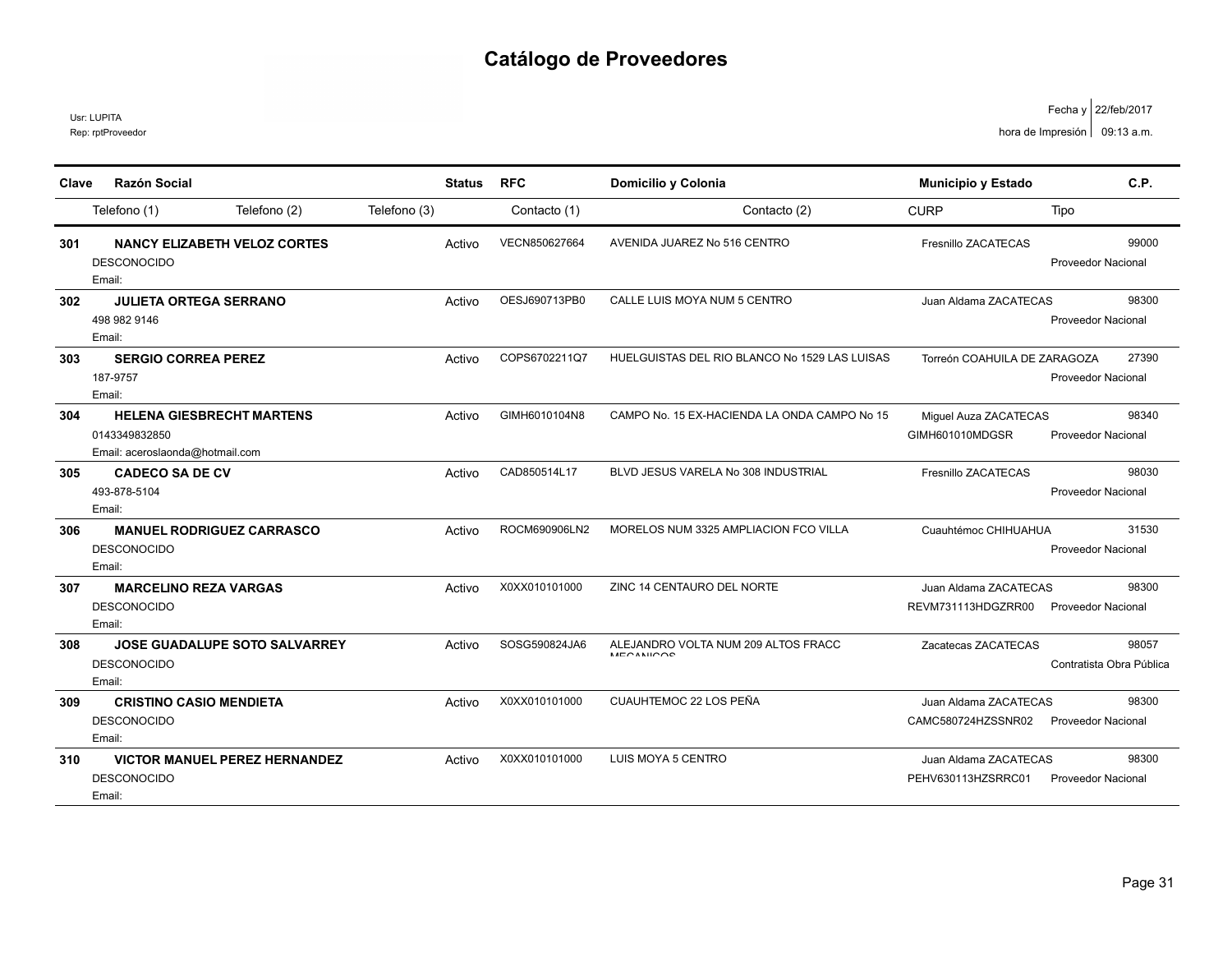# Catálogo de Proveedores

Usr: LUPITA
Rep: rptProveedor

Fecha y hora de Impresión: 22/feb/2017 09:13 a.m.

| Clave | Razón Social | Status | RFC | Domicilio y Colonia | Municipio y Estado | C.P. |
|---|---|---|---|---|---|---|
| | Telefono (1) / Telefono (2) / Telefono (3) | | Contacto (1) | Contacto (2) | CURP | Tipo |
| 301 | **NANCY ELIZABETH VELOZ CORTES** | Activo | VECN850627664 | AVENIDA JUAREZ No 516 CENTRO | Fresnillo ZACATECAS | 99000 |
| | DESCONOCIDO<br>Email: | | | | | Proveedor Nacional |
| 302 | **JULIETA ORTEGA SERRANO** | Activo | OESJ690713PB0 | CALLE LUIS MOYA NUM 5 CENTRO | Juan Aldama ZACATECAS | 98300 |
| | 498 982 9146<br>Email: | | | | | Proveedor Nacional |
| 303 | **SERGIO CORREA PEREZ** | Activo | COPS6702211Q7 | HUELGUISTAS DEL RIO BLANCO No 1529 LAS LUISAS | Torreón COAHUILA DE ZARAGOZA | 27390 |
| | 187-9757<br>Email: | | | | | Proveedor Nacional |
| 304 | **HELENA GIESBRECHT MARTENS** | Activo | GIMH6010104N8 | CAMPO No. 15 EX-HACIENDA LA ONDA CAMPO No 15 | Miguel Auza ZACATECAS | 98340 |
| | 0143349832850<br>Email: aceroslaonda@hotmail.com | | | | GIMH601010MDGSR | Proveedor Nacional |
| 305 | **CADECO SA DE CV** | Activo | CAD850514L17 | BLVD JESUS VARELA No 308 INDUSTRIAL | Fresnillo ZACATECAS | 98030 |
| | 493-878-5104<br>Email: | | | | | Proveedor Nacional |
| 306 | **MANUEL RODRIGUEZ CARRASCO** | Activo | ROCM690906LN2 | MORELOS NUM 3325 AMPLIACION FCO VILLA | Cuauhtémoc CHIHUAHUA | 31530 |
| | DESCONOCIDO<br>Email: | | | | | Proveedor Nacional |
| 307 | **MARCELINO REZA VARGAS** | Activo | X0XX010101000 | ZINC 14 CENTAURO DEL NORTE | Juan Aldama ZACATECAS | 98300 |
| | DESCONOCIDO<br>Email: | | | | REVM731113HDGZRR00 | Proveedor Nacional |
| 308 | **JOSE GUADALUPE SOTO SALVARREY** | Activo | SOSG590824JA6 | ALEJANDRO VOLTA NUM 209 ALTOS FRACC MECANICOS | Zacatecas ZACATECAS | 98057 |
| | DESCONOCIDO<br>Email: | | | | | Contratista Obra Pública |
| 309 | **CRISTINO CASIO MENDIETA** | Activo | X0XX010101000 | CUAUHTEMOC 22 LOS PEÑA | Juan Aldama ZACATECAS | 98300 |
| | DESCONOCIDO<br>Email: | | | | CAMC580724HZSSNR02 | Proveedor Nacional |
| 310 | **VICTOR MANUEL PEREZ HERNANDEZ** | Activo | X0XX010101000 | LUIS MOYA 5 CENTRO | Juan Aldama ZACATECAS | 98300 |
| | DESCONOCIDO<br>Email: | | | | PEHV630113HZSRRC01 | Proveedor Nacional |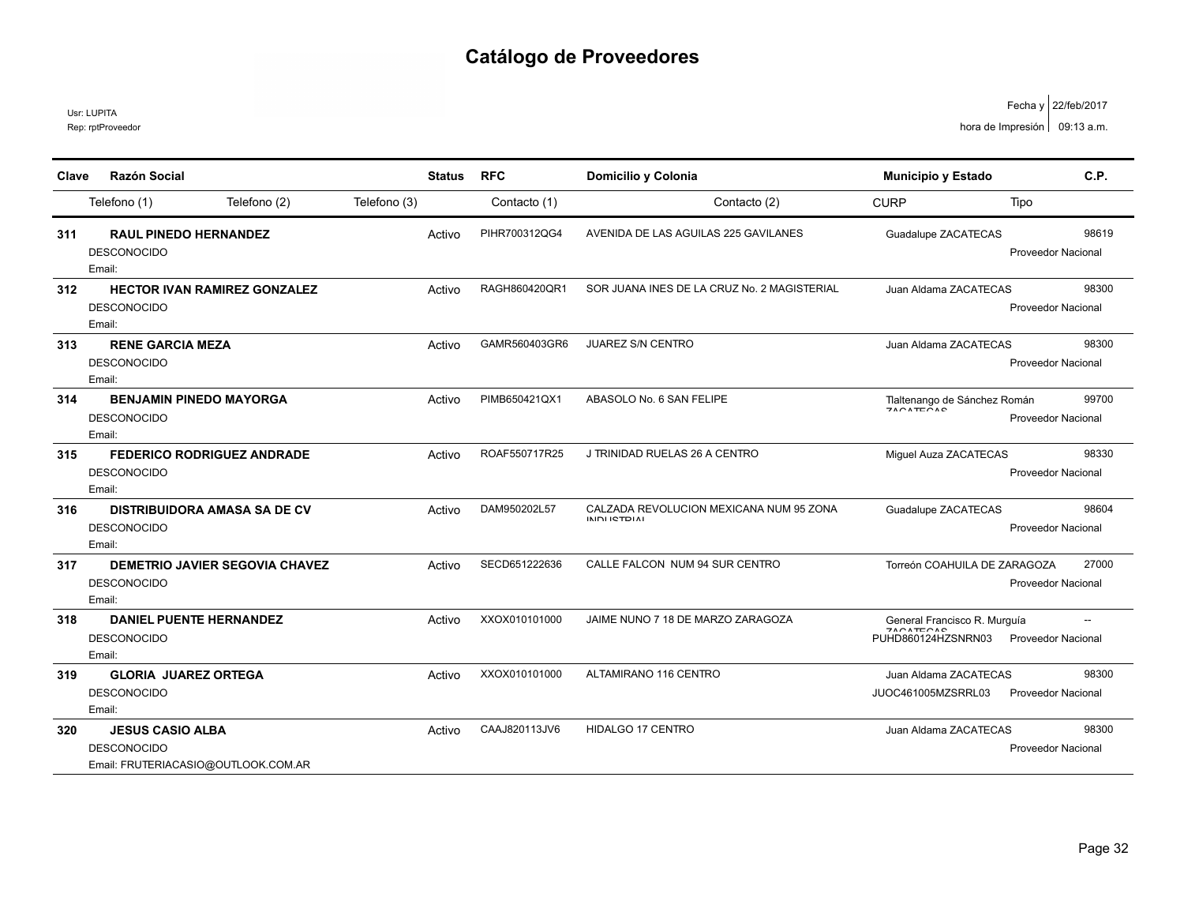# Catálogo de Proveedores

Usr: LUPITA
Rep: rptProveedor

Fecha y hora de Impresión: 22/feb/2017 09:13 a.m.

| Clave | Razón Social | Status | RFC | Domicilio y Colonia | Municipio y Estado | C.P. |
|---|---|---|---|---|---|---|
| | Telefono (1) / Telefono (2) / Telefono (3) | | Contacto (1) | Contacto (2) | CURP | Tipo |
| 311 | **RAUL PINEDO HERNANDEZ** | Activo | PIHR700312QG4 | AVENIDA DE LAS AGUILAS 225 GAVILANES | Guadalupe ZACATECAS | 98619 |
| | DESCONOCIDO<br>Email: | | | | | Proveedor Nacional |
| 312 | **HECTOR IVAN RAMIREZ GONZALEZ** | Activo | RAGH860420QR1 | SOR JUANA INES DE LA CRUZ No. 2 MAGISTERIAL | Juan Aldama ZACATECAS | 98300 |
| | DESCONOCIDO<br>Email: | | | | | Proveedor Nacional |
| 313 | **RENE GARCIA MEZA** | Activo | GAMR560403GR6 | JUAREZ S/N CENTRO | Juan Aldama ZACATECAS | 98300 |
| | DESCONOCIDO<br>Email: | | | | | Proveedor Nacional |
| 314 | **BENJAMIN PINEDO MAYORGA** | Activo | PIMB650421QX1 | ABASOLO No. 6 SAN FELIPE | Tlaltenango de Sánchez Román ZACATECAS | 99700 |
| | DESCONOCIDO<br>Email: | | | | | Proveedor Nacional |
| 315 | **FEDERICO RODRIGUEZ ANDRADE** | Activo | ROAF550717R25 | J TRINIDAD RUELAS 26 A CENTRO | Miguel Auza ZACATECAS | 98330 |
| | DESCONOCIDO<br>Email: | | | | | Proveedor Nacional |
| 316 | **DISTRIBUIDORA AMASA SA DE CV** | Activo | DAM950202L57 | CALZADA REVOLUCION MEXICANA NUM 95 ZONA INDUSTRIAL | Guadalupe ZACATECAS | 98604 |
| | DESCONOCIDO<br>Email: | | | | | Proveedor Nacional |
| 317 | **DEMETRIO JAVIER SEGOVIA CHAVEZ** | Activo | SECD651222636 | CALLE FALCON NUM 94 SUR CENTRO | Torreón COAHUILA DE ZARAGOZA | 27000 |
| | DESCONOCIDO<br>Email: | | | | | Proveedor Nacional |
| 318 | **DANIEL PUENTE HERNANDEZ** | Activo | XXOX010101000 | JAIME NUNO 7 18 DE MARZO ZARAGOZA | General Francisco R. Murguía ZACATECAS | -- |
| | DESCONOCIDO<br>Email: | | | | PUHD860124HZSNRN03 | Proveedor Nacional |
| 319 | **GLORIA JUAREZ ORTEGA** | Activo | XXOX010101000 | ALTAMIRANO 116 CENTRO | Juan Aldama ZACATECAS | 98300 |
| | DESCONOCIDO<br>Email: | | | | JUOC461005MZSRRL03 | Proveedor Nacional |
| 320 | **JESUS CASIO ALBA** | Activo | CAAJ820113JV6 | HIDALGO 17 CENTRO | Juan Aldama ZACATECAS | 98300 |
| | DESCONOCIDO<br>Email: FRUTERIACASIO@OUTLOOK.COM.AR | | | | | Proveedor Nacional |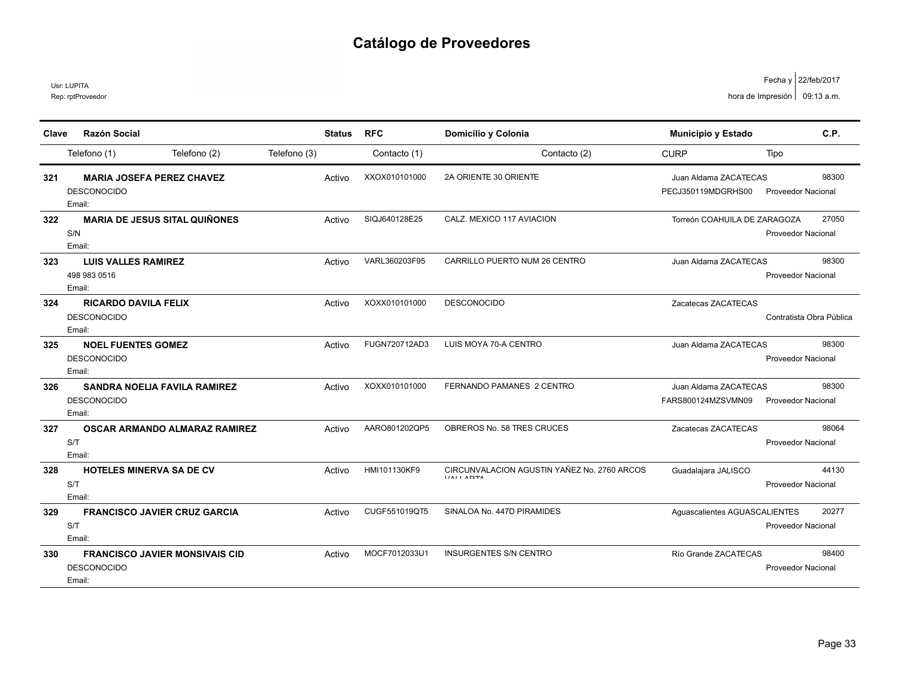# Catálogo de Proveedores

Usr: LUPITA
Rep: rptProveedor

Fecha y hora de Impresión: 22/feb/2017 09:13 a.m.

| Clave | Razón Social | Status | RFC | Domicilio y Colonia | Municipio y Estado | C.P. |
|---|---|---|---|---|---|---|
| | Telefono (1) / Telefono (2) / Telefono (3) | | Contacto (1) | Contacto (2) | CURP | Tipo |
| 321 | **MARIA JOSEFA PEREZ CHAVEZ** | Activo | XXOX010101000 | 2A ORIENTE 30 ORIENTE | Juan Aldama ZACATECAS | 98300 |
| | DESCONOCIDO<br>Email: | | | | PECJ350119MDGRHS00 | Proveedor Nacional |
| 322 | **MARIA DE JESUS SITAL QUIÑONES** | Activo | SIQJ640128E25 | CALZ. MEXICO 117 AVIACION | Torreón COAHUILA DE ZARAGOZA | 27050 |
| | S/N<br>Email: | | | | | Proveedor Nacional |
| 323 | **LUIS VALLES RAMIREZ** | Activo | VARL360203F95 | CARRILLO PUERTO NUM 26 CENTRO | Juan Aldama ZACATECAS | 98300 |
| | 498 983 0516<br>Email: | | | | | Proveedor Nacional |
| 324 | **RICARDO DAVILA FELIX** | Activo | XOXX010101000 | DESCONOCIDO | Zacatecas ZACATECAS | |
| | DESCONOCIDO<br>Email: | | | | | Contratista Obra Pública |
| 325 | **NOEL FUENTES GOMEZ** | Activo | FUGN720712AD3 | LUIS MOYA 70-A CENTRO | Juan Aldama ZACATECAS | 98300 |
| | DESCONOCIDO<br>Email: | | | | | Proveedor Nacional |
| 326 | **SANDRA NOELIA FAVILA RAMIREZ** | Activo | XOXX010101000 | FERNANDO PAMANES 2 CENTRO | Juan Aldama ZACATECAS | 98300 |
| | DESCONOCIDO<br>Email: | | | | FARS800124MZSVMN09 | Proveedor Nacional |
| 327 | **OSCAR ARMANDO ALMARAZ RAMIREZ** | Activo | AARO801202QP5 | OBREROS No. 58 TRES CRUCES | Zacatecas ZACATECAS | 98064 |
| | S/T<br>Email: | | | | | Proveedor Nacional |
| 328 | **HOTELES MINERVA SA DE CV** | Activo | HMI101130KF9 | CIRCUNVALACION AGUSTIN YAÑEZ No. 2760 ARCOS VALLARTA | Guadalajara JALISCO | 44130 |
| | S/T<br>Email: | | | | | Proveedor Nacional |
| 329 | **FRANCISCO JAVIER CRUZ GARCIA** | Activo | CUGF551019QT5 | SINALOA No. 447D PIRAMIDES | Aguascalientes AGUASCALIENTES | 20277 |
| | S/T<br>Email: | | | | | Proveedor Nacional |
| 330 | **FRANCISCO JAVIER MONSIVAIS CID** | Activo | MOCF7012033U1 | INSURGENTES S/N CENTRO | Río Grande ZACATECAS | 98400 |
| | DESCONOCIDO<br>Email: | | | | | Proveedor Nacional |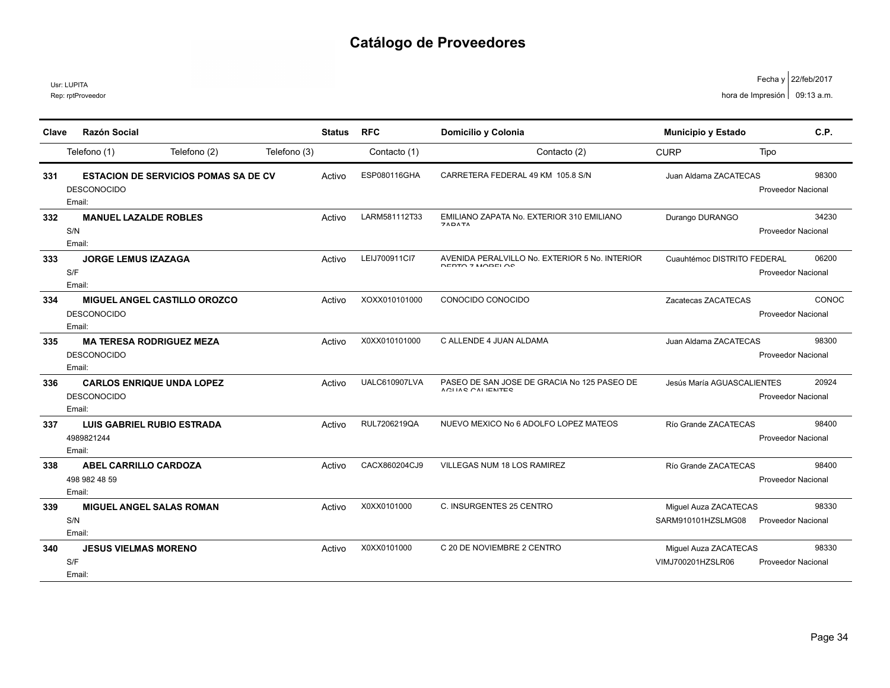# Catálogo de Proveedores

Usr: LUPITA
Rep: rptProveedor

Fecha y hora de Impresión: 22/feb/2017 09:13 a.m.

| Clave | Razón Social | Status | RFC | Domicilio y Colonia | Municipio y Estado | C.P. |
|---|---|---|---|---|---|---|
| | Telefono (1) / Telefono (2) / Telefono (3) | | Contacto (1) | Contacto (2) | CURP / Tipo | |
| 331 | **ESTACION DE SERVICIOS POMAS SA DE CV** | Activo | ESP080116GHA | CARRETERA FEDERAL 49 KM 105.8 S/N | Juan Aldama ZACATECAS | 98300 |
| | DESCONOCIDO<br>Email: | | | | Proveedor Nacional | |
| 332 | **MANUEL LAZALDE ROBLES** | Activo | LARM581112T33 | EMILIANO ZAPATA No. EXTERIOR 310 EMILIANO ZAPATA | Durango DURANGO | 34230 |
| | S/N<br>Email: | | | | Proveedor Nacional | |
| 333 | **JORGE LEMUS IZAZAGA** | Activo | LEIJ700911CI7 | AVENIDA PERALVILLO No. EXTERIOR 5 No. INTERIOR DEPTO 7 MORELOS | Cuauhtémoc DISTRITO FEDERAL | 06200 |
| | S/F<br>Email: | | | | Proveedor Nacional | |
| 334 | **MIGUEL ANGEL CASTILLO OROZCO** | Activo | XOXX010101000 | CONOCIDO CONOCIDO | Zacatecas ZACATECAS | CONOC |
| | DESCONOCIDO<br>Email: | | | | Proveedor Nacional | |
| 335 | **MA TERESA RODRIGUEZ MEZA** | Activo | X0XX010101000 | C ALLENDE 4 JUAN ALDAMA | Juan Aldama ZACATECAS | 98300 |
| | DESCONOCIDO<br>Email: | | | | Proveedor Nacional | |
| 336 | **CARLOS ENRIQUE UNDA LOPEZ** | Activo | UALC610907LVA | PASEO DE SAN JOSE DE GRACIA No 125 PASEO DE AGUAS CALIENTES | Jesús María AGUASCALIENTES | 20924 |
| | DESCONOCIDO<br>Email: | | | | Proveedor Nacional | |
| 337 | **LUIS GABRIEL RUBIO ESTRADA** | Activo | RUL7206219QA | NUEVO MEXICO No 6 ADOLFO LOPEZ MATEOS | Río Grande ZACATECAS | 98400 |
| | 4989821244<br>Email: | | | | Proveedor Nacional | |
| 338 | **ABEL CARRILLO CARDOZA** | Activo | CACX860204CJ9 | VILLEGAS NUM 18 LOS RAMIREZ | Río Grande ZACATECAS | 98400 |
| | 498 982 48 59<br>Email: | | | | Proveedor Nacional | |
| 339 | **MIGUEL ANGEL SALAS ROMAN** | Activo | X0XX0101000 | C. INSURGENTES 25 CENTRO | Miguel Auza ZACATECAS | 98330 |
| | S/N<br>Email: | | | | SARM910101HZSLMG08 / Proveedor Nacional | |
| 340 | **JESUS VIELMAS MORENO** | Activo | X0XX0101000 | C 20 DE NOVIEMBRE 2 CENTRO | Miguel Auza ZACATECAS | 98330 |
| | S/F<br>Email: | | | | VIMJ700201HZSLR06 / Proveedor Nacional | |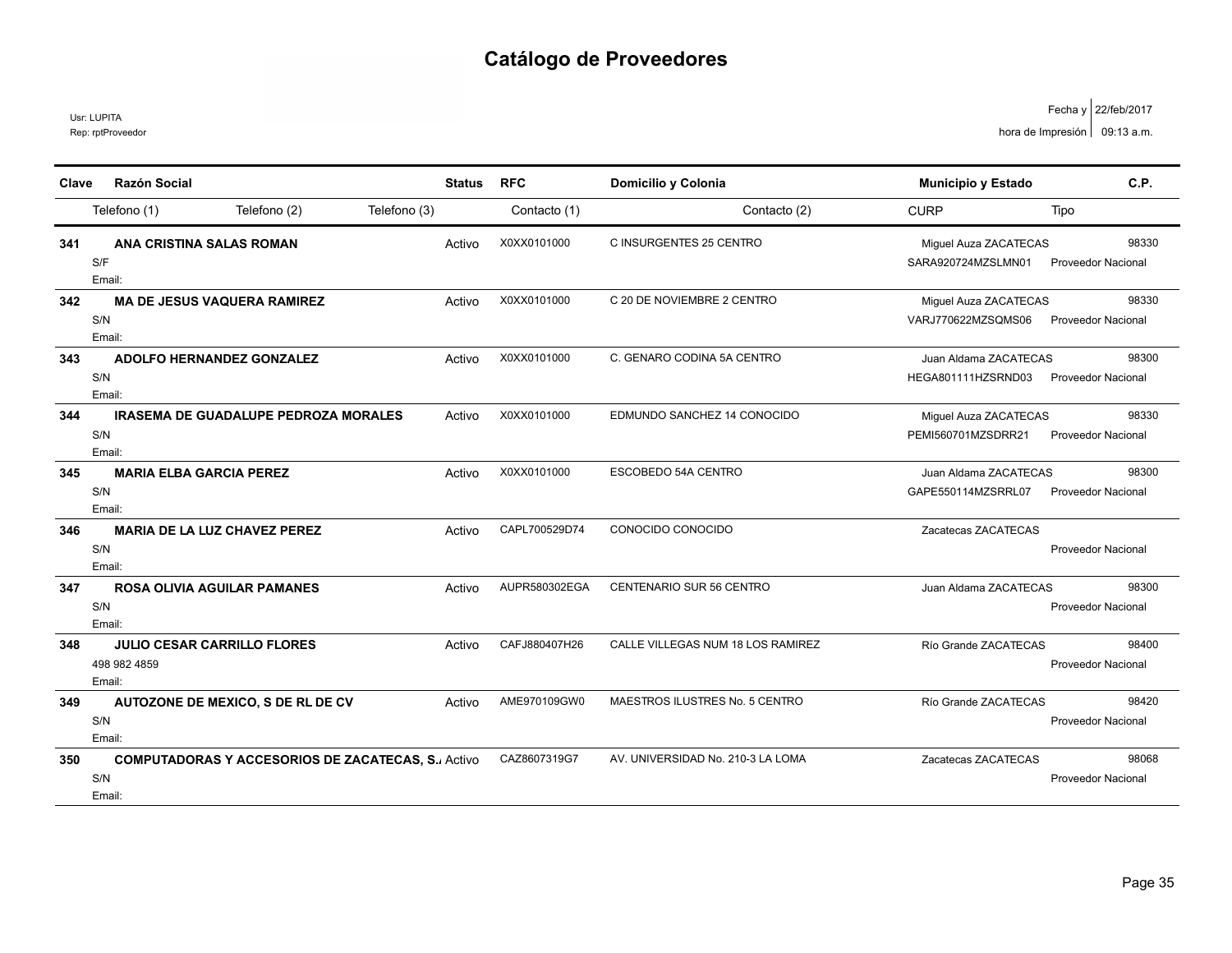# Catálogo de Proveedores

Usr: LUPITA
Rep: rptProveedor

Fecha y hora de Impresión: 22/feb/2017 09:13 a.m.

| Clave | Razón Social | Status | RFC | Domicilio y Colonia | Municipio y Estado | C.P. |
|---|---|---|---|---|---|---|
| | Telefono (1) / Telefono (2) / Telefono (3) | | Contacto (1) | Contacto (2) | CURP | Tipo |
| 341 | **ANA CRISTINA SALAS ROMAN** | Activo | X0XX0101000 | C INSURGENTES 25 CENTRO | Miguel Auza ZACATECAS | 98330 |
| | S/F | | | | SARA920724MZSLMN01 | Proveedor Nacional |
| | Email: | | | | | |
| 342 | **MA DE JESUS VAQUERA RAMIREZ** | Activo | X0XX0101000 | C 20 DE NOVIEMBRE 2 CENTRO | Miguel Auza ZACATECAS | 98330 |
| | S/N | | | | VARJ770622MZSQMS06 | Proveedor Nacional |
| | Email: | | | | | |
| 343 | **ADOLFO HERNANDEZ GONZALEZ** | Activo | X0XX0101000 | C. GENARO CODINA 5A CENTRO | Juan Aldama ZACATECAS | 98300 |
| | S/N | | | | HEGA801111HZSRND03 | Proveedor Nacional |
| | Email: | | | | | |
| 344 | **IRASEMA DE GUADALUPE PEDROZA MORALES** | Activo | X0XX0101000 | EDMUNDO SANCHEZ 14 CONOCIDO | Miguel Auza ZACATECAS | 98330 |
| | S/N | | | | PEMI560701MZSDRR21 | Proveedor Nacional |
| | Email: | | | | | |
| 345 | **MARIA ELBA GARCIA PEREZ** | Activo | X0XX0101000 | ESCOBEDO 54A CENTRO | Juan Aldama ZACATECAS | 98300 |
| | S/N | | | | GAPE550114MZSRRL07 | Proveedor Nacional |
| | Email: | | | | | |
| 346 | **MARIA DE LA LUZ CHAVEZ PEREZ** | Activo | CAPL700529D74 | CONOCIDO CONOCIDO | Zacatecas ZACATECAS | |
| | S/N | | | | | Proveedor Nacional |
| | Email: | | | | | |
| 347 | **ROSA OLIVIA AGUILAR PAMANES** | Activo | AUPR580302EGA | CENTENARIO SUR 56 CENTRO | Juan Aldama ZACATECAS | 98300 |
| | S/N | | | | | Proveedor Nacional |
| | Email: | | | | | |
| 348 | **JULIO CESAR CARRILLO FLORES** | Activo | CAFJ880407H26 | CALLE VILLEGAS NUM 18 LOS RAMIREZ | Río Grande ZACATECAS | 98400 |
| | 498 982 4859 | | | | | Proveedor Nacional |
| | Email: | | | | | |
| 349 | **AUTOZONE DE MEXICO, S DE RL DE CV** | Activo | AME970109GW0 | MAESTROS ILUSTRES No. 5 CENTRO | Río Grande ZACATECAS | 98420 |
| | S/N | | | | | Proveedor Nacional |
| | Email: | | | | | |
| 350 | **COMPUTADORAS Y ACCESORIOS DE ZACATECAS, S.** | Activo | CAZ8607319G7 | AV. UNIVERSIDAD No. 210-3 LA LOMA | Zacatecas ZACATECAS | 98068 |
| | S/N | | | | | Proveedor Nacional |
| | Email: | | | | | |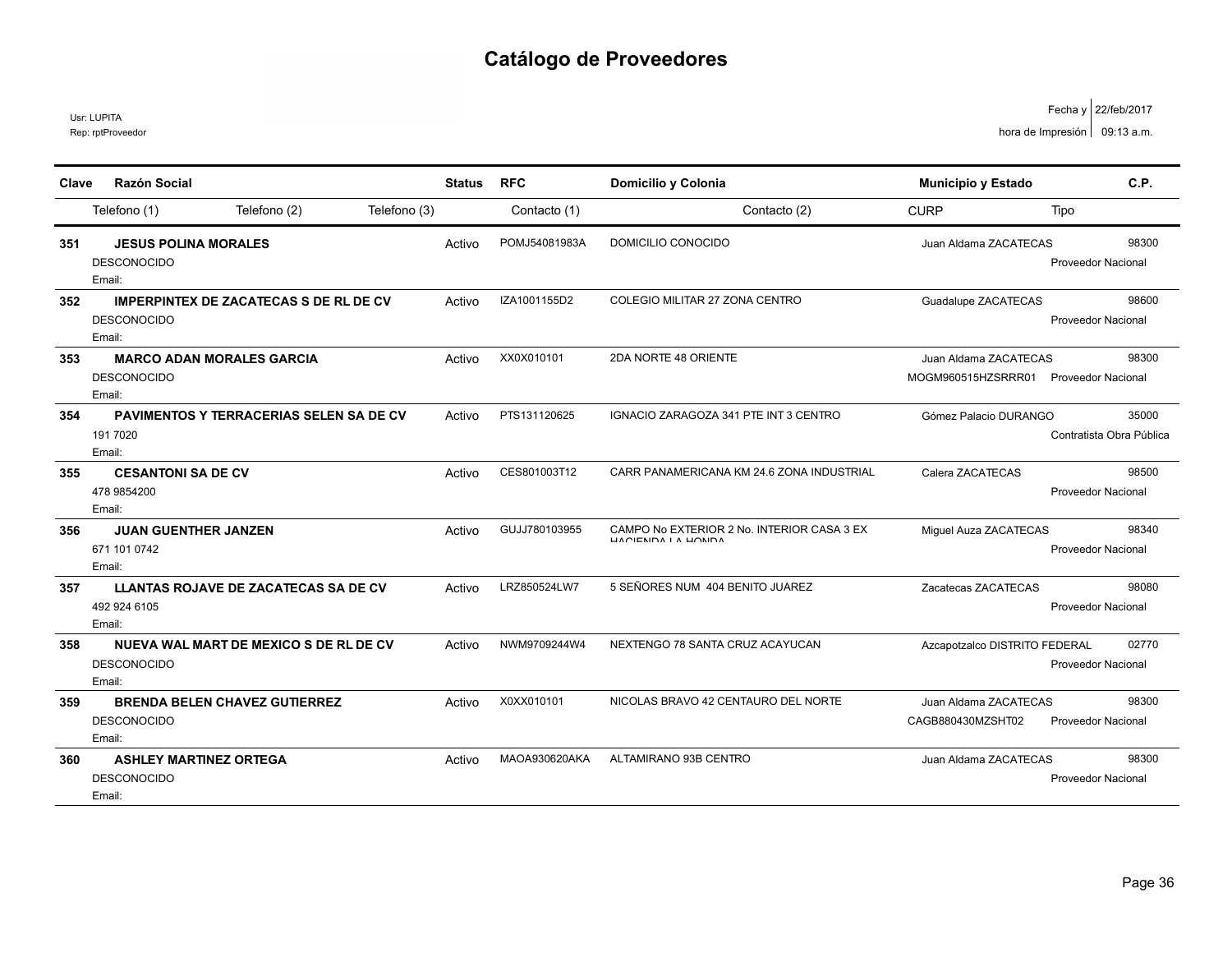# Catálogo de Proveedores

Usr: LUPITA
Rep: rptProveedor

Fecha y hora de Impresión 22/feb/2017 09:13 a.m.

| Clave | Razón Social | Status | RFC | Domicilio y Colonia | Municipio y Estado | C.P. |
|---|---|---|---|---|---|---|
| | Telefono (1) / Telefono (2) / Telefono (3) | | Contacto (1) | Contacto (2) | CURP | Tipo |
| 351 | **JESUS POLINA MORALES** | Activo | POMJ54081983A | DOMICILIO CONOCIDO | Juan Aldama ZACATECAS | 98300 |
| | DESCONOCIDO<br>Email: | | | | | Proveedor Nacional |
| 352 | **IMPERPINTEX DE ZACATECAS S DE RL DE CV** | Activo | IZA1001155D2 | COLEGIO MILITAR 27 ZONA CENTRO | Guadalupe ZACATECAS | 98600 |
| | DESCONOCIDO<br>Email: | | | | | Proveedor Nacional |
| 353 | **MARCO ADAN MORALES GARCIA** | Activo | XX0X010101 | 2DA NORTE 48 ORIENTE | Juan Aldama ZACATECAS | 98300 |
| | DESCONOCIDO<br>Email: | | | | MOGM960515HZSRRR01 | Proveedor Nacional |
| 354 | **PAVIMENTOS Y TERRACERIAS SELEN SA DE CV** | Activo | PTS131120625 | IGNACIO ZARAGOZA 341 PTE INT 3 CENTRO | Gómez Palacio DURANGO | 35000 |
| | 191 7020<br>Email: | | | | | Contratista Obra Pública |
| 355 | **CESANTONI SA DE CV** | Activo | CES801003T12 | CARR PANAMERICANA KM 24.6 ZONA INDUSTRIAL | Calera ZACATECAS | 98500 |
| | 478 9854200<br>Email: | | | | | Proveedor Nacional |
| 356 | **JUAN GUENTHER JANZEN** | Activo | GUJJ780103955 | CAMPO No EXTERIOR 2 No. INTERIOR CASA 3 EX HACIENDA LA HONDA | Miguel Auza ZACATECAS | 98340 |
| | 671 101 0742<br>Email: | | | | | Proveedor Nacional |
| 357 | **LLANTAS ROJAVE DE ZACATECAS SA DE CV** | Activo | LRZ850524LW7 | 5 SEÑORES NUM 404 BENITO JUAREZ | Zacatecas ZACATECAS | 98080 |
| | 492 924 6105<br>Email: | | | | | Proveedor Nacional |
| 358 | **NUEVA WAL MART DE MEXICO S DE RL DE CV** | Activo | NWM9709244W4 | NEXTENGO 78 SANTA CRUZ ACAYUCAN | Azcapotzalco DISTRITO FEDERAL | 02770 |
| | DESCONOCIDO<br>Email: | | | | | Proveedor Nacional |
| 359 | **BRENDA BELEN CHAVEZ GUTIERREZ** | Activo | X0XX010101 | NICOLAS BRAVO 42 CENTAURO DEL NORTE | Juan Aldama ZACATECAS | 98300 |
| | DESCONOCIDO<br>Email: | | | | CAGB880430MZSHT02 | Proveedor Nacional |
| 360 | **ASHLEY MARTINEZ ORTEGA** | Activo | MAOA930620AKA | ALTAMIRANO 93B CENTRO | Juan Aldama ZACATECAS | 98300 |
| | DESCONOCIDO<br>Email: | | | | | Proveedor Nacional |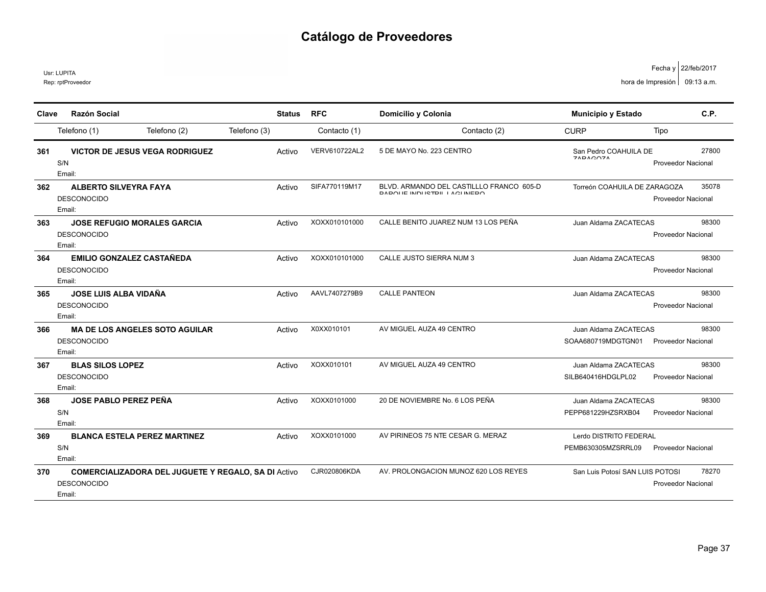# Catálogo de Proveedores

Usr: LUPITA
Rep: rptProveedor

Fecha y hora de Impresión: 22/feb/2017 09:13 a.m.

| Clave | Razón Social | Status | RFC | Domicilio y Colonia | Municipio y Estado | C.P. |
|---|---|---|---|---|---|---|
| | Telefono (1) / Telefono (2) / Telefono (3) | | Contacto (1) | Contacto (2) | CURP / Tipo | |
| 361 | **VICTOR DE JESUS VEGA RODRIGUEZ** | Activo | VERV610722AL2 | 5 DE MAYO No. 223 CENTRO | San Pedro COAHUILA DE ZARAGOZA | 27800 |
| | S/N<br>Email: | | | | Proveedor Nacional | |
| 362 | **ALBERTO SILVEYRA FAYA** | Activo | SIFA770119M17 | BLVD. ARMANDO DEL CASTILLLO FRANCO 605-D PARQUE INDUSTRIL LAGUNERO | Torreón COAHUILA DE ZARAGOZA | 35078 |
| | DESCONOCIDO<br>Email: | | | | Proveedor Nacional | |
| 363 | **JOSE REFUGIO MORALES GARCIA** | Activo | XOXX010101000 | CALLE BENITO JUAREZ NUM 13 LOS PEÑA | Juan Aldama ZACATECAS | 98300 |
| | DESCONOCIDO<br>Email: | | | | Proveedor Nacional | |
| 364 | **EMILIO GONZALEZ CASTAÑEDA** | Activo | XOXX010101000 | CALLE JUSTO SIERRA NUM 3 | Juan Aldama ZACATECAS | 98300 |
| | DESCONOCIDO<br>Email: | | | | Proveedor Nacional | |
| 365 | **JOSE LUIS ALBA VIDAÑA** | Activo | AAVL7407279B9 | CALLE PANTEON | Juan Aldama ZACATECAS | 98300 |
| | DESCONOCIDO<br>Email: | | | | Proveedor Nacional | |
| 366 | **MA DE LOS ANGELES SOTO AGUILAR** | Activo | X0XX010101 | AV MIGUEL AUZA 49 CENTRO | Juan Aldama ZACATECAS | 98300 |
| | DESCONOCIDO<br>Email: | | | | SOAA680719MDGTGN01 Proveedor Nacional | |
| 367 | **BLAS SILOS LOPEZ** | Activo | XOXX010101 | AV MIGUEL AUZA 49 CENTRO | Juan Aldama ZACATECAS | 98300 |
| | DESCONOCIDO<br>Email: | | | | SILB640416HDGLPL02 Proveedor Nacional | |
| 368 | **JOSE PABLO PEREZ PEÑA** | Activo | XOXX0101000 | 20 DE NOVIEMBRE No. 6 LOS PEÑA | Juan Aldama ZACATECAS | 98300 |
| | S/N<br>Email: | | | | PEPP681229HZSRXB04 Proveedor Nacional | |
| 369 | **BLANCA ESTELA PEREZ MARTINEZ** | Activo | XOXX0101000 | AV PIRINEOS 75 NTE CESAR G. MERAZ | Lerdo DISTRITO FEDERAL | |
| | S/N<br>Email: | | | | PEMB630305MZSRRL09 Proveedor Nacional | |
| 370 | **COMERCIALIZADORA DEL JUGUETE Y REGALO, SA DI** | Activo | CJR020806KDA | AV. PROLONGACION MUNOZ 620 LOS REYES | San Luis Potosí SAN LUIS POTOSI | 78270 |
| | DESCONOCIDO<br>Email: | | | | Proveedor Nacional | |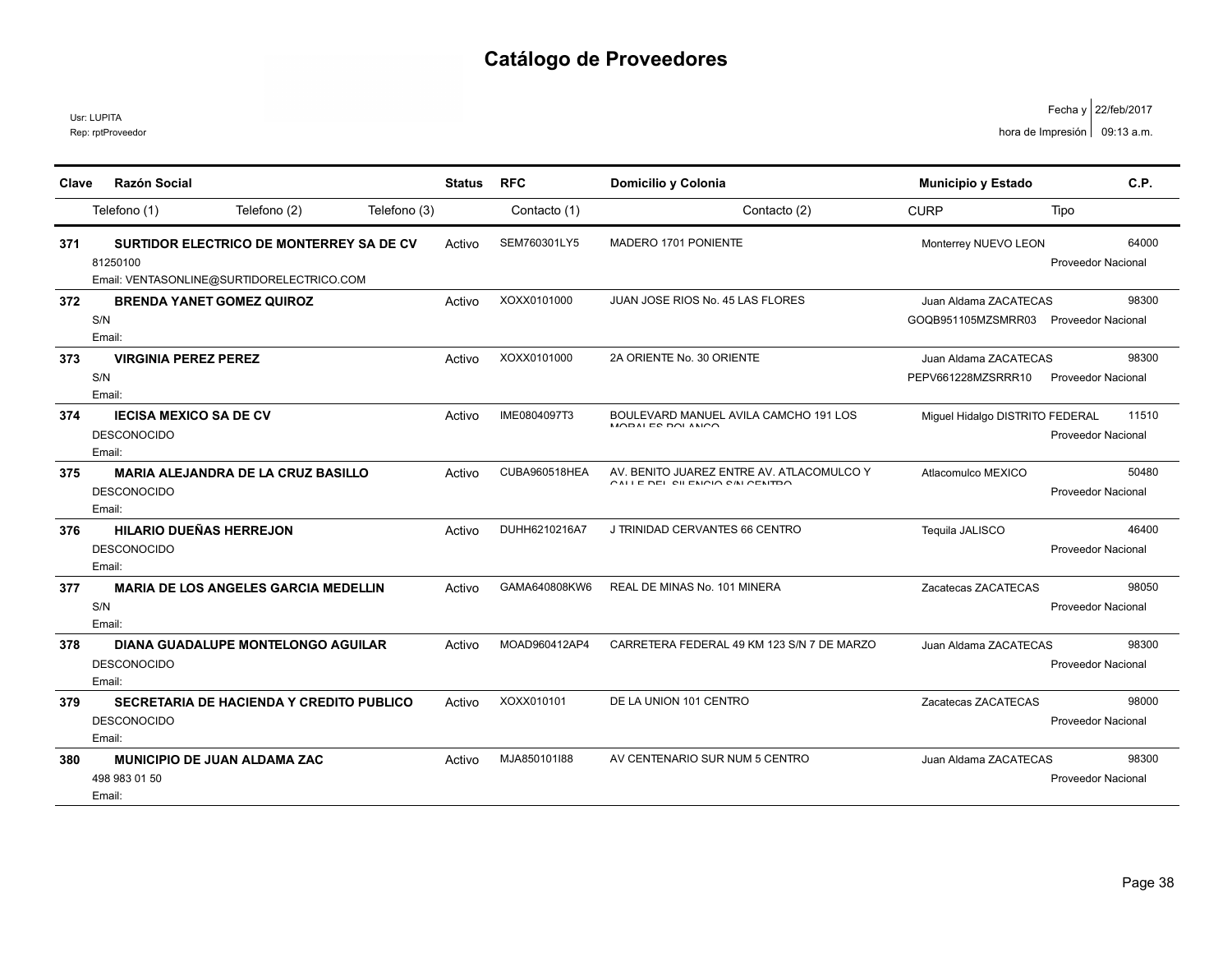# Catálogo de Proveedores

Usr: LUPITA
Rep: rptProveedor

Fecha y hora de Impresión: 22/feb/2017 09:13 a.m.

| Clave | Razón Social | Status | RFC | Domicilio y Colonia | Municipio y Estado | C.P. |
|---|---|---|---|---|---|---|
| | Telefono (1) / Telefono (2) / Telefono (3) | | Contacto (1) | Contacto (2) | CURP / Tipo | |
| 371 | **SURTIDOR ELECTRICO DE MONTERREY SA DE CV** | Activo | SEM760301LY5 | MADERO 1701 PONIENTE | Monterrey NUEVO LEON | 64000 |
| | 81250100<br>Email: VENTASONLINE@SURTIDORELECTRICO.COM | | | | Proveedor Nacional | |
| 372 | **BRENDA YANET GOMEZ QUIROZ** | Activo | XOXX0101000 | JUAN JOSE RIOS No. 45 LAS FLORES | Juan Aldama ZACATECAS | 98300 |
| | S/N<br>Email: | | | | GOQB951105MZSMRR03 Proveedor Nacional | |
| 373 | **VIRGINIA PEREZ PEREZ** | Activo | XOXX0101000 | 2A ORIENTE No. 30 ORIENTE | Juan Aldama ZACATECAS | 98300 |
| | S/N<br>Email: | | | | PEPV661228MZSRRR10 Proveedor Nacional | |
| 374 | **IECISA MEXICO SA DE CV** | Activo | IME0804097T3 | BOULEVARD MANUEL AVILA CAMCHO 191 LOS MORALES POLANCO | Miguel Hidalgo DISTRITO FEDERAL | 11510 |
| | DESCONOCIDO<br>Email: | | | | Proveedor Nacional | |
| 375 | **MARIA ALEJANDRA DE LA CRUZ BASILLO** | Activo | CUBA960518HEA | AV. BENITO JUAREZ ENTRE AV. ATLACOMULCO Y CALLE DEL SILENCIO S/N CENTRO | Atlacomulco MEXICO | 50480 |
| | DESCONOCIDO<br>Email: | | | | Proveedor Nacional | |
| 376 | **HILARIO DUEÑAS HERREJON** | Activo | DUHH6210216A7 | J TRINIDAD CERVANTES 66 CENTRO | Tequila JALISCO | 46400 |
| | DESCONOCIDO<br>Email: | | | | Proveedor Nacional | |
| 377 | **MARIA DE LOS ANGELES GARCIA MEDELLIN** | Activo | GAMA640808KW6 | REAL DE MINAS No. 101 MINERA | Zacatecas ZACATECAS | 98050 |
| | S/N<br>Email: | | | | Proveedor Nacional | |
| 378 | **DIANA GUADALUPE MONTELONGO AGUILAR** | Activo | MOAD960412AP4 | CARRETERA FEDERAL 49 KM 123 S/N 7 DE MARZO | Juan Aldama ZACATECAS | 98300 |
| | DESCONOCIDO<br>Email: | | | | Proveedor Nacional | |
| 379 | **SECRETARIA DE HACIENDA Y CREDITO PUBLICO** | Activo | XOXX010101 | DE LA UNION 101 CENTRO | Zacatecas ZACATECAS | 98000 |
| | DESCONOCIDO<br>Email: | | | | Proveedor Nacional | |
| 380 | **MUNICIPIO DE JUAN ALDAMA ZAC** | Activo | MJA850101I88 | AV CENTENARIO SUR NUM 5 CENTRO | Juan Aldama ZACATECAS | 98300 |
| | 498 983 01 50<br>Email: | | | | Proveedor Nacional | |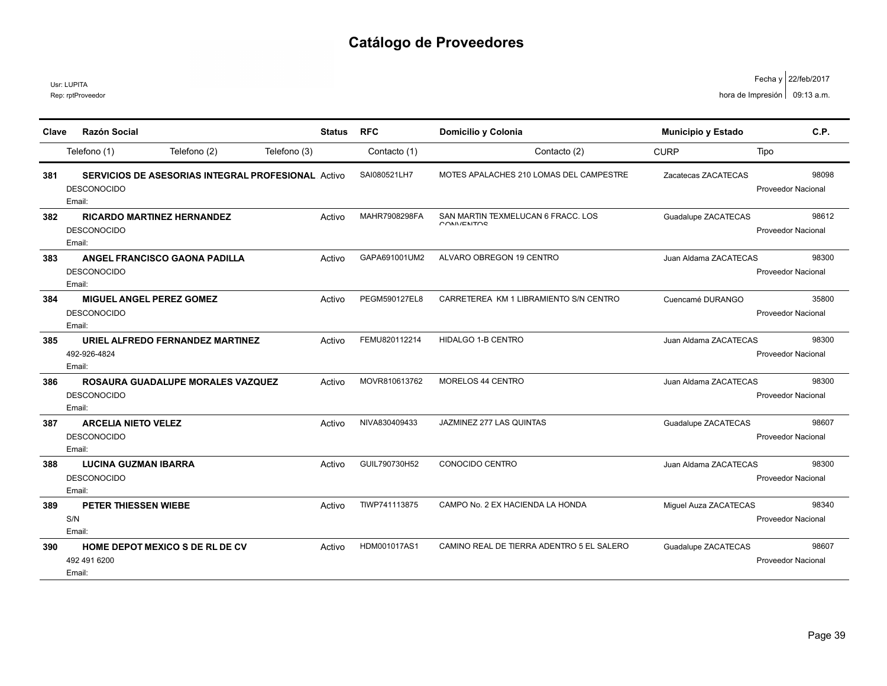# Catálogo de Proveedores

Usr: LUPITA
Rep: rptProveedor

Fecha y hora de Impresión: 22/feb/2017 09:13 a.m.

| Clave | Razón Social | Status | RFC | Domicilio y Colonia | Municipio y Estado | C.P. |
|---|---|---|---|---|---|---|
| | Telefono (1) / Telefono (2) / Telefono (3) | | Contacto (1) | Contacto (2) | CURP | Tipo |
| 381 | **SERVICIOS DE ASESORIAS INTEGRAL PROFESIONAL** | Activo | SAI080521LH7 | MOTES APALACHES 210 LOMAS DEL CAMPESTRE | Zacatecas ZACATECAS | 98098 |
| | DESCONOCIDO<br>Email: | | | | | Proveedor Nacional |
| 382 | **RICARDO MARTINEZ HERNANDEZ** | Activo | MAHR7908298FA | SAN MARTIN TEXMELUCAN 6 FRACC. LOS CONVENTOS | Guadalupe ZACATECAS | 98612 |
| | DESCONOCIDO<br>Email: | | | | | Proveedor Nacional |
| 383 | **ANGEL FRANCISCO GAONA PADILLA** | Activo | GAPA691001UM2 | ALVARO OBREGON 19 CENTRO | Juan Aldama ZACATECAS | 98300 |
| | DESCONOCIDO<br>Email: | | | | | Proveedor Nacional |
| 384 | **MIGUEL ANGEL PEREZ GOMEZ** | Activo | PEGM590127EL8 | CARRETEREA KM 1 LIBRAMIENTO S/N CENTRO | Cuencamé DURANGO | 35800 |
| | DESCONOCIDO<br>Email: | | | | | Proveedor Nacional |
| 385 | **URIEL ALFREDO FERNANDEZ MARTINEZ** | Activo | FEMU820112214 | HIDALGO 1-B CENTRO | Juan Aldama ZACATECAS | 98300 |
| | 492-926-4824<br>Email: | | | | | Proveedor Nacional |
| 386 | **ROSAURA GUADALUPE MORALES VAZQUEZ** | Activo | MOVR810613762 | MORELOS 44 CENTRO | Juan Aldama ZACATECAS | 98300 |
| | DESCONOCIDO<br>Email: | | | | | Proveedor Nacional |
| 387 | **ARCELIA NIETO VELEZ** | Activo | NIVA830409433 | JAZMINEZ 277 LAS QUINTAS | Guadalupe ZACATECAS | 98607 |
| | DESCONOCIDO<br>Email: | | | | | Proveedor Nacional |
| 388 | **LUCINA GUZMAN IBARRA** | Activo | GUIL790730H52 | CONOCIDO CENTRO | Juan Aldama ZACATECAS | 98300 |
| | DESCONOCIDO<br>Email: | | | | | Proveedor Nacional |
| 389 | **PETER THIESSEN WIEBE** | Activo | TIWP741113875 | CAMPO No. 2 EX HACIENDA LA HONDA | Miguel Auza ZACATECAS | 98340 |
| | S/N<br>Email: | | | | | Proveedor Nacional |
| 390 | **HOME DEPOT MEXICO S DE RL DE CV** | Activo | HDM001017AS1 | CAMINO REAL DE TIERRA ADENTRO 5 EL SALERO | Guadalupe ZACATECAS | 98607 |
| | 492 491 6200<br>Email: | | | | | Proveedor Nacional |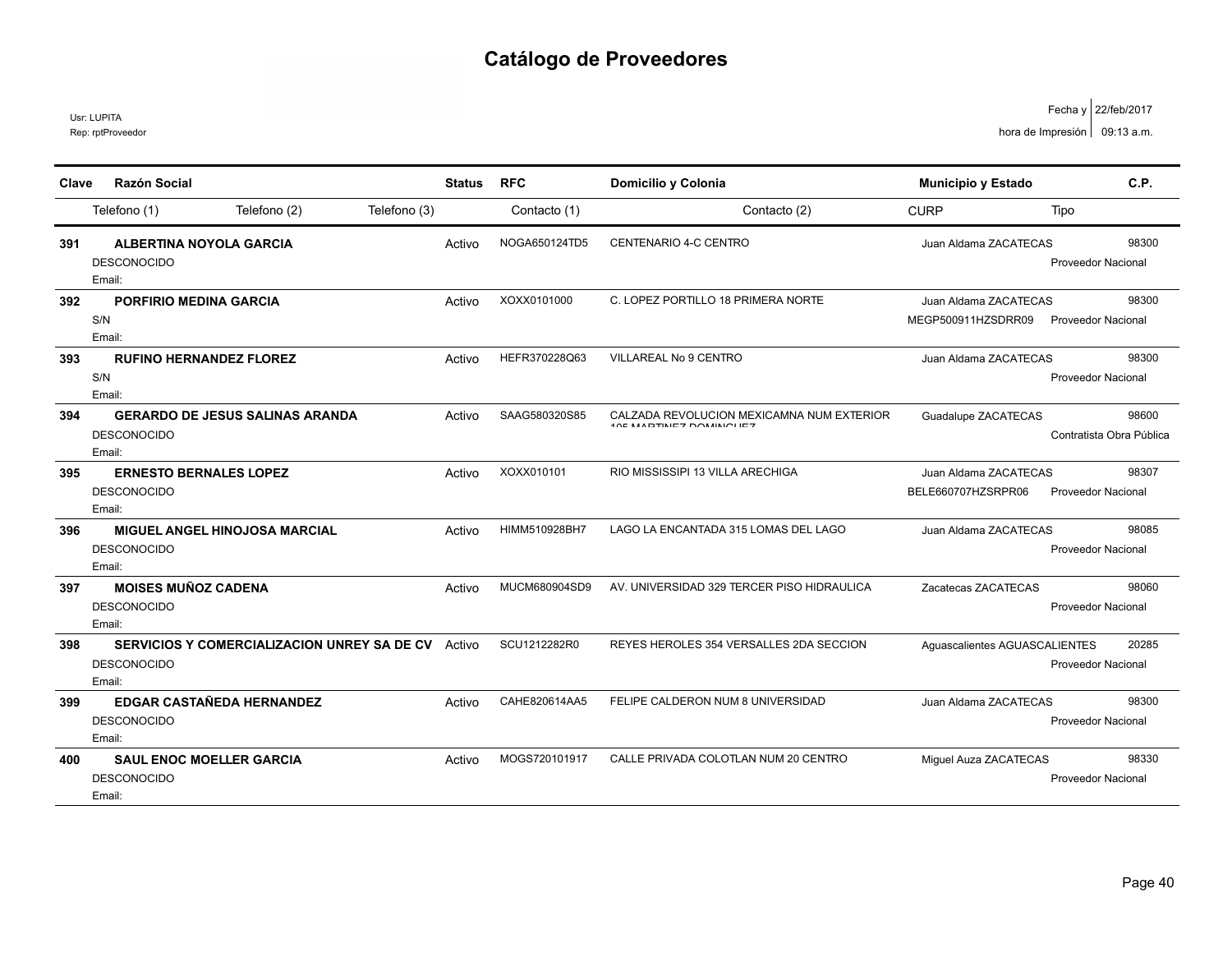# Catálogo de Proveedores

Usr: LUPITA
Rep: rptProveedor

Fecha y hora de Impresión: 22/feb/2017 09:13 a.m.

| Clave | Razón Social | Status | RFC | Domicilio y Colonia | Municipio y Estado | C.P. |
|---|---|---|---|---|---|---|
| | Telefono (1) / Telefono (2) / Telefono (3) | | Contacto (1) | Contacto (2) | CURP | Tipo |
| 391 | ALBERTINA NOYOLA GARCIA | Activo | NOGA650124TD5 | CENTENARIO 4-C CENTRO | Juan Aldama ZACATECAS | 98300 |
| | DESCONOCIDO<br>Email: | | | | | Proveedor Nacional |
| 392 | PORFIRIO MEDINA GARCIA | Activo | XOXX0101000 | C. LOPEZ PORTILLO 18 PRIMERA NORTE | Juan Aldama ZACATECAS | 98300 |
| | S/N<br>Email: | | | | MEGP500911HZSDRR09 | Proveedor Nacional |
| 393 | RUFINO HERNANDEZ FLOREZ | Activo | HEFR370228Q63 | VILLAREAL No 9 CENTRO | Juan Aldama ZACATECAS | 98300 |
| | S/N<br>Email: | | | | | Proveedor Nacional |
| 394 | GERARDO DE JESUS SALINAS ARANDA | Activo | SAAG580320S85 | CALZADA REVOLUCION MEXICAMNA NUM EXTERIOR 105 MARTINEZ DOMINGUEZ | Guadalupe ZACATECAS | 98600 |
| | DESCONOCIDO<br>Email: | | | | | Contratista Obra Pública |
| 395 | ERNESTO BERNALES LOPEZ | Activo | XOXX010101 | RIO MISSISSIPI 13 VILLA ARECHIGA | Juan Aldama ZACATECAS | 98307 |
| | DESCONOCIDO<br>Email: | | | | BELE660707HZSRPR06 | Proveedor Nacional |
| 396 | MIGUEL ANGEL HINOJOSA MARCIAL | Activo | HIMM510928BH7 | LAGO LA ENCANTADA 315 LOMAS DEL LAGO | Juan Aldama ZACATECAS | 98085 |
| | DESCONOCIDO<br>Email: | | | | | Proveedor Nacional |
| 397 | MOISES MUÑOZ CADENA | Activo | MUCM680904SD9 | AV. UNIVERSIDAD 329 TERCER PISO HIDRAULICA | Zacatecas ZACATECAS | 98060 |
| | DESCONOCIDO<br>Email: | | | | | Proveedor Nacional |
| 398 | SERVICIOS Y COMERCIALIZACION UNREY SA DE CV | Activo | SCU1212282R0 | REYES HEROLES 354 VERSALLES 2DA SECCION | Aguascalientes AGUASCALIENTES | 20285 |
| | DESCONOCIDO<br>Email: | | | | | Proveedor Nacional |
| 399 | EDGAR CASTAÑEDA HERNANDEZ | Activo | CAHE820614AA5 | FELIPE CALDERON NUM 8 UNIVERSIDAD | Juan Aldama ZACATECAS | 98300 |
| | DESCONOCIDO<br>Email: | | | | | Proveedor Nacional |
| 400 | SAUL ENOC MOELLER GARCIA | Activo | MOGS720101917 | CALLE PRIVADA COLOTLAN NUM 20 CENTRO | Miguel Auza ZACATECAS | 98330 |
| | DESCONOCIDO<br>Email: | | | | | Proveedor Nacional |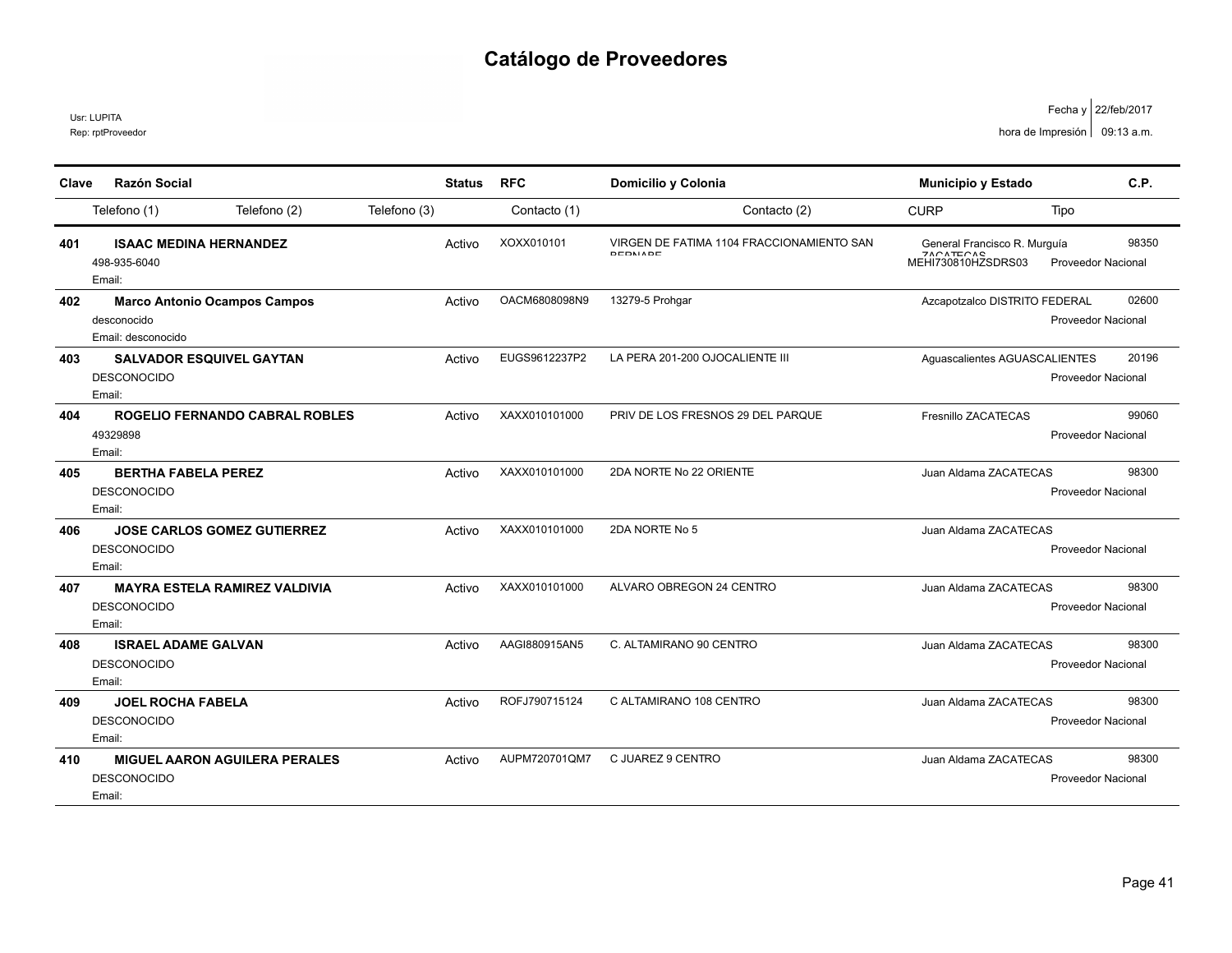# Catálogo de Proveedores

Usr: LUPITA
Rep: rptProveedor

Fecha y hora de Impresión: 22/feb/2017 09:13 a.m.

| Clave | Razón Social | | | Status | RFC | Domicilio y Colonia | Municipio y Estado | | C.P. |
|---|---|---|---|---|---|---|---|---|---|
| | Telefono (1) | Telefono (2) | Telefono (3) | | Contacto (1) | Contacto (2) | CURP | Tipo | |
| 401 | **ISAAC MEDINA HERNANDEZ** | | | Activo | XOXX010101 | VIRGEN DE FATIMA 1104 FRACCIONAMIENTO SAN BERNABE | General Francisco R. Murguía ZACATECAS | | 98350 |
| | 498-935-6040 | | | | | | MEHI730810HZSDRS03 | Proveedor Nacional | |
| | Email: | | | | | | | | |
| 402 | **Marco Antonio Ocampos Campos** | | | Activo | OACM6808098N9 | 13279-5 Prohgar | Azcapotzalco DISTRITO FEDERAL | | 02600 |
| | desconocido | | | | | | | Proveedor Nacional | |
| | Email: desconocido | | | | | | | | |
| 403 | **SALVADOR ESQUIVEL GAYTAN** | | | Activo | EUGS9612237P2 | LA PERA 201-200 OJOCALIENTE III | Aguascalientes AGUASCALIENTES | | 20196 |
| | DESCONOCIDO | | | | | | | Proveedor Nacional | |
| | Email: | | | | | | | | |
| 404 | **ROGELIO FERNANDO CABRAL ROBLES** | | | Activo | XAXX010101000 | PRIV DE LOS FRESNOS 29 DEL PARQUE | Fresnillo ZACATECAS | | 99060 |
| | 49329898 | | | | | | | Proveedor Nacional | |
| | Email: | | | | | | | | |
| 405 | **BERTHA FABELA PEREZ** | | | Activo | XAXX010101000 | 2DA NORTE No 22 ORIENTE | Juan Aldama ZACATECAS | | 98300 |
| | DESCONOCIDO | | | | | | | Proveedor Nacional | |
| | Email: | | | | | | | | |
| 406 | **JOSE CARLOS GOMEZ GUTIERREZ** | | | Activo | XAXX010101000 | 2DA NORTE No 5 | Juan Aldama ZACATECAS | | |
| | DESCONOCIDO | | | | | | | Proveedor Nacional | |
| | Email: | | | | | | | | |
| 407 | **MAYRA ESTELA RAMIREZ VALDIVIA** | | | Activo | XAXX010101000 | ALVARO OBREGON 24 CENTRO | Juan Aldama ZACATECAS | | 98300 |
| | DESCONOCIDO | | | | | | | Proveedor Nacional | |
| | Email: | | | | | | | | |
| 408 | **ISRAEL ADAME GALVAN** | | | Activo | AAGI880915AN5 | C. ALTAMIRANO 90 CENTRO | Juan Aldama ZACATECAS | | 98300 |
| | DESCONOCIDO | | | | | | | Proveedor Nacional | |
| | Email: | | | | | | | | |
| 409 | **JOEL ROCHA FABELA** | | | Activo | ROFJ790715124 | C ALTAMIRANO 108 CENTRO | Juan Aldama ZACATECAS | | 98300 |
| | DESCONOCIDO | | | | | | | Proveedor Nacional | |
| | Email: | | | | | | | | |
| 410 | **MIGUEL AARON AGUILERA PERALES** | | | Activo | AUPM720701QM7 | C JUAREZ 9 CENTRO | Juan Aldama ZACATECAS | | 98300 |
| | DESCONOCIDO | | | | | | | Proveedor Nacional | |
| | Email: | | | | | | | | |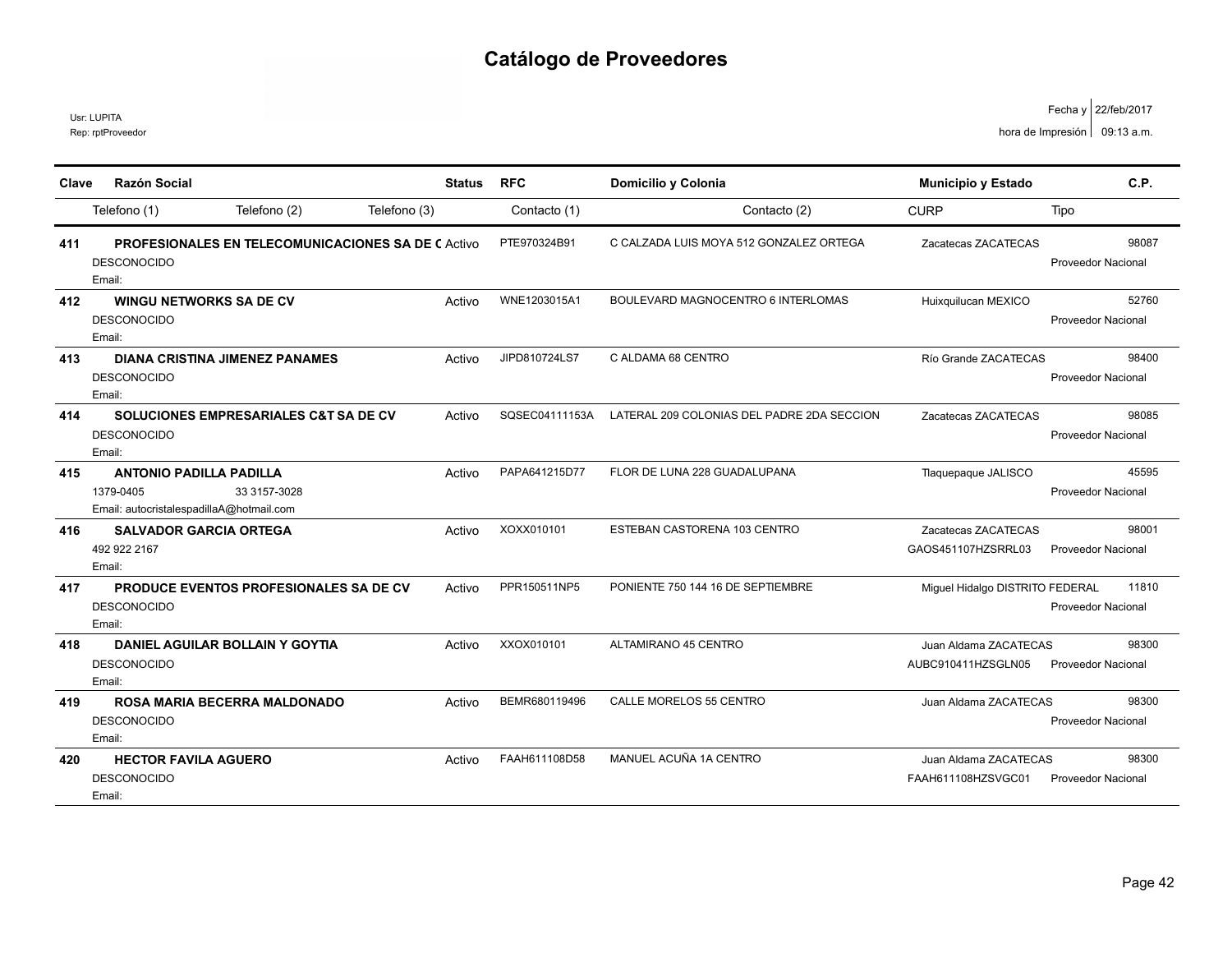# Catálogo de Proveedores

Usr: LUPITA
Rep: rptProveedor

Fecha y hora de Impresión: 22/feb/2017 09:13 a.m.

| Clave | Razón Social | | | Status | RFC | Domicilio y Colonia | Municipio y Estado | | C.P. |
|---|---|---|---|---|---|---|---|---|---|
| | Telefono (1) | Telefono (2) | Telefono (3) | | Contacto (1) | Contacto (2) | CURP | Tipo | |
| 411 | **PROFESIONALES EN TELECOMUNICACIONES SA DE C** | | | Activo | PTE970324B91 | C CALZADA LUIS MOYA 512 GONZALEZ ORTEGA | Zacatecas ZACATECAS | | 98087 |
| | DESCONOCIDO | | | | | | | Proveedor Nacional | |
| | Email: | | | | | | | | |
| 412 | **WINGU NETWORKS SA DE CV** | | | Activo | WNE1203015A1 | BOULEVARD MAGNOCENTRO 6 INTERLOMAS | Huixquilucan MEXICO | | 52760 |
| | DESCONOCIDO | | | | | | | Proveedor Nacional | |
| | Email: | | | | | | | | |
| 413 | **DIANA CRISTINA JIMENEZ PANAMES** | | | Activo | JIPD810724LS7 | C ALDAMA 68 CENTRO | Río Grande ZACATECAS | | 98400 |
| | DESCONOCIDO | | | | | | | Proveedor Nacional | |
| | Email: | | | | | | | | |
| 414 | **SOLUCIONES EMPRESARIALES C&T SA DE CV** | | | Activo | SQSEC04111153A | LATERAL 209 COLONIAS DEL PADRE 2DA SECCION | Zacatecas ZACATECAS | | 98085 |
| | DESCONOCIDO | | | | | | | Proveedor Nacional | |
| | Email: | | | | | | | | |
| 415 | **ANTONIO PADILLA PADILLA** | | | Activo | PAPA641215D77 | FLOR DE LUNA 228 GUADALUPANA | Tlaquepaque JALISCO | | 45595 |
| | 1379-0405 | 33 3157-3028 | | | | | | Proveedor Nacional | |
| | Email: autocristalespadillaA@hotmail.com | | | | | | | | |
| 416 | **SALVADOR GARCIA ORTEGA** | | | Activo | XOXX010101 | ESTEBAN CASTORENA 103 CENTRO | Zacatecas ZACATECAS | | 98001 |
| | 492 922 2167 | | | | | | GAOS451107HZSRRL03 | Proveedor Nacional | |
| | Email: | | | | | | | | |
| 417 | **PRODUCE EVENTOS PROFESIONALES SA DE CV** | | | Activo | PPR150511NP5 | PONIENTE 750 144 16 DE SEPTIEMBRE | Miguel Hidalgo DISTRITO FEDERAL | | 11810 |
| | DESCONOCIDO | | | | | | | Proveedor Nacional | |
| | Email: | | | | | | | | |
| 418 | **DANIEL AGUILAR BOLLAIN Y GOYTIA** | | | Activo | XXOX010101 | ALTAMIRANO 45 CENTRO | Juan Aldama ZACATECAS | | 98300 |
| | DESCONOCIDO | | | | | | AUBC910411HZSGLN05 | Proveedor Nacional | |
| | Email: | | | | | | | | |
| 419 | **ROSA MARIA BECERRA MALDONADO** | | | Activo | BEMR680119496 | CALLE MORELOS 55 CENTRO | Juan Aldama ZACATECAS | | 98300 |
| | DESCONOCIDO | | | | | | | Proveedor Nacional | |
| | Email: | | | | | | | | |
| 420 | **HECTOR FAVILA AGUERO** | | | Activo | FAAH611108D58 | MANUEL ACUÑA 1A CENTRO | Juan Aldama ZACATECAS | | 98300 |
| | DESCONOCIDO | | | | | | FAAH611108HZSVGC01 | Proveedor Nacional | |
| | Email: | | | | | | | | |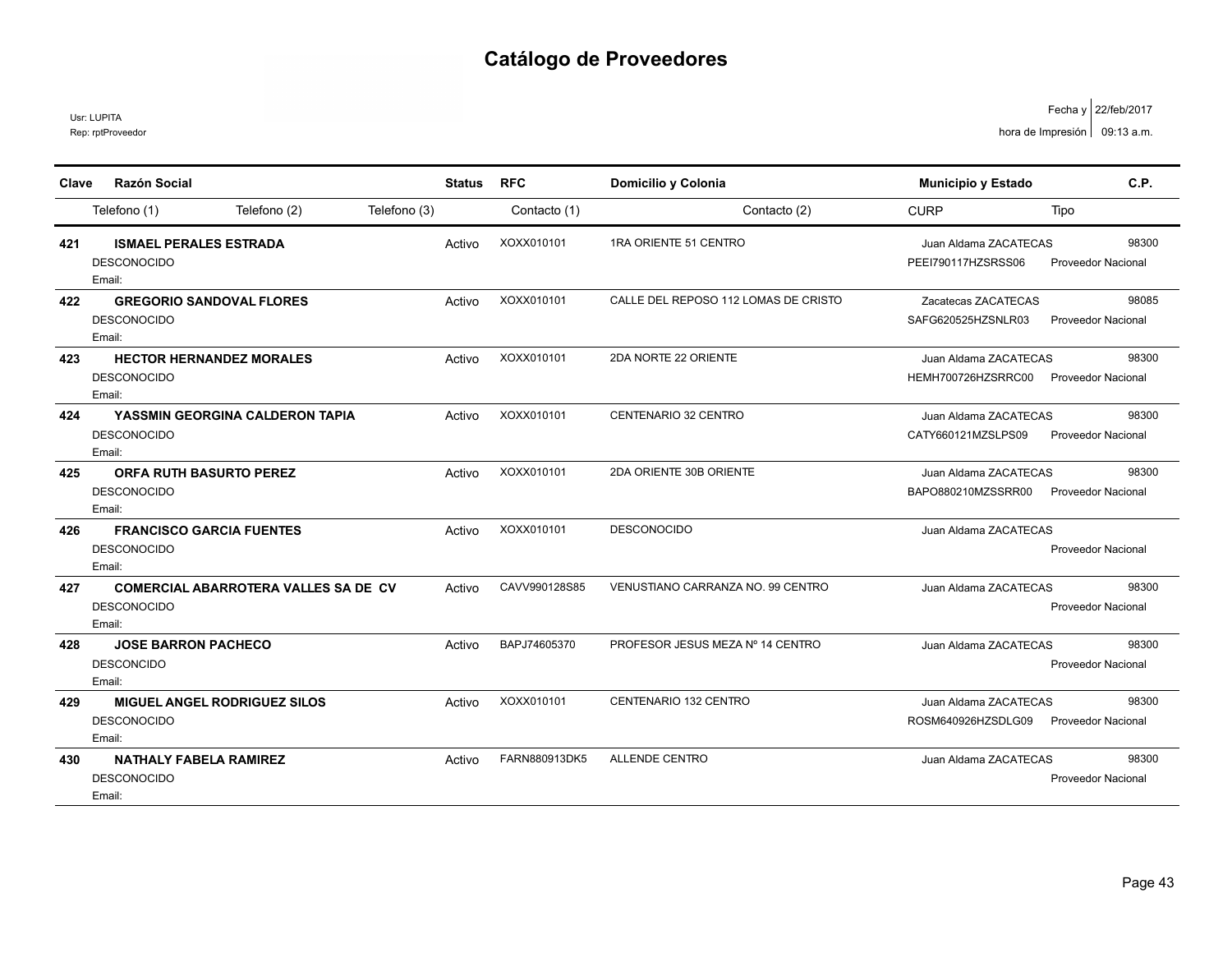# Catálogo de Proveedores

Usr: LUPITA
Rep: rptProveedor

Fecha y hora de Impresión: 22/feb/2017 09:13 a.m.

| Clave | Razón Social | Status | RFC | Domicilio y Colonia | Municipio y Estado | C.P. |
|---|---|---|---|---|---|---|
| | Telefono (1) / Telefono (2) / Telefono (3) | | Contacto (1) | Contacto (2) | CURP | Tipo |
| 421 | **ISMAEL PERALES ESTRADA** | Activo | XOXX010101 | 1RA ORIENTE 51 CENTRO | Juan Aldama ZACATECAS | 98300 |
| | DESCONOCIDO<br>Email: | | | | PEEI790117HZSRSS06 | Proveedor Nacional |
| 422 | **GREGORIO SANDOVAL FLORES** | Activo | XOXX010101 | CALLE DEL REPOSO 112 LOMAS DE CRISTO | Zacatecas ZACATECAS | 98085 |
| | DESCONOCIDO<br>Email: | | | | SAFG620525HZSNLR03 | Proveedor Nacional |
| 423 | **HECTOR HERNANDEZ MORALES** | Activo | XOXX010101 | 2DA NORTE 22 ORIENTE | Juan Aldama ZACATECAS | 98300 |
| | DESCONOCIDO<br>Email: | | | | HEMH700726HZSRRC00 | Proveedor Nacional |
| 424 | **YASSMIN GEORGINA CALDERON TAPIA** | Activo | XOXX010101 | CENTENARIO 32 CENTRO | Juan Aldama ZACATECAS | 98300 |
| | DESCONOCIDO<br>Email: | | | | CATY660121MZSLPS09 | Proveedor Nacional |
| 425 | **ORFA RUTH BASURTO PEREZ** | Activo | XOXX010101 | 2DA ORIENTE 30B ORIENTE | Juan Aldama ZACATECAS | 98300 |
| | DESCONOCIDO<br>Email: | | | | BAPO880210MZSSRR00 | Proveedor Nacional |
| 426 | **FRANCISCO GARCIA FUENTES** | Activo | XOXX010101 | DESCONOCIDO | Juan Aldama ZACATECAS | |
| | DESCONOCIDO<br>Email: | | | | | Proveedor Nacional |
| 427 | **COMERCIAL ABARROTERA VALLES SA DE CV** | Activo | CAVV990128S85 | VENUSTIANO CARRANZA NO. 99 CENTRO | Juan Aldama ZACATECAS | 98300 |
| | DESCONOCIDO<br>Email: | | | | | Proveedor Nacional |
| 428 | **JOSE BARRON PACHECO** | Activo | BAPJ74605370 | PROFESOR JESUS MEZA Nº 14 CENTRO | Juan Aldama ZACATECAS | 98300 |
| | DESCONCIDO<br>Email: | | | | | Proveedor Nacional |
| 429 | **MIGUEL ANGEL RODRIGUEZ SILOS** | Activo | XOXX010101 | CENTENARIO 132 CENTRO | Juan Aldama ZACATECAS | 98300 |
| | DESCONOCIDO<br>Email: | | | | ROSM640926HZSDLG09 | Proveedor Nacional |
| 430 | **NATHALY FABELA RAMIREZ** | Activo | FARN880913DK5 | ALLENDE CENTRO | Juan Aldama ZACATECAS | 98300 |
| | DESCONOCIDO<br>Email: | | | | | Proveedor Nacional |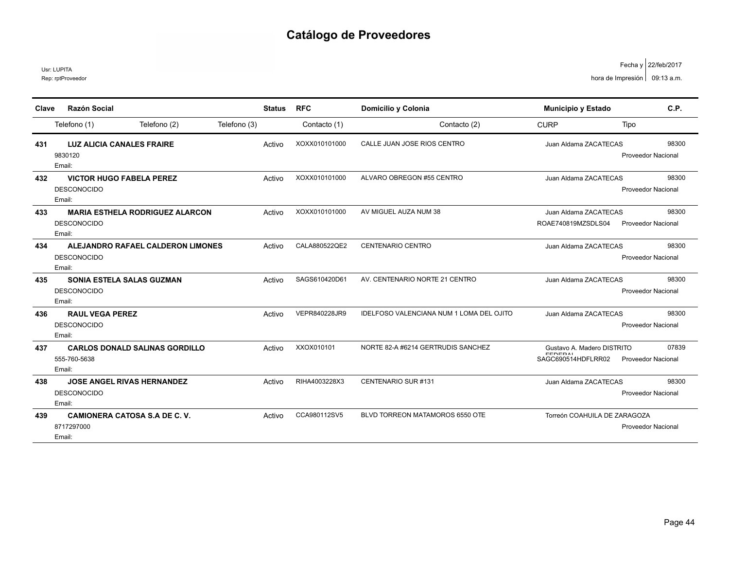# Catálogo deProveedores

Usr: LUPITA
Rep: rptProveedor

Fecha y hora de Impresión: 22/feb/2017 09:13 a.m.

| Clave | Razón Social | Status | RFC | Domicilio y Colonia | Municipio y Estado | C.P. |
|---|---|---|---|---|---|---|
| | Telefono (1) / Telefono (2) / Telefono (3) | | Contacto (1) | Contacto (2) | CURP | Tipo |
| 431 | **LUZ ALICIA CANALES FRAIRE** | Activo | XOXX010101000 | CALLE JUAN JOSE RIOS CENTRO | Juan Aldama ZACATECAS | 98300 |
| | 9830120 | | | | | Proveedor Nacional |
| | Email: | | | | | |
| 432 | **VICTOR HUGO FABELA PEREZ** | Activo | XOXX010101000 | ALVARO OBREGON #55 CENTRO | Juan Aldama ZACATECAS | 98300 |
| | DESCONOCIDO | | | | | Proveedor Nacional |
| | Email: | | | | | |
| 433 | **MARIA ESTHELA RODRIGUEZ ALARCON** | Activo | XOXX010101000 | AV MIGUEL AUZA NUM 38 | Juan Aldama ZACATECAS | 98300 |
| | DESCONOCIDO | | | | ROAE740819MZSDLS04 | Proveedor Nacional |
| | Email: | | | | | |
| 434 | **ALEJANDRO RAFAEL CALDERON LIMONES** | Activo | CALA880522QE2 | CENTENARIO CENTRO | Juan Aldama ZACATECAS | 98300 |
| | DESCONOCIDO | | | | | Proveedor Nacional |
| | Email: | | | | | |
| 435 | **SONIA ESTELA SALAS GUZMAN** | Activo | SAGS610420D61 | AV. CENTENARIO NORTE 21 CENTRO | Juan Aldama ZACATECAS | 98300 |
| | DESCONOCIDO | | | | | Proveedor Nacional |
| | Email: | | | | | |
| 436 | **RAUL VEGA PEREZ** | Activo | VEPR840228JR9 | IDELFOSO VALENCIANA NUM 1 LOMA DEL OJITO | Juan Aldama ZACATECAS | 98300 |
| | DESCONOCIDO | | | | | Proveedor Nacional |
| | Email: | | | | | |
| 437 | **CARLOS DONALD SALINAS GORDILLO** | Activo | XXOX010101 | NORTE 82-A #6214 GERTRUDIS SANCHEZ | Gustavo A. Madero DISTRITO FEDERAL | 07839 |
| | 555-760-5638 | | | | SAGC690514HDFLRR02 | Proveedor Nacional |
| | Email: | | | | | |
| 438 | **JOSE ANGEL RIVAS HERNANDEZ** | Activo | RIHA4003228X3 | CENTENARIO SUR #131 | Juan Aldama ZACATECAS | 98300 |
| | DESCONOCIDO | | | | | Proveedor Nacional |
| | Email: | | | | | |
| 439 | **CAMIONERA CATOSA S.A DE C. V.** | Activo | CCA980112SV5 | BLVD TORREON MATAMOROS 6550 OTE | Torreón COAHUILA DE ZARAGOZA | |
| | 8717297000 | | | | | Proveedor Nacional |
| | Email: | | | | | |